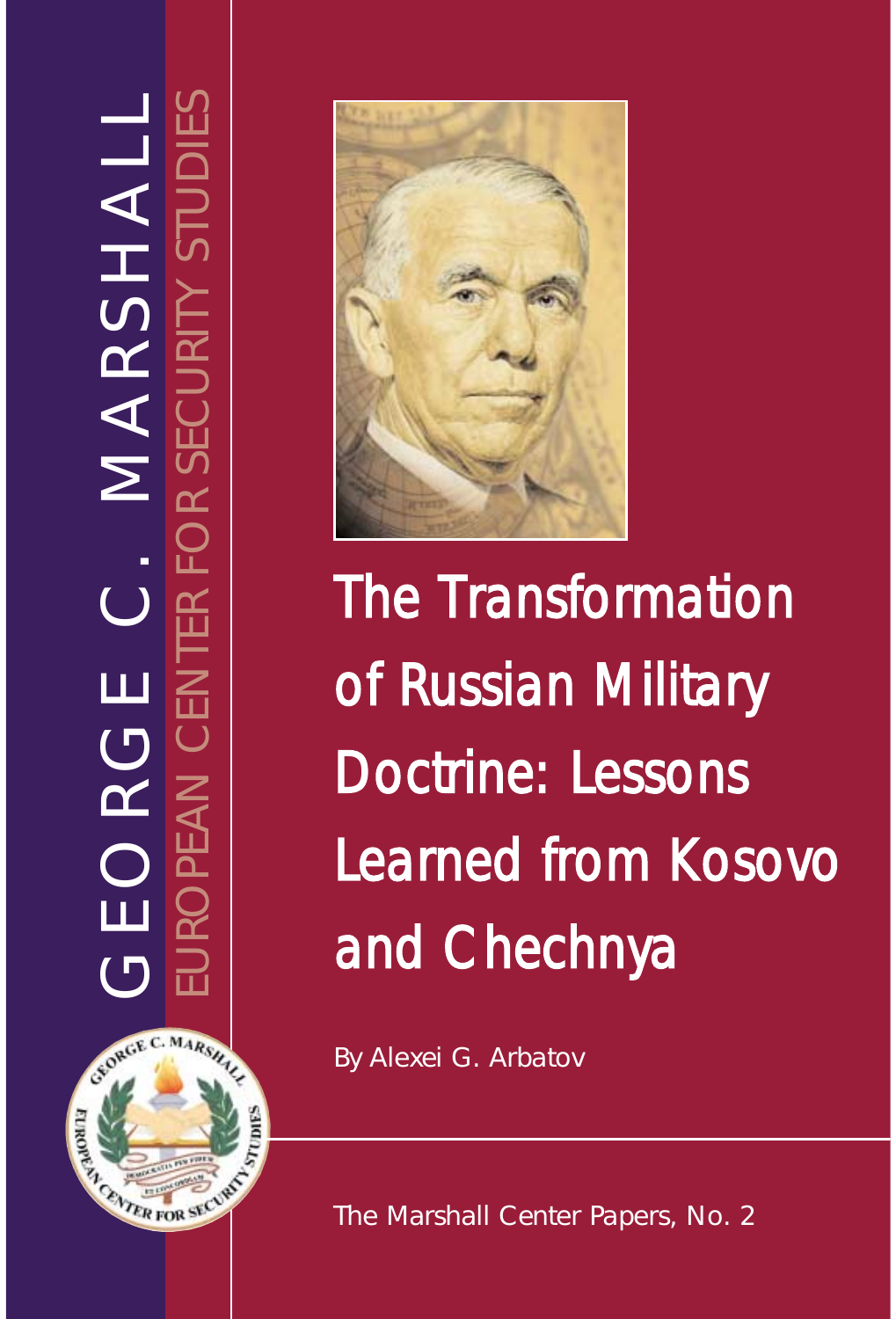GEORGE C. MARSHALL

EUROPEAN CENTER FOR SECURITY STUDIES

# The Transformation of Russian Military Doctrine: Lessons Learned from Kosovo and Chechnya

By Alexei G. Arbatov

The Marshall Center Papers, No. 2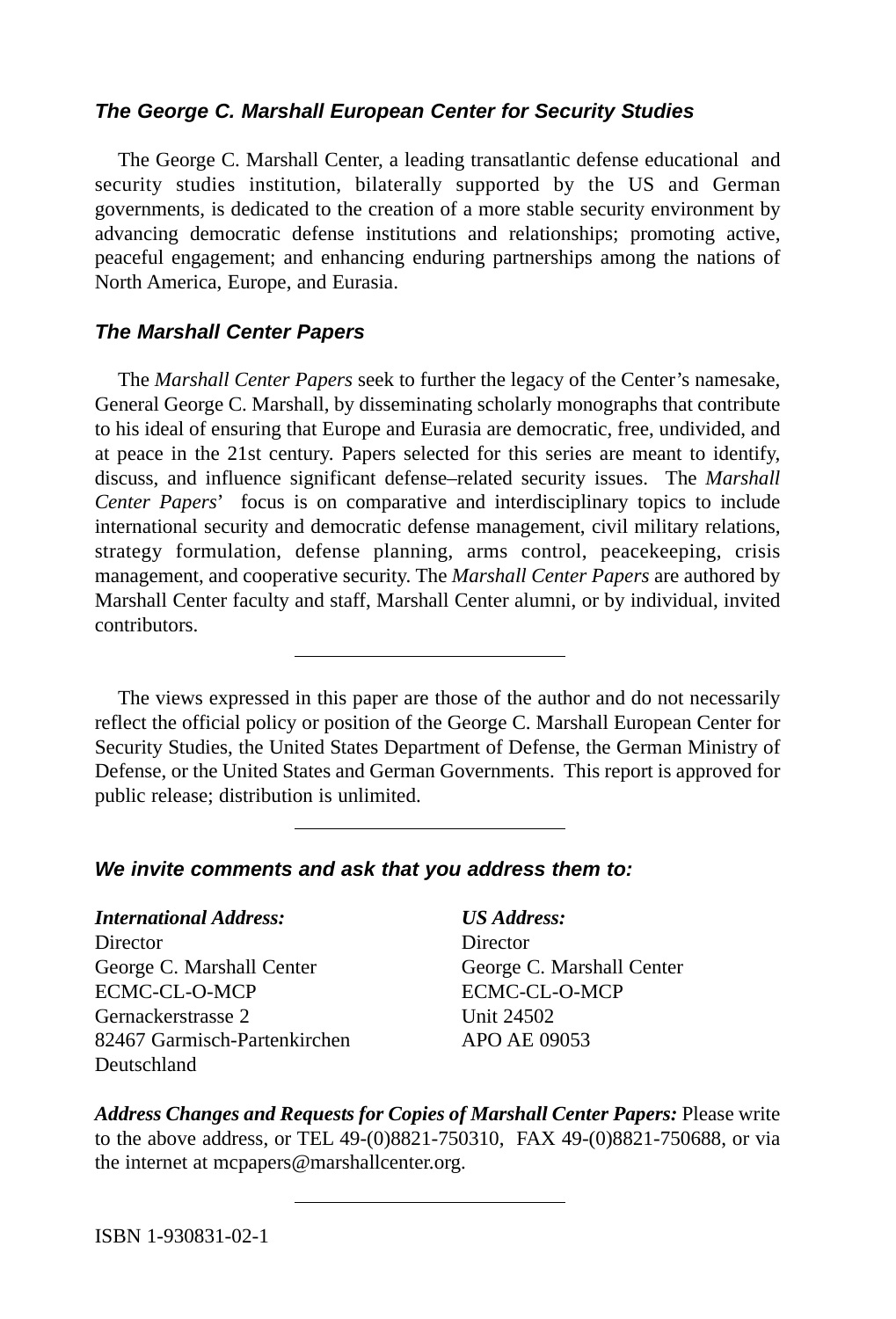### *The George C. Marshall European Center for Security Studies*

The George C. Marshall Center, a leading transatlantic defense educational and security studies institution, bilaterally supported by the US and German governments, is dedicated to the creation of a more stable security environment by advancing democratic defense institutions and relationships; promoting active, peaceful engagement; and enhancing enduring partnerships among the nations of North America, Europe, and Eurasia.

### *The Marshall Center Papers*

The *Marshall Center Papers* seek to further the legacy of the Center's namesake, General George C. Marshall, by disseminating scholarly monographs that contribute to his ideal of ensuring that Europe and Eurasia are democratic, free, undivided, and at peace in the 21st century. Papers selected for this series are meant to identify, discuss, and influence significant defense–related security issues. The *Marshall Center Papers*' focus is on comparative and interdisciplinary topics to include international security and democratic defense management, civil military relations, strategy formulation, defense planning, arms control, peacekeeping, crisis management, and cooperative security. The *Marshall Center Papers* are authored by Marshall Center faculty and staff, Marshall Center alumni, or by individual, invited contributors.

---

The views expressed in this paper are those of the author and do not necessarily reflect the official policy or position of the George C. Marshall European Center for Security Studies, the United States Department of Defense, the German Ministry of Defense, or the United States and German Governments. This report is approved for public release; distribution is unlimited.

---

### *We invite comments and ask that you address them to:*

***International Address:***
Director
George C. Marshall Center
ECMC-CL-O-MCP
Gernackerstrasse 2
82467 Garmisch-Partenkirchen
Deutschland

***US Address:***
Director
George C. Marshall Center
ECMC-CL-O-MCP
Unit 24502
APO AE 09053

***Address Changes and Requests for Copies of Marshall Center Papers:*** Please write to the above address, or TEL 49-(0)8821-750310, FAX 49-(0)8821-750688, or via the internet at mcpapers@marshallcenter.org.

---

ISBN 1-930831-02-1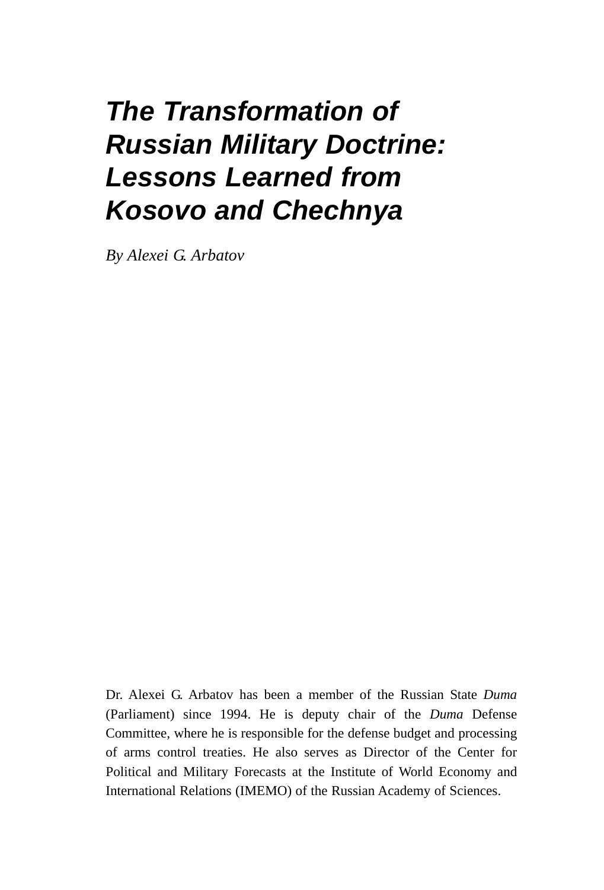# *The Transformation of Russian Military Doctrine: Lessons Learned from Kosovo and Chechnya*

*By Alexei G. Arbatov*

Dr. Alexei G. Arbatov has been a member of the Russian State *Duma* (Parliament) since 1994. He is deputy chair of the *Duma* Defense Committee, where he is responsible for the defense budget and processing of arms control treaties. He also serves as Director of the Center for Political and Military Forecasts at the Institute of World Economy and International Relations (IMEMO) of the Russian Academy of Sciences.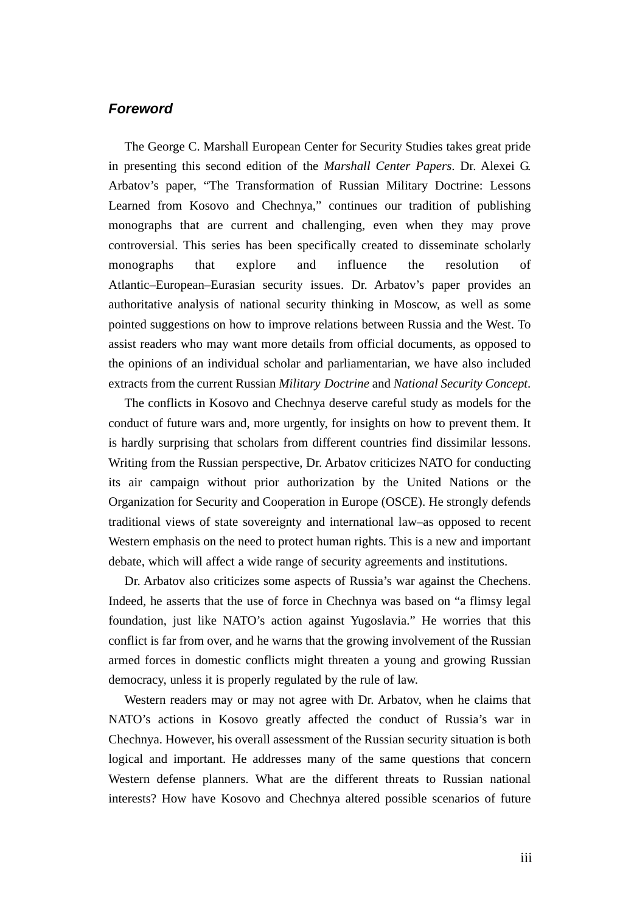## *Foreword*

The George C. Marshall European Center for Security Studies takes great pride in presenting this second edition of the *Marshall Center Papers*. Dr. Alexei G. Arbatov's paper, "The Transformation of Russian Military Doctrine: Lessons Learned from Kosovo and Chechnya," continues our tradition of publishing monographs that are current and challenging, even when they may prove controversial. This series has been specifically created to disseminate scholarly monographs that explore and influence the resolution of Atlantic–European–Eurasian security issues. Dr. Arbatov's paper provides an authoritative analysis of national security thinking in Moscow, as well as some pointed suggestions on how to improve relations between Russia and the West. To assist readers who may want more details from official documents, as opposed to the opinions of an individual scholar and parliamentarian, we have also included extracts from the current Russian *Military Doctrine* and *National Security Concept*.

The conflicts in Kosovo and Chechnya deserve careful study as models for the conduct of future wars and, more urgently, for insights on how to prevent them. It is hardly surprising that scholars from different countries find dissimilar lessons. Writing from the Russian perspective, Dr. Arbatov criticizes NATO for conducting its air campaign without prior authorization by the United Nations or the Organization for Security and Cooperation in Europe (OSCE). He strongly defends traditional views of state sovereignty and international law–as opposed to recent Western emphasis on the need to protect human rights. This is a new and important debate, which will affect a wide range of security agreements and institutions.

Dr. Arbatov also criticizes some aspects of Russia's war against the Chechens. Indeed, he asserts that the use of force in Chechnya was based on "a flimsy legal foundation, just like NATO's action against Yugoslavia." He worries that this conflict is far from over, and he warns that the growing involvement of the Russian armed forces in domestic conflicts might threaten a young and growing Russian democracy, unless it is properly regulated by the rule of law.

Western readers may or may not agree with Dr. Arbatov, when he claims that NATO's actions in Kosovo greatly affected the conduct of Russia's war in Chechnya. However, his overall assessment of the Russian security situation is both logical and important. He addresses many of the same questions that concern Western defense planners. What are the different threats to Russian national interests? How have Kosovo and Chechnya altered possible scenarios of future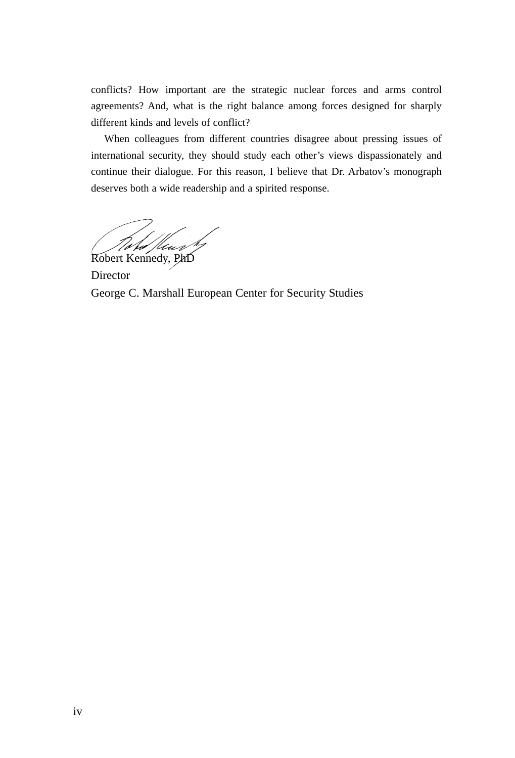conflicts? How important are the strategic nuclear forces and arms control agreements? And, what is the right balance among forces designed for sharply different kinds and levels of conflict?

When colleagues from different countries disagree about pressing issues of international security, they should study each other's views dispassionately and continue their dialogue. For this reason, I believe that Dr. Arbatov's monograph deserves both a wide readership and a spirited response.

Robert Kennedy, PhD  
Director  
George C. Marshall European Center for Security Studies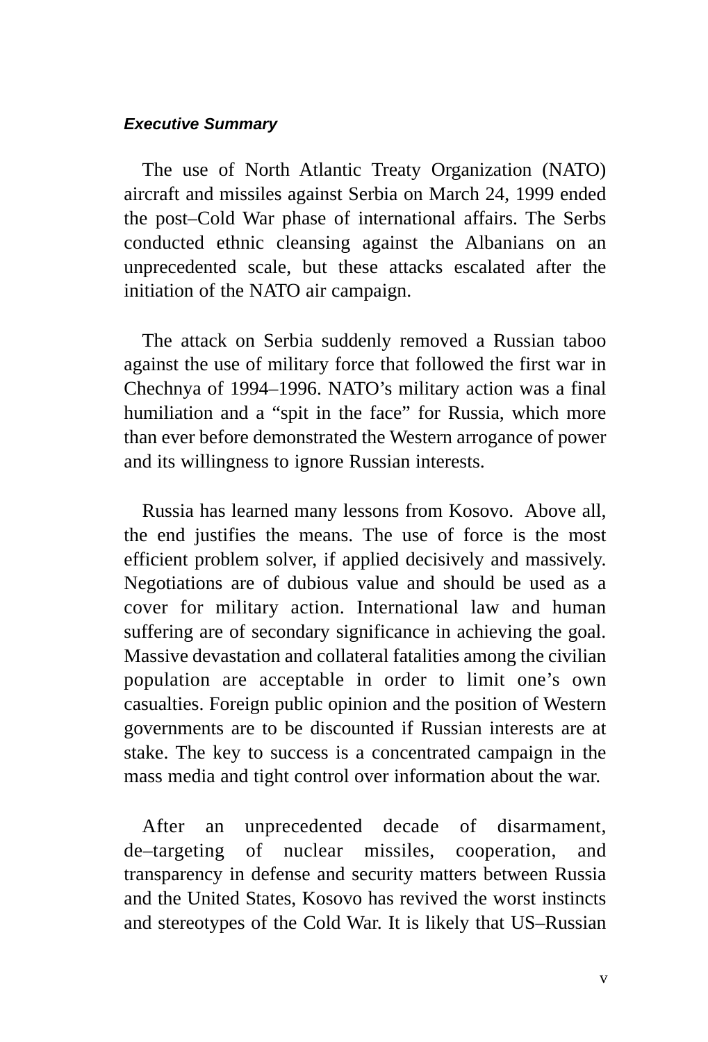***Executive Summary***

The use of North Atlantic Treaty Organization (NATO) aircraft and missiles against Serbia on March 24, 1999 ended the post–Cold War phase of international affairs. The Serbs conducted ethnic cleansing against the Albanians on an unprecedented scale, but these attacks escalated after the initiation of the NATO air campaign.

The attack on Serbia suddenly removed a Russian taboo against the use of military force that followed the first war in Chechnya of 1994–1996. NATO's military action was a final humiliation and a "spit in the face" for Russia, which more than ever before demonstrated the Western arrogance of power and its willingness to ignore Russian interests.

Russia has learned many lessons from Kosovo. Above all, the end justifies the means. The use of force is the most efficient problem solver, if applied decisively and massively. Negotiations are of dubious value and should be used as a cover for military action. International law and human suffering are of secondary significance in achieving the goal. Massive devastation and collateral fatalities among the civilian population are acceptable in order to limit one's own casualties. Foreign public opinion and the position of Western governments are to be discounted if Russian interests are at stake. The key to success is a concentrated campaign in the mass media and tight control over information about the war.

After an unprecedented decade of disarmament, de–targeting of nuclear missiles, cooperation, and transparency in defense and security matters between Russia and the United States, Kosovo has revived the worst instincts and stereotypes of the Cold War. It is likely that US–Russian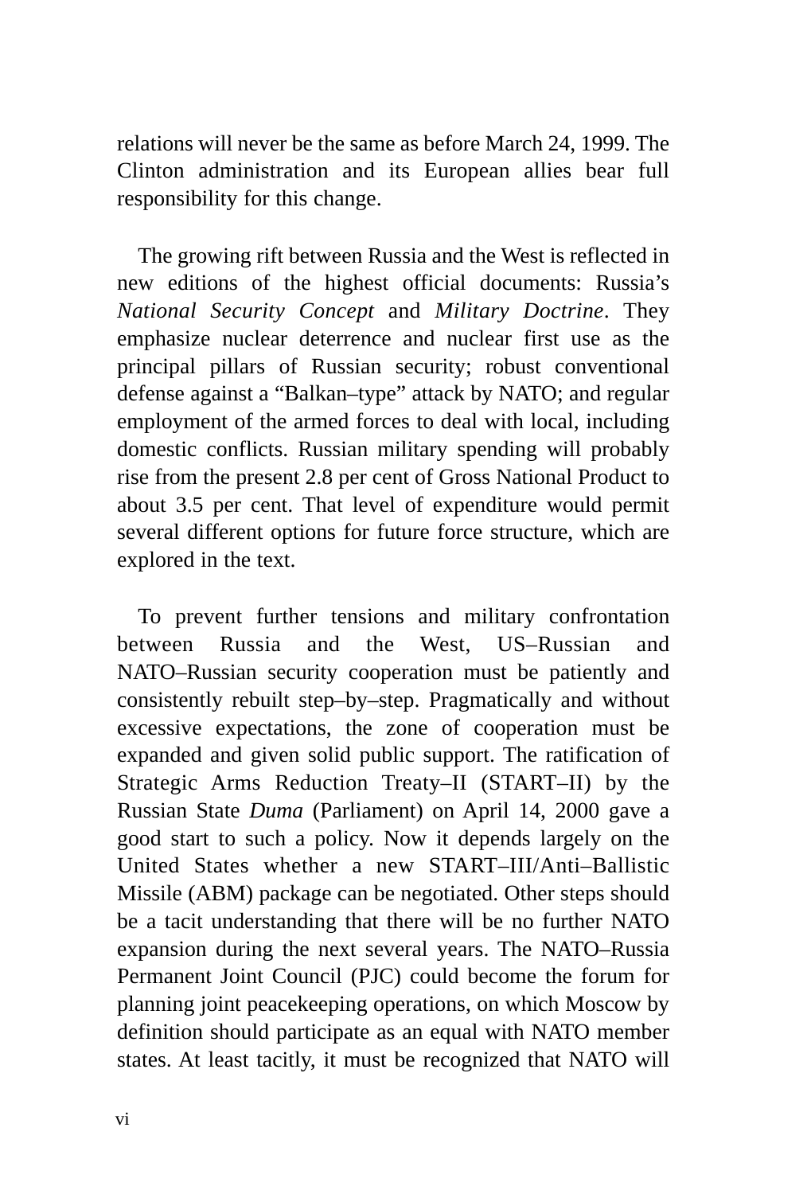relations will never be the same as before March 24, 1999. The Clinton administration and its European allies bear full responsibility for this change.

The growing rift between Russia and the West is reflected in new editions of the highest official documents: Russia's *National Security Concept* and *Military Doctrine*. They emphasize nuclear deterrence and nuclear first use as the principal pillars of Russian security; robust conventional defense against a "Balkan–type" attack by NATO; and regular employment of the armed forces to deal with local, including domestic conflicts. Russian military spending will probably rise from the present 2.8 per cent of Gross National Product to about 3.5 per cent. That level of expenditure would permit several different options for future force structure, which are explored in the text.

To prevent further tensions and military confrontation between Russia and the West, US–Russian and NATO–Russian security cooperation must be patiently and consistently rebuilt step–by–step. Pragmatically and without excessive expectations, the zone of cooperation must be expanded and given solid public support. The ratification of Strategic Arms Reduction Treaty–II (START–II) by the Russian State *Duma* (Parliament) on April 14, 2000 gave a good start to such a policy. Now it depends largely on the United States whether a new START–III/Anti–Ballistic Missile (ABM) package can be negotiated. Other steps should be a tacit understanding that there will be no further NATO expansion during the next several years. The NATO–Russia Permanent Joint Council (PJC) could become the forum for planning joint peacekeeping operations, on which Moscow by definition should participate as an equal with NATO member states. At least tacitly, it must be recognized that NATO will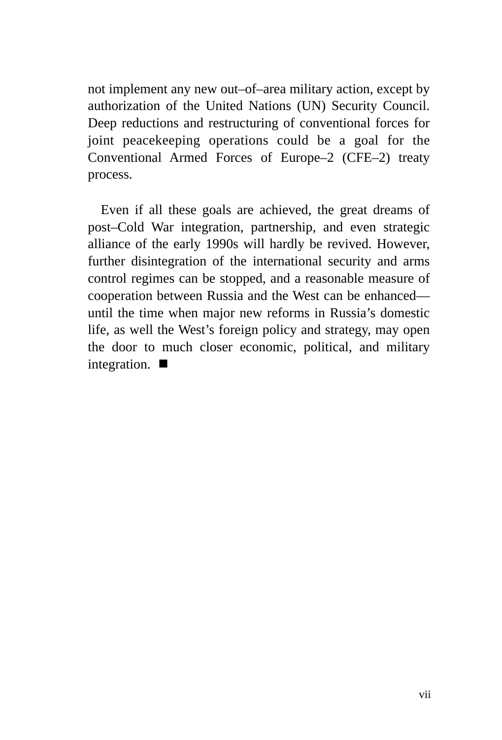not implement any new out–of–area military action, except by authorization of the United Nations (UN) Security Council. Deep reductions and restructuring of conventional forces for joint peacekeeping operations could be a goal for the Conventional Armed Forces of Europe–2 (CFE–2) treaty process.

Even if all these goals are achieved, the great dreams of post–Cold War integration, partnership, and even strategic alliance of the early 1990s will hardly be revived. However, further disintegration of the international security and arms control regimes can be stopped, and a reasonable measure of cooperation between Russia and the West can be enhanced—until the time when major new reforms in Russia's domestic life, as well the West's foreign policy and strategy, may open the door to much closer economic, political, and military integration. ■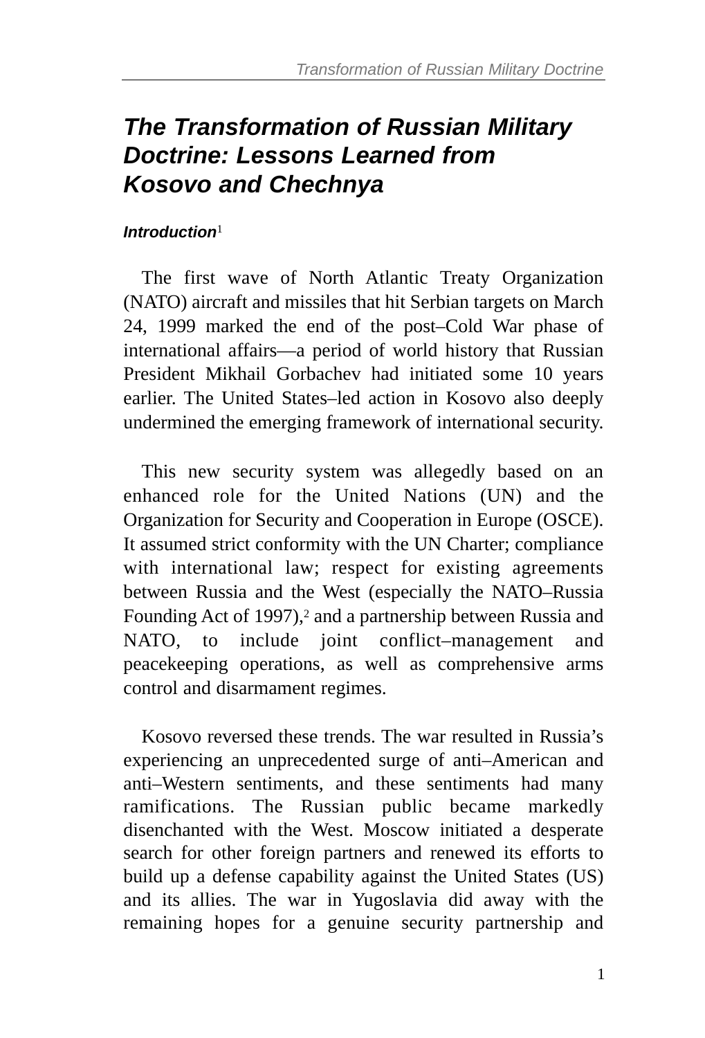# *The Transformation of Russian Military Doctrine: Lessons Learned from Kosovo and Chechnya*

### *Introduction*[1]

The first wave of North Atlantic Treaty Organization (NATO) aircraft and missiles that hit Serbian targets on March 24, 1999 marked the end of the post–Cold War phase of international affairs—a period of world history that Russian President Mikhail Gorbachev had initiated some 10 years earlier. The United States–led action in Kosovo also deeply undermined the emerging framework of international security.

This new security system was allegedly based on an enhanced role for the United Nations (UN) and the Organization for Security and Cooperation in Europe (OSCE). It assumed strict conformity with the UN Charter; compliance with international law; respect for existing agreements between Russia and the West (especially the NATO–Russia Founding Act of 1997),[2] and a partnership between Russia and NATO, to include joint conflict–management and peacekeeping operations, as well as comprehensive arms control and disarmament regimes.

Kosovo reversed these trends. The war resulted in Russia's experiencing an unprecedented surge of anti–American and anti–Western sentiments, and these sentiments had many ramifications. The Russian public became markedly disenchanted with the West. Moscow initiated a desperate search for other foreign partners and renewed its efforts to build up a defense capability against the United States (US) and its allies. The war in Yugoslavia did away with the remaining hopes for a genuine security partnership and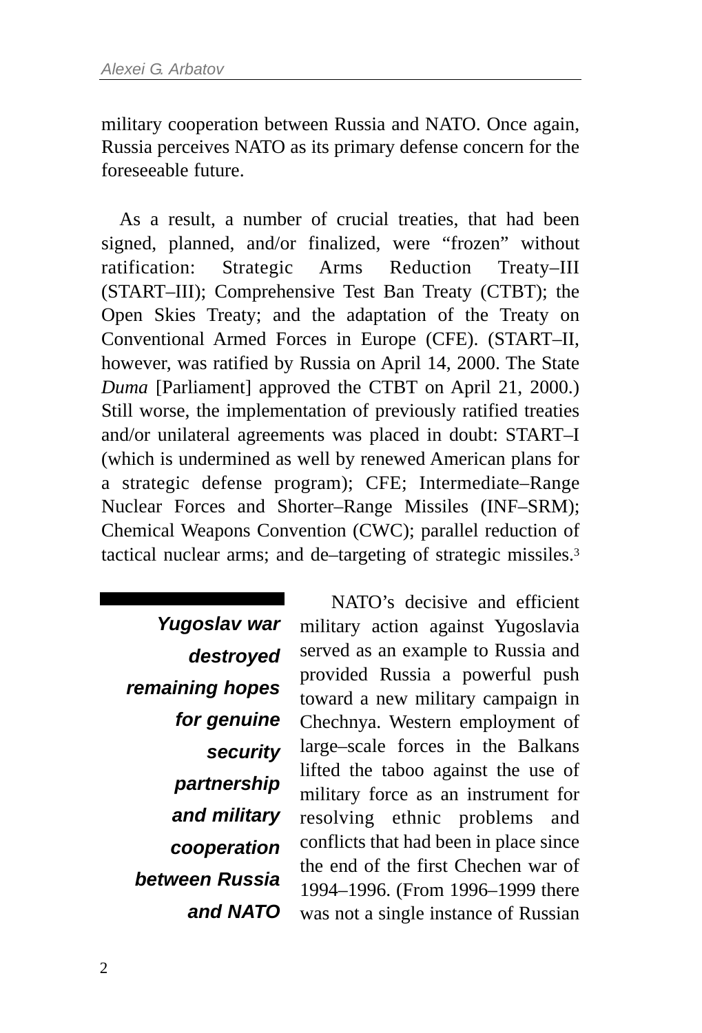military cooperation between Russia and NATO. Once again, Russia perceives NATO as its primary defense concern for the foreseeable future.

As a result, a number of crucial treaties, that had been signed, planned, and/or finalized, were “frozen” without ratification: Strategic Arms Reduction Treaty–III (START–III); Comprehensive Test Ban Treaty (CTBT); the Open Skies Treaty; and the adaptation of the Treaty on Conventional Armed Forces in Europe (CFE). (START–II, however, was ratified by Russia on April 14, 2000. The State *Duma* [Parliament] approved the CTBT on April 21, 2000.) Still worse, the implementation of previously ratified treaties and/or unilateral agreements was placed in doubt: START–I (which is undermined as well by renewed American plans for a strategic defense program); CFE; Intermediate–Range Nuclear Forces and Shorter–Range Missiles (INF–SRM); Chemical Weapons Convention (CWC); parallel reduction of tactical nuclear arms; and de–targeting of strategic missiles.[3]

***Yugoslav war destroyed remaining hopes for genuine security partnership and military cooperation between Russia and NATO***

NATO’s decisive and efficient military action against Yugoslavia served as an example to Russia and provided Russia a powerful push toward a new military campaign in Chechnya. Western employment of large–scale forces in the Balkans lifted the taboo against the use of military force as an instrument for resolving ethnic problems and conflicts that had been in place since the end of the first Chechen war of 1994–1996. (From 1996–1999 there was not a single instance of Russian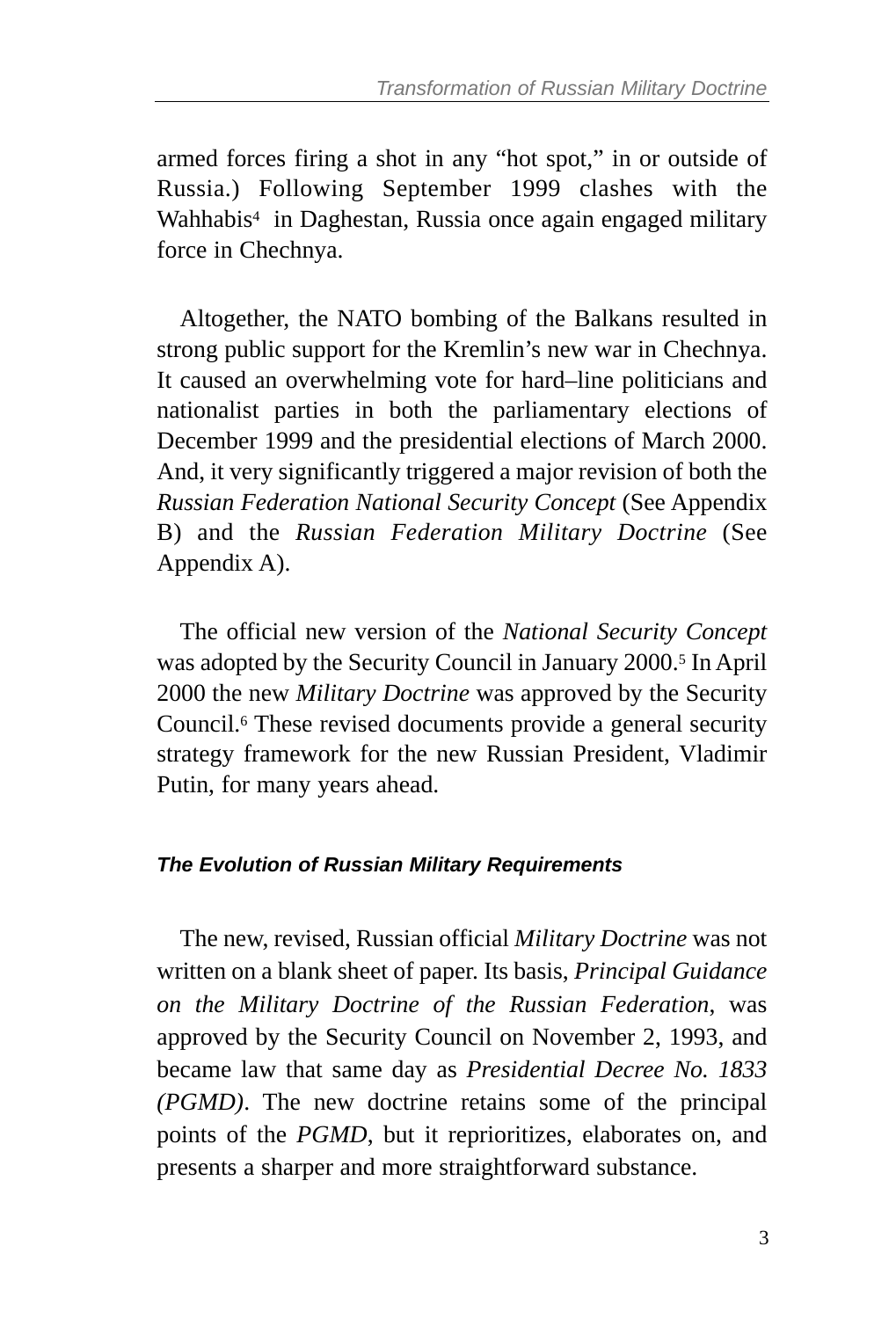armed forces firing a shot in any "hot spot," in or outside of Russia.) Following September 1999 clashes with the Wahhabis[4] in Daghestan, Russia once again engaged military force in Chechnya.

Altogether, the NATO bombing of the Balkans resulted in strong public support for the Kremlin's new war in Chechnya. It caused an overwhelming vote for hard–line politicians and nationalist parties in both the parliamentary elections of December 1999 and the presidential elections of March 2000. And, it very significantly triggered a major revision of both the *Russian Federation National Security Concept* (See Appendix B) and the *Russian Federation Military Doctrine* (See Appendix A).

The official new version of the *National Security Concept* was adopted by the Security Council in January 2000.[5] In April 2000 the new *Military Doctrine* was approved by the Security Council.[6] These revised documents provide a general security strategy framework for the new Russian President, Vladimir Putin, for many years ahead.

### *The Evolution of Russian Military Requirements*

The new, revised, Russian official *Military Doctrine* was not written on a blank sheet of paper. Its basis, *Principal Guidance on the Military Doctrine of the Russian Federation*, was approved by the Security Council on November 2, 1993, and became law that same day as *Presidential Decree No. 1833 (PGMD)*. The new doctrine retains some of the principal points of the *PGMD*, but it reprioritizes, elaborates on, and presents a sharper and more straightforward substance.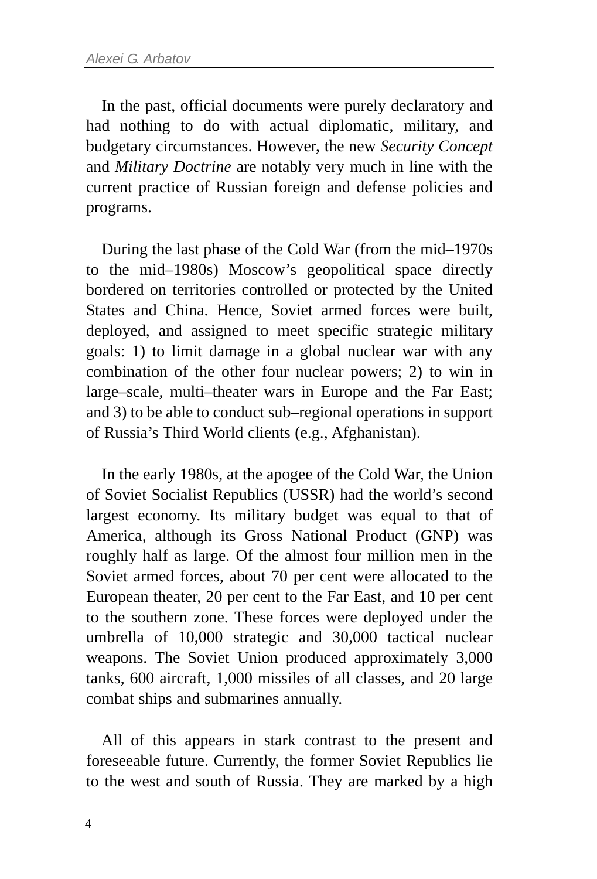In the past, official documents were purely declaratory and had nothing to do with actual diplomatic, military, and budgetary circumstances. However, the new *Security Concept* and *Military Doctrine* are notably very much in line with the current practice of Russian foreign and defense policies and programs.

During the last phase of the Cold War (from the mid–1970s to the mid–1980s) Moscow's geopolitical space directly bordered on territories controlled or protected by the United States and China. Hence, Soviet armed forces were built, deployed, and assigned to meet specific strategic military goals: 1) to limit damage in a global nuclear war with any combination of the other four nuclear powers; 2) to win in large–scale, multi–theater wars in Europe and the Far East; and 3) to be able to conduct sub–regional operations in support of Russia's Third World clients (e.g., Afghanistan).

In the early 1980s, at the apogee of the Cold War, the Union of Soviet Socialist Republics (USSR) had the world's second largest economy. Its military budget was equal to that of America, although its Gross National Product (GNP) was roughly half as large. Of the almost four million men in the Soviet armed forces, about 70 per cent were allocated to the European theater, 20 per cent to the Far East, and 10 per cent to the southern zone. These forces were deployed under the umbrella of 10,000 strategic and 30,000 tactical nuclear weapons. The Soviet Union produced approximately 3,000 tanks, 600 aircraft, 1,000 missiles of all classes, and 20 large combat ships and submarines annually.

All of this appears in stark contrast to the present and foreseeable future. Currently, the former Soviet Republics lie to the west and south of Russia. They are marked by a high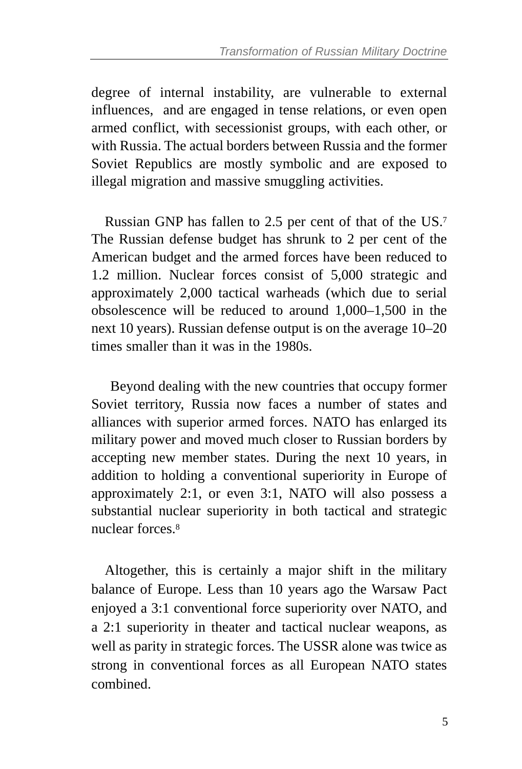degree of internal instability, are vulnerable to external influences, and are engaged in tense relations, or even open armed conflict, with secessionist groups, with each other, or with Russia. The actual borders between Russia and the former Soviet Republics are mostly symbolic and are exposed to illegal migration and massive smuggling activities.

Russian GNP has fallen to 2.5 per cent of that of the US.[7] The Russian defense budget has shrunk to 2 per cent of the American budget and the armed forces have been reduced to 1.2 million. Nuclear forces consist of 5,000 strategic and approximately 2,000 tactical warheads (which due to serial obsolescence will be reduced to around 1,000–1,500 in the next 10 years). Russian defense output is on the average 10–20 times smaller than it was in the 1980s.

Beyond dealing with the new countries that occupy former Soviet territory, Russia now faces a number of states and alliances with superior armed forces. NATO has enlarged its military power and moved much closer to Russian borders by accepting new member states. During the next 10 years, in addition to holding a conventional superiority in Europe of approximately 2:1, or even 3:1, NATO will also possess a substantial nuclear superiority in both tactical and strategic nuclear forces.[8]

Altogether, this is certainly a major shift in the military balance of Europe. Less than 10 years ago the Warsaw Pact enjoyed a 3:1 conventional force superiority over NATO, and a 2:1 superiority in theater and tactical nuclear weapons, as well as parity in strategic forces. The USSR alone was twice as strong in conventional forces as all European NATO states combined.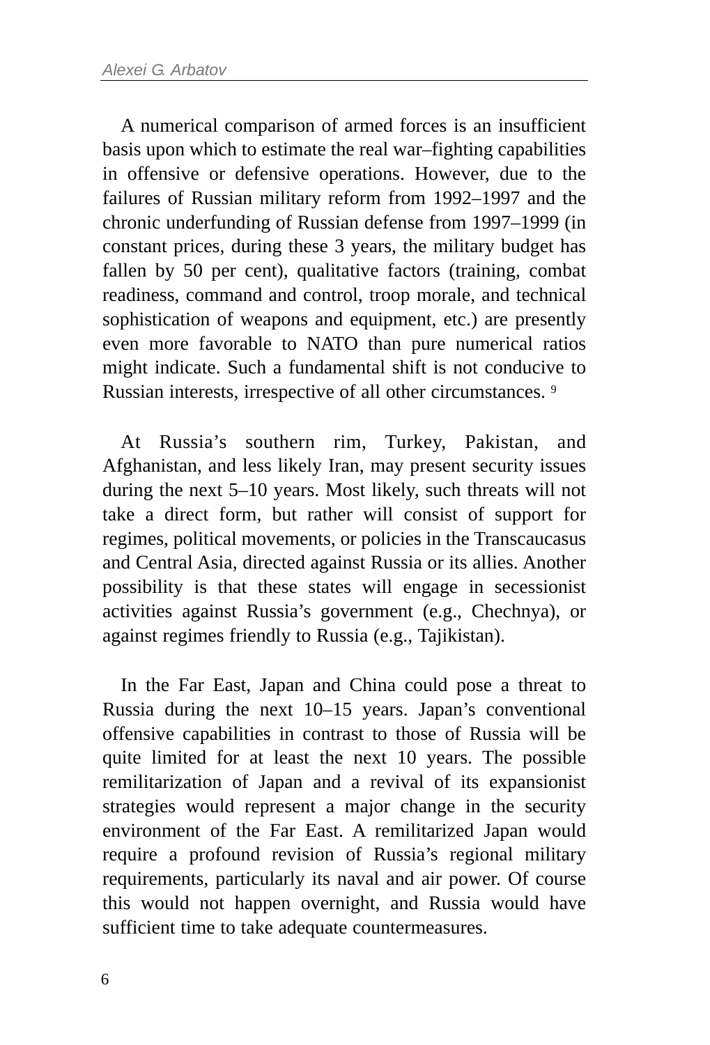A numerical comparison of armed forces is an insufficient basis upon which to estimate the real war–fighting capabilities in offensive or defensive operations. However, due to the failures of Russian military reform from 1992–1997 and the chronic underfunding of Russian defense from 1997–1999 (in constant prices, during these 3 years, the military budget has fallen by 50 per cent), qualitative factors (training, combat readiness, command and control, troop morale, and technical sophistication of weapons and equipment, etc.) are presently even more favorable to NATO than pure numerical ratios might indicate. Such a fundamental shift is not conducive to Russian interests, irrespective of all other circumstances. [9]

At Russia's southern rim, Turkey, Pakistan, and Afghanistan, and less likely Iran, may present security issues during the next 5–10 years. Most likely, such threats will not take a direct form, but rather will consist of support for regimes, political movements, or policies in the Transcaucasus and Central Asia, directed against Russia or its allies. Another possibility is that these states will engage in secessionist activities against Russia's government (e.g., Chechnya), or against regimes friendly to Russia (e.g., Tajikistan).

In the Far East, Japan and China could pose a threat to Russia during the next 10–15 years. Japan's conventional offensive capabilities in contrast to those of Russia will be quite limited for at least the next 10 years. The possible remilitarization of Japan and a revival of its expansionist strategies would represent a major change in the security environment of the Far East. A remilitarized Japan would require a profound revision of Russia's regional military requirements, particularly its naval and air power. Of course this would not happen overnight, and Russia would have sufficient time to take adequate countermeasures.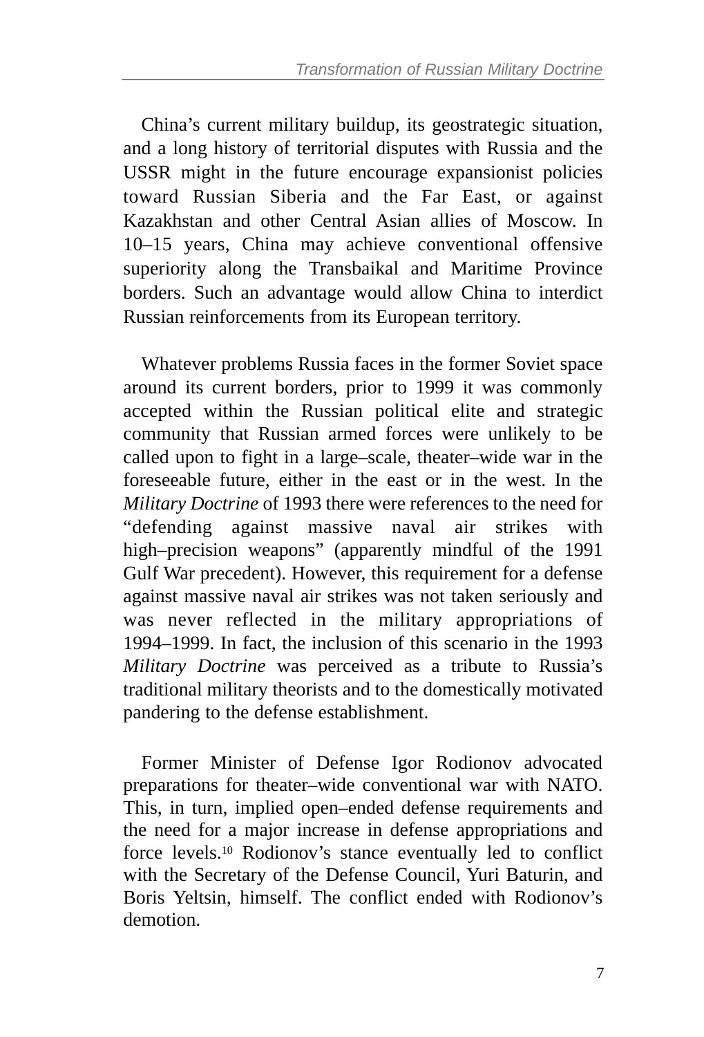China's current military buildup, its geostrategic situation, and a long history of territorial disputes with Russia and the USSR might in the future encourage expansionist policies toward Russian Siberia and the Far East, or against Kazakhstan and other Central Asian allies of Moscow. In 10–15 years, China may achieve conventional offensive superiority along the Transbaikal and Maritime Province borders. Such an advantage would allow China to interdict Russian reinforcements from its European territory.

Whatever problems Russia faces in the former Soviet space around its current borders, prior to 1999 it was commonly accepted within the Russian political elite and strategic community that Russian armed forces were unlikely to be called upon to fight in a large–scale, theater–wide war in the foreseeable future, either in the east or in the west. In the *Military Doctrine* of 1993 there were references to the need for "defending against massive naval air strikes with high–precision weapons" (apparently mindful of the 1991 Gulf War precedent). However, this requirement for a defense against massive naval air strikes was not taken seriously and was never reflected in the military appropriations of 1994–1999. In fact, the inclusion of this scenario in the 1993 *Military Doctrine* was perceived as a tribute to Russia's traditional military theorists and to the domestically motivated pandering to the defense establishment.

Former Minister of Defense Igor Rodionov advocated preparations for theater–wide conventional war with NATO. This, in turn, implied open–ended defense requirements and the need for a major increase in defense appropriations and force levels.[10] Rodionov's stance eventually led to conflict with the Secretary of the Defense Council, Yuri Baturin, and Boris Yeltsin, himself. The conflict ended with Rodionov's demotion.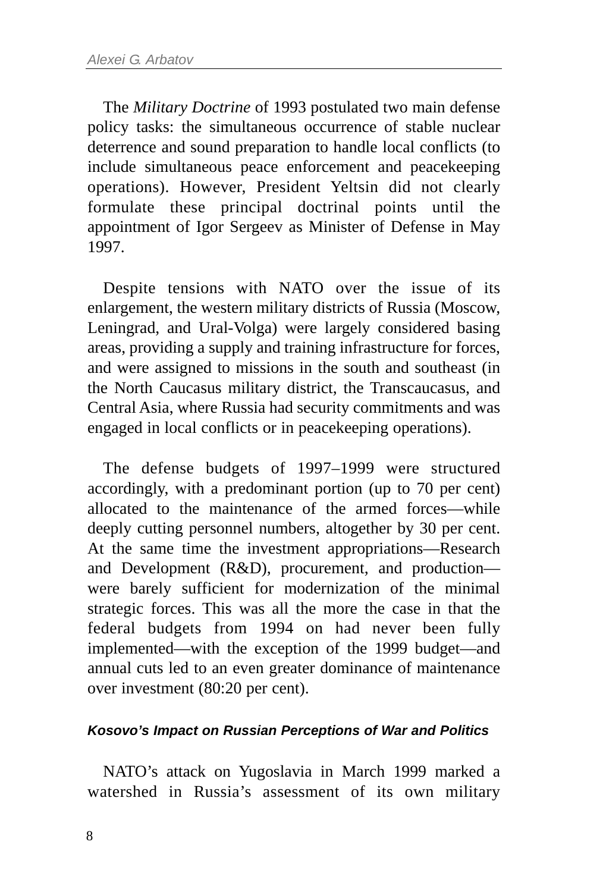The *Military Doctrine* of 1993 postulated two main defense policy tasks: the simultaneous occurrence of stable nuclear deterrence and sound preparation to handle local conflicts (to include simultaneous peace enforcement and peacekeeping operations). However, President Yeltsin did not clearly formulate these principal doctrinal points until the appointment of Igor Sergeev as Minister of Defense in May 1997.

Despite tensions with NATO over the issue of its enlargement, the western military districts of Russia (Moscow, Leningrad, and Ural-Volga) were largely considered basing areas, providing a supply and training infrastructure for forces, and were assigned to missions in the south and southeast (in the North Caucasus military district, the Transcaucasus, and Central Asia, where Russia had security commitments and was engaged in local conflicts or in peacekeeping operations).

The defense budgets of 1997–1999 were structured accordingly, with a predominant portion (up to 70 per cent) allocated to the maintenance of the armed forces—while deeply cutting personnel numbers, altogether by 30 per cent. At the same time the investment appropriations—Research and Development (R&D), procurement, and production—were barely sufficient for modernization of the minimal strategic forces. This was all the more the case in that the federal budgets from 1994 on had never been fully implemented—with the exception of the 1999 budget—and annual cuts led to an even greater dominance of maintenance over investment (80:20 per cent).

### *Kosovo's Impact on Russian Perceptions of War and Politics*

NATO's attack on Yugoslavia in March 1999 marked a watershed in Russia's assessment of its own military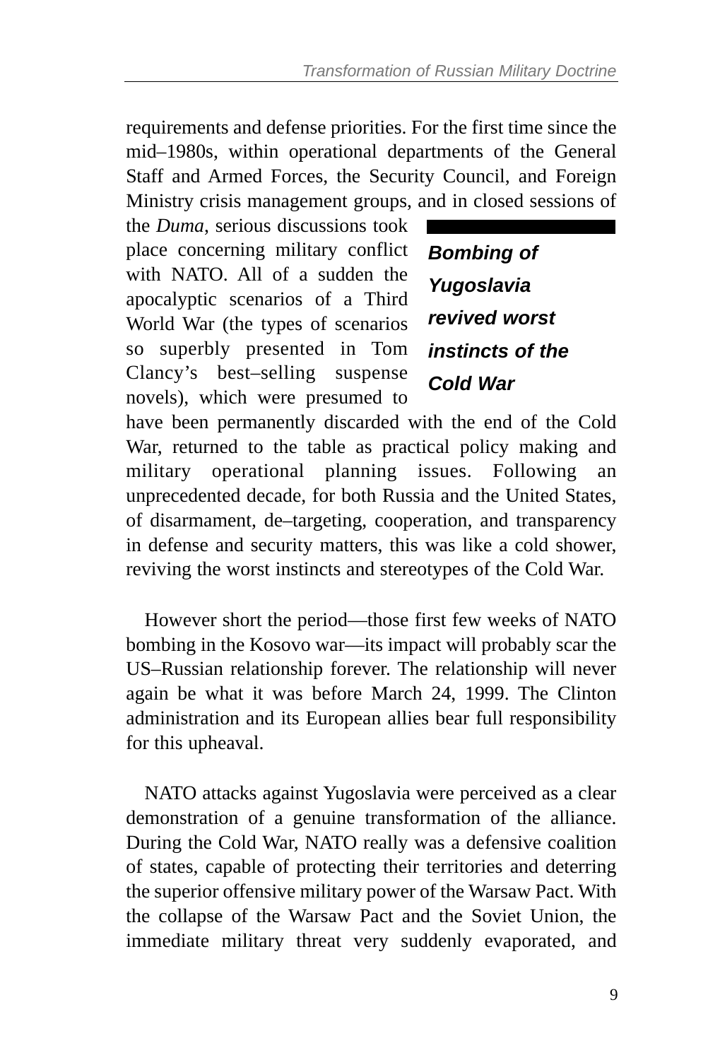requirements and defense priorities. For the first time since the mid–1980s, within operational departments of the General Staff and Armed Forces, the Security Council, and Foreign Ministry crisis management groups, and in closed sessions of the *Duma*, serious discussions took place concerning military conflict with NATO. All of a sudden the apocalyptic scenarios of a Third World War (the types of scenarios so superbly presented in Tom Clancy's best–selling suspense novels), which were presumed to have been permanently discarded with the end of the Cold War, returned to the table as practical policy making and military operational planning issues. Following an unprecedented decade, for both Russia and the United States, of disarmament, de–targeting, cooperation, and transparency in defense and security matters, this was like a cold shower, reviving the worst instincts and stereotypes of the Cold War.

***Bombing of Yugoslavia revived worst instincts of the Cold War***

However short the period—those first few weeks of NATO bombing in the Kosovo war—its impact will probably scar the US–Russian relationship forever. The relationship will never again be what it was before March 24, 1999. The Clinton administration and its European allies bear full responsibility for this upheaval.

NATO attacks against Yugoslavia were perceived as a clear demonstration of a genuine transformation of the alliance. During the Cold War, NATO really was a defensive coalition of states, capable of protecting their territories and deterring the superior offensive military power of the Warsaw Pact. With the collapse of the Warsaw Pact and the Soviet Union, the immediate military threat very suddenly evaporated, and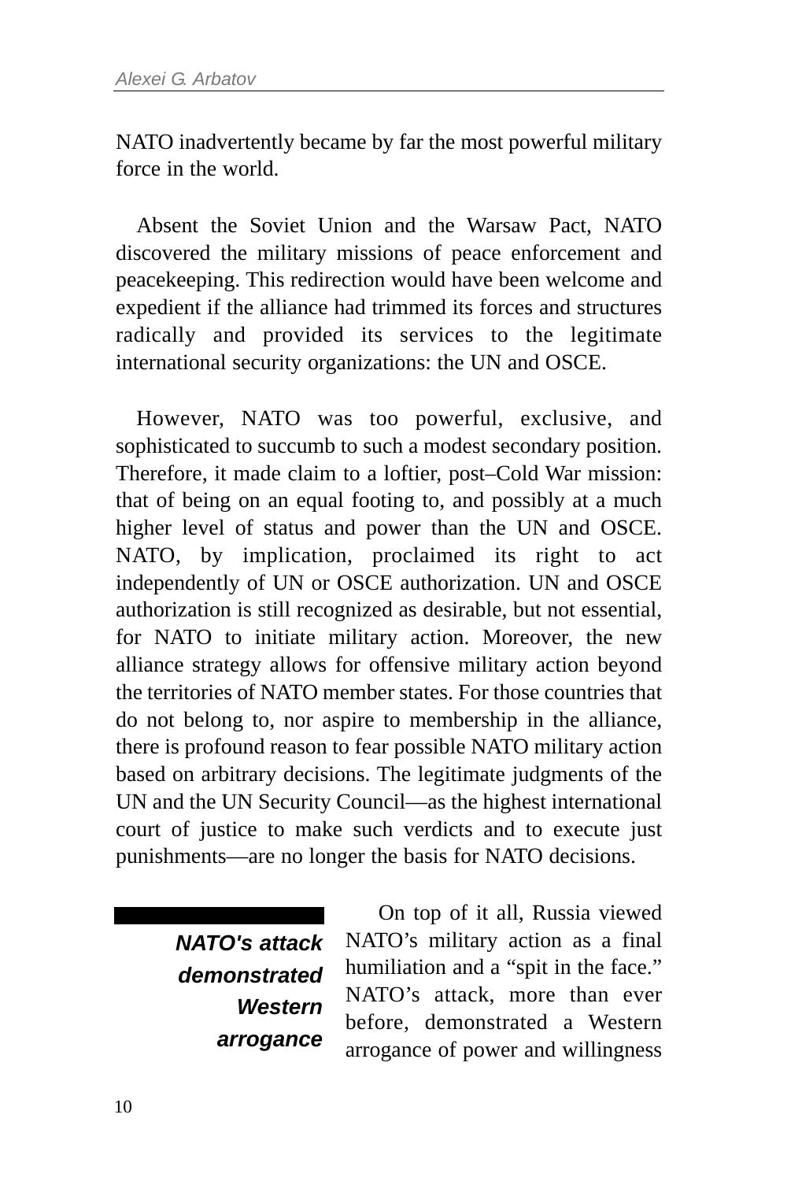NATO inadvertently became by far the most powerful military force in the world.

Absent the Soviet Union and the Warsaw Pact, NATO discovered the military missions of peace enforcement and peacekeeping. This redirection would have been welcome and expedient if the alliance had trimmed its forces and structures radically and provided its services to the legitimate international security organizations: the UN and OSCE.

However, NATO was too powerful, exclusive, and sophisticated to succumb to such a modest secondary position. Therefore, it made claim to a loftier, post–Cold War mission: that of being on an equal footing to, and possibly at a much higher level of status and power than the UN and OSCE. NATO, by implication, proclaimed its right to act independently of UN or OSCE authorization. UN and OSCE authorization is still recognized as desirable, but not essential, for NATO to initiate military action. Moreover, the new alliance strategy allows for offensive military action beyond the territories of NATO member states. For those countries that do not belong to, nor aspire to membership in the alliance, there is profound reason to fear possible NATO military action based on arbitrary decisions. The legitimate judgments of the UN and the UN Security Council—as the highest international court of justice to make such verdicts and to execute just punishments—are no longer the basis for NATO decisions.

***NATO's attack demonstrated Western arrogance***

On top of it all, Russia viewed NATO's military action as a final humiliation and a "spit in the face." NATO's attack, more than ever before, demonstrated a Western arrogance of power and willingness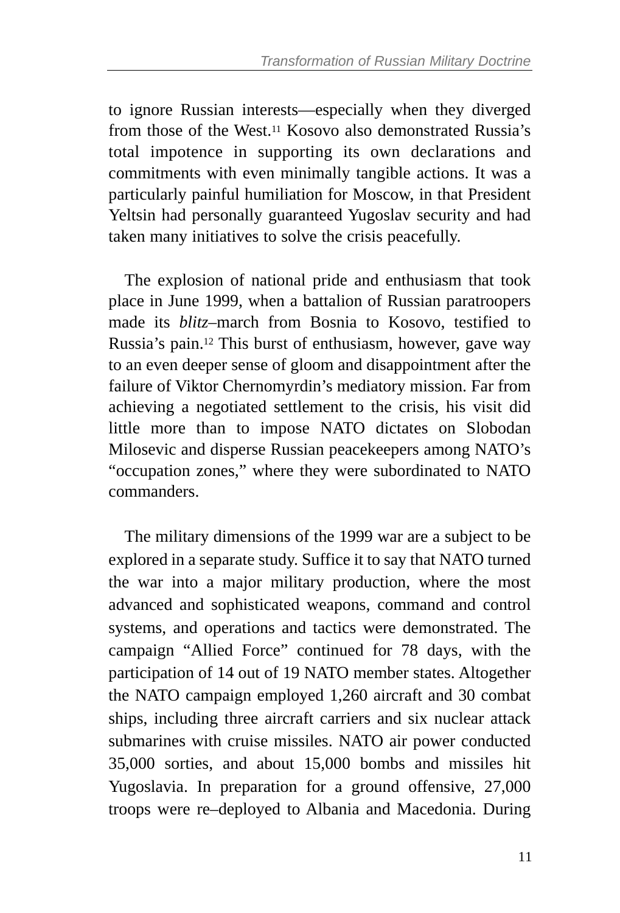to ignore Russian interests—especially when they diverged from those of the West.[11] Kosovo also demonstrated Russia's total impotence in supporting its own declarations and commitments with even minimally tangible actions. It was a particularly painful humiliation for Moscow, in that President Yeltsin had personally guaranteed Yugoslav security and had taken many initiatives to solve the crisis peacefully.

The explosion of national pride and enthusiasm that took place in June 1999, when a battalion of Russian paratroopers made its *blitz*–march from Bosnia to Kosovo, testified to Russia's pain.[12] This burst of enthusiasm, however, gave way to an even deeper sense of gloom and disappointment after the failure of Viktor Chernomyrdin's mediatory mission. Far from achieving a negotiated settlement to the crisis, his visit did little more than to impose NATO dictates on Slobodan Milosevic and disperse Russian peacekeepers among NATO's "occupation zones," where they were subordinated to NATO commanders.

The military dimensions of the 1999 war are a subject to be explored in a separate study. Suffice it to say that NATO turned the war into a major military production, where the most advanced and sophisticated weapons, command and control systems, and operations and tactics were demonstrated. The campaign "Allied Force" continued for 78 days, with the participation of 14 out of 19 NATO member states. Altogether the NATO campaign employed 1,260 aircraft and 30 combat ships, including three aircraft carriers and six nuclear attack submarines with cruise missiles. NATO air power conducted 35,000 sorties, and about 15,000 bombs and missiles hit Yugoslavia. In preparation for a ground offensive, 27,000 troops were re–deployed to Albania and Macedonia. During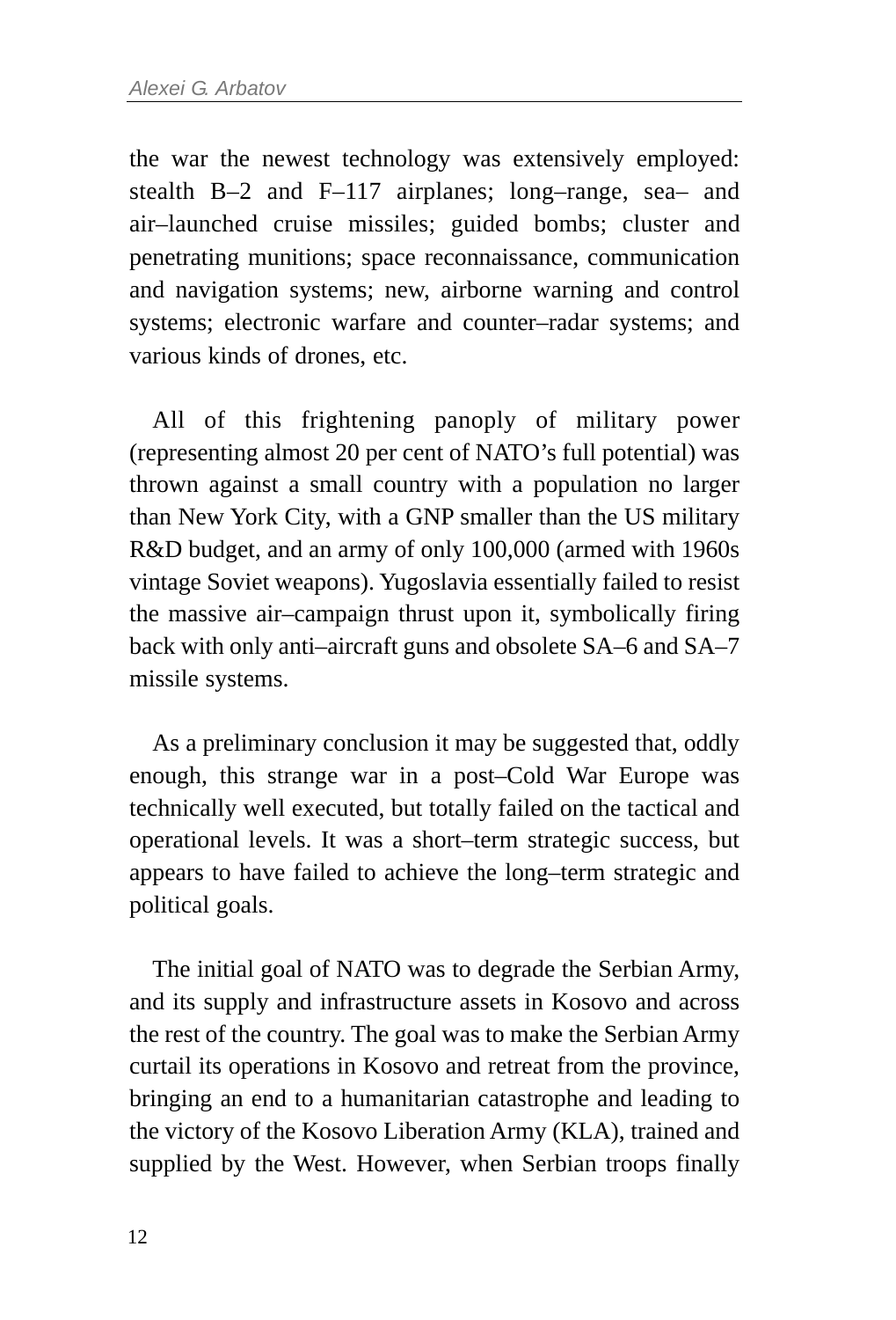the war the newest technology was extensively employed: stealth B–2 and F–117 airplanes; long–range, sea– and air–launched cruise missiles; guided bombs; cluster and penetrating munitions; space reconnaissance, communication and navigation systems; new, airborne warning and control systems; electronic warfare and counter–radar systems; and various kinds of drones, etc.

All of this frightening panoply of military power (representing almost 20 per cent of NATO's full potential) was thrown against a small country with a population no larger than New York City, with a GNP smaller than the US military R&D budget, and an army of only 100,000 (armed with 1960s vintage Soviet weapons). Yugoslavia essentially failed to resist the massive air–campaign thrust upon it, symbolically firing back with only anti–aircraft guns and obsolete SA–6 and SA–7 missile systems.

As a preliminary conclusion it may be suggested that, oddly enough, this strange war in a post–Cold War Europe was technically well executed, but totally failed on the tactical and operational levels. It was a short–term strategic success, but appears to have failed to achieve the long–term strategic and political goals.

The initial goal of NATO was to degrade the Serbian Army, and its supply and infrastructure assets in Kosovo and across the rest of the country. The goal was to make the Serbian Army curtail its operations in Kosovo and retreat from the province, bringing an end to a humanitarian catastrophe and leading to the victory of the Kosovo Liberation Army (KLA), trained and supplied by the West. However, when Serbian troops finally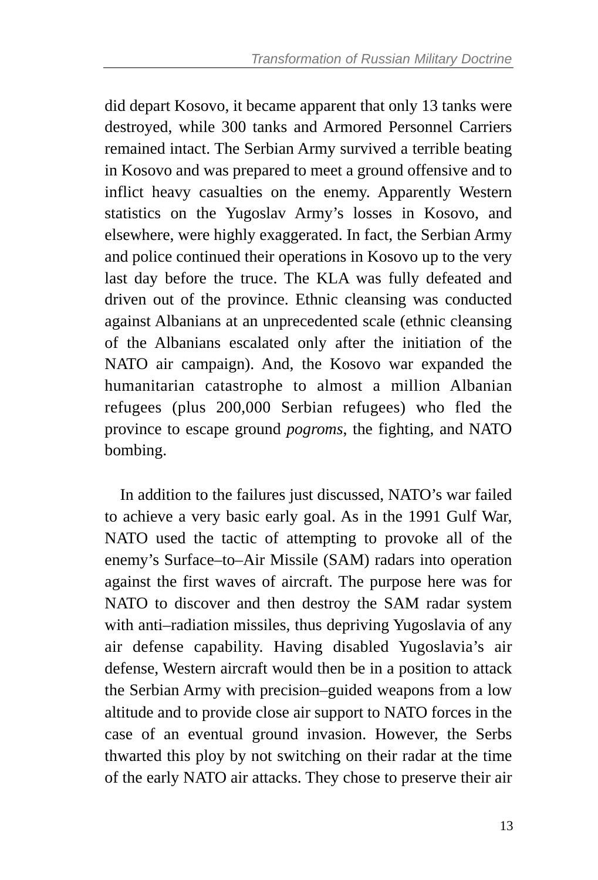did depart Kosovo, it became apparent that only 13 tanks were destroyed, while 300 tanks and Armored Personnel Carriers remained intact. The Serbian Army survived a terrible beating in Kosovo and was prepared to meet a ground offensive and to inflict heavy casualties on the enemy. Apparently Western statistics on the Yugoslav Army's losses in Kosovo, and elsewhere, were highly exaggerated. In fact, the Serbian Army and police continued their operations in Kosovo up to the very last day before the truce. The KLA was fully defeated and driven out of the province. Ethnic cleansing was conducted against Albanians at an unprecedented scale (ethnic cleansing of the Albanians escalated only after the initiation of the NATO air campaign). And, the Kosovo war expanded the humanitarian catastrophe to almost a million Albanian refugees (plus 200,000 Serbian refugees) who fled the province to escape ground *pogroms*, the fighting, and NATO bombing.

In addition to the failures just discussed, NATO's war failed to achieve a very basic early goal. As in the 1991 Gulf War, NATO used the tactic of attempting to provoke all of the enemy's Surface–to–Air Missile (SAM) radars into operation against the first waves of aircraft. The purpose here was for NATO to discover and then destroy the SAM radar system with anti–radiation missiles, thus depriving Yugoslavia of any air defense capability. Having disabled Yugoslavia's air defense, Western aircraft would then be in a position to attack the Serbian Army with precision–guided weapons from a low altitude and to provide close air support to NATO forces in the case of an eventual ground invasion. However, the Serbs thwarted this ploy by not switching on their radar at the time of the early NATO air attacks. They chose to preserve their air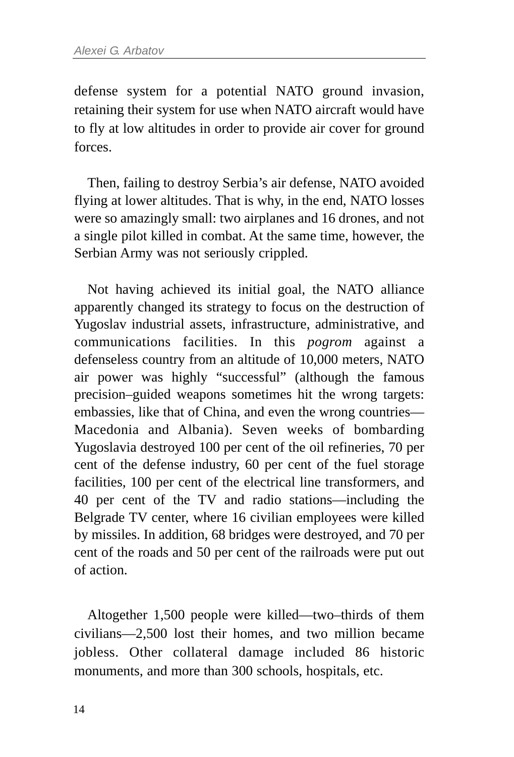defense system for a potential NATO ground invasion, retaining their system for use when NATO aircraft would have to fly at low altitudes in order to provide air cover for ground forces.

Then, failing to destroy Serbia’s air defense, NATO avoided flying at lower altitudes. That is why, in the end, NATO losses were so amazingly small: two airplanes and 16 drones, and not a single pilot killed in combat. At the same time, however, the Serbian Army was not seriously crippled.

Not having achieved its initial goal, the NATO alliance apparently changed its strategy to focus on the destruction of Yugoslav industrial assets, infrastructure, administrative, and communications facilities. In this *pogrom* against a defenseless country from an altitude of 10,000 meters, NATO air power was highly “successful” (although the famous precision–guided weapons sometimes hit the wrong targets: embassies, like that of China, and even the wrong countries—Macedonia and Albania). Seven weeks of bombarding Yugoslavia destroyed 100 per cent of the oil refineries, 70 per cent of the defense industry, 60 per cent of the fuel storage facilities, 100 per cent of the electrical line transformers, and 40 per cent of the TV and radio stations—including the Belgrade TV center, where 16 civilian employees were killed by missiles. In addition, 68 bridges were destroyed, and 70 per cent of the roads and 50 per cent of the railroads were put out of action.

Altogether 1,500 people were killed—two–thirds of them civilians—2,500 lost their homes, and two million became jobless. Other collateral damage included 86 historic monuments, and more than 300 schools, hospitals, etc.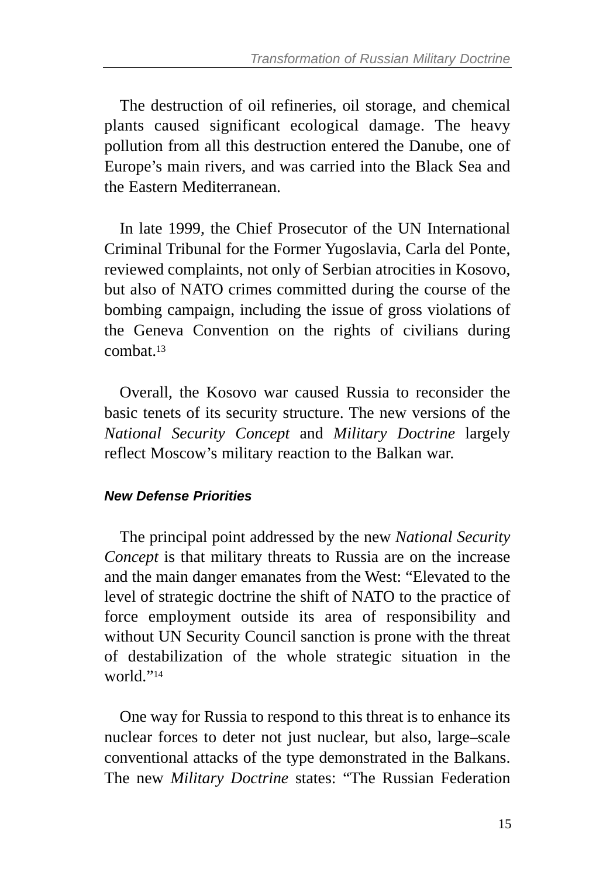The destruction of oil refineries, oil storage, and chemical plants caused significant ecological damage. The heavy pollution from all this destruction entered the Danube, one of Europe's main rivers, and was carried into the Black Sea and the Eastern Mediterranean.

In late 1999, the Chief Prosecutor of the UN International Criminal Tribunal for the Former Yugoslavia, Carla del Ponte, reviewed complaints, not only of Serbian atrocities in Kosovo, but also of NATO crimes committed during the course of the bombing campaign, including the issue of gross violations of the Geneva Convention on the rights of civilians during combat.[13]

Overall, the Kosovo war caused Russia to reconsider the basic tenets of its security structure. The new versions of the *National Security Concept* and *Military Doctrine* largely reflect Moscow's military reaction to the Balkan war.

### *New Defense Priorities*

The principal point addressed by the new *National Security Concept* is that military threats to Russia are on the increase and the main danger emanates from the West: "Elevated to the level of strategic doctrine the shift of NATO to the practice of force employment outside its area of responsibility and without UN Security Council sanction is prone with the threat of destabilization of the whole strategic situation in the world."[14]

One way for Russia to respond to this threat is to enhance its nuclear forces to deter not just nuclear, but also, large–scale conventional attacks of the type demonstrated in the Balkans. The new *Military Doctrine* states: "The Russian Federation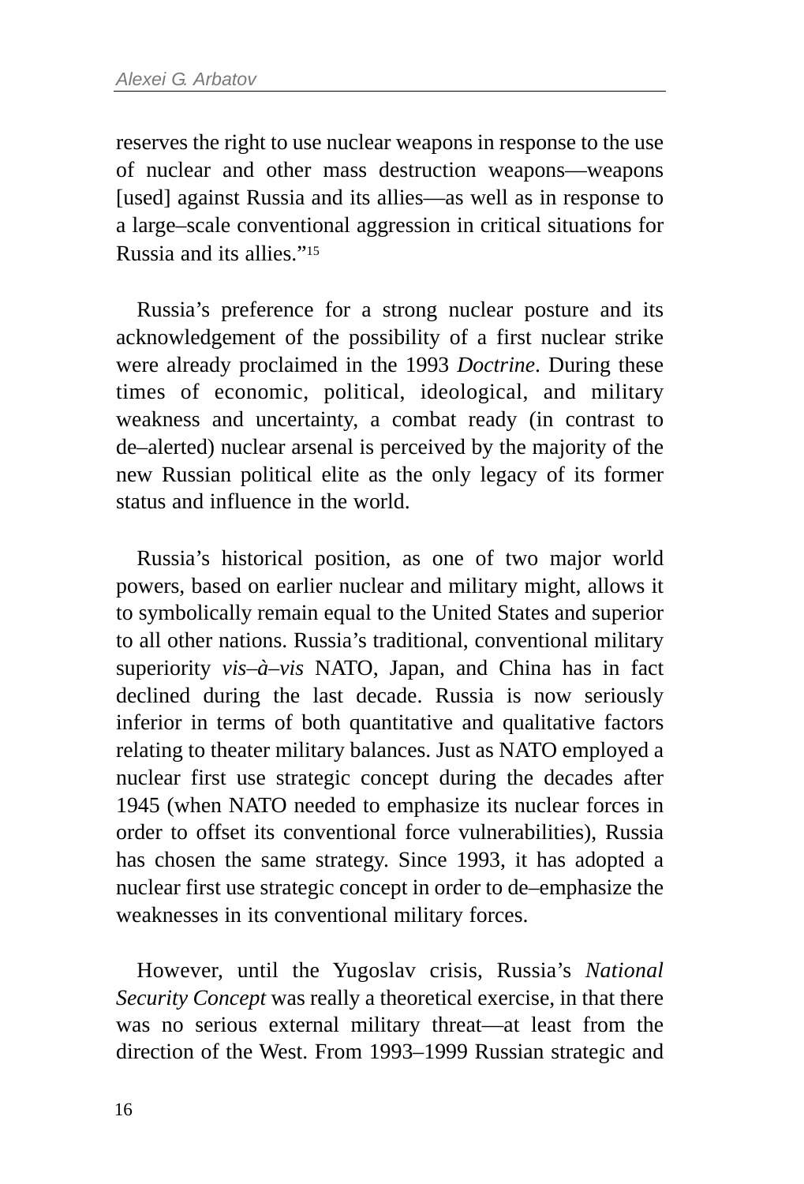reserves the right to use nuclear weapons in response to the use of nuclear and other mass destruction weapons—weapons [used] against Russia and its allies—as well as in response to a large–scale conventional aggression in critical situations for Russia and its allies."[15]

Russia's preference for a strong nuclear posture and its acknowledgement of the possibility of a first nuclear strike were already proclaimed in the 1993 *Doctrine*. During these times of economic, political, ideological, and military weakness and uncertainty, a combat ready (in contrast to de–alerted) nuclear arsenal is perceived by the majority of the new Russian political elite as the only legacy of its former status and influence in the world.

Russia's historical position, as one of two major world powers, based on earlier nuclear and military might, allows it to symbolically remain equal to the United States and superior to all other nations. Russia's traditional, conventional military superiority *vis–à–vis* NATO, Japan, and China has in fact declined during the last decade. Russia is now seriously inferior in terms of both quantitative and qualitative factors relating to theater military balances. Just as NATO employed a nuclear first use strategic concept during the decades after 1945 (when NATO needed to emphasize its nuclear forces in order to offset its conventional force vulnerabilities), Russia has chosen the same strategy. Since 1993, it has adopted a nuclear first use strategic concept in order to de–emphasize the weaknesses in its conventional military forces.

However, until the Yugoslav crisis, Russia's *National Security Concept* was really a theoretical exercise, in that there was no serious external military threat—at least from the direction of the West. From 1993–1999 Russian strategic and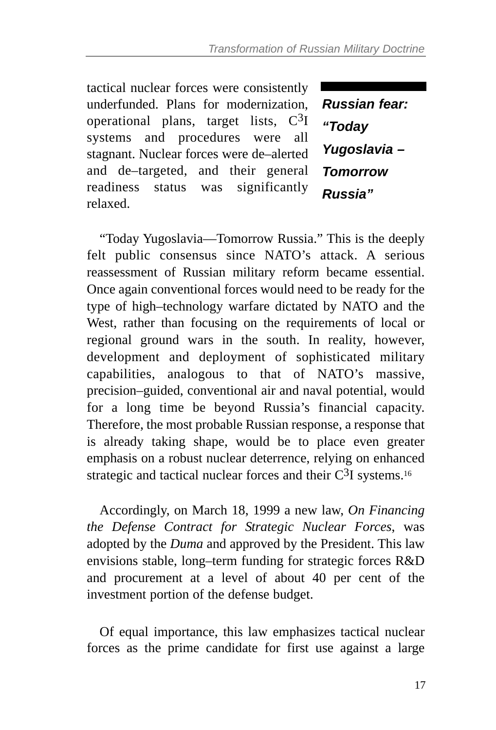tactical nuclear forces were consistently underfunded. Plans for modernization, operational plans, target lists, $C^3I$ systems and procedures were all stagnant. Nuclear forces were de–alerted and de–targeted, and their general readiness status was significantly relaxed.

***Russian fear: "Today Yugoslavia – Tomorrow Russia"***

"Today Yugoslavia—Tomorrow Russia." This is the deeply felt public consensus since NATO's attack. A serious reassessment of Russian military reform became essential. Once again conventional forces would need to be ready for the type of high–technology warfare dictated by NATO and the West, rather than focusing on the requirements of local or regional ground wars in the south. In reality, however, development and deployment of sophisticated military capabilities, analogous to that of NATO's massive, precision–guided, conventional air and naval potential, would for a long time be beyond Russia's financial capacity. Therefore, the most probable Russian response, a response that is already taking shape, would be to place even greater emphasis on a robust nuclear deterrence, relying on enhanced strategic and tactical nuclear forces and their $C^3I$ systems.[16]

Accordingly, on March 18, 1999 a new law, *On Financing the Defense Contract for Strategic Nuclear Forces*, was adopted by the *Duma* and approved by the President. This law envisions stable, long–term funding for strategic forces R&D and procurement at a level of about 40 per cent of the investment portion of the defense budget.

Of equal importance, this law emphasizes tactical nuclear forces as the prime candidate for first use against a large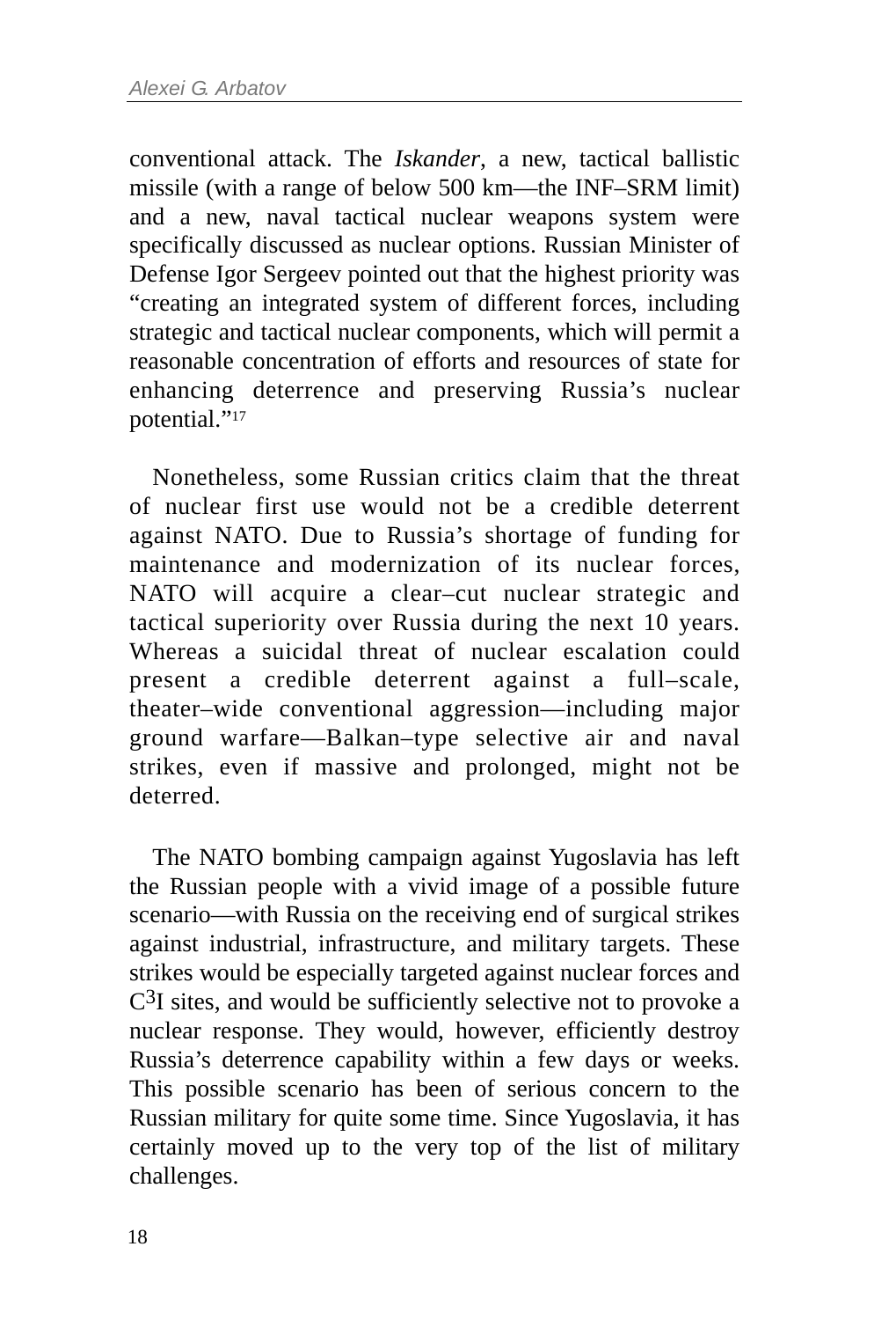conventional attack. The *Iskander*, a new, tactical ballistic missile (with a range of below 500 km—the INF–SRM limit) and a new, naval tactical nuclear weapons system were specifically discussed as nuclear options. Russian Minister of Defense Igor Sergeev pointed out that the highest priority was "creating an integrated system of different forces, including strategic and tactical nuclear components, which will permit a reasonable concentration of efforts and resources of state for enhancing deterrence and preserving Russia's nuclear potential."[17]

Nonetheless, some Russian critics claim that the threat of nuclear first use would not be a credible deterrent against NATO. Due to Russia's shortage of funding for maintenance and modernization of its nuclear forces, NATO will acquire a clear–cut nuclear strategic and tactical superiority over Russia during the next 10 years. Whereas a suicidal threat of nuclear escalation could present a credible deterrent against a full–scale, theater–wide conventional aggression—including major ground warfare—Balkan–type selective air and naval strikes, even if massive and prolonged, might not be deterred.

The NATO bombing campaign against Yugoslavia has left the Russian people with a vivid image of a possible future scenario—with Russia on the receiving end of surgical strikes against industrial, infrastructure, and military targets. These strikes would be especially targeted against nuclear forces and $C^3I$ sites, and would be sufficiently selective not to provoke a nuclear response. They would, however, efficiently destroy Russia's deterrence capability within a few days or weeks. This possible scenario has been of serious concern to the Russian military for quite some time. Since Yugoslavia, it has certainly moved up to the very top of the list of military challenges.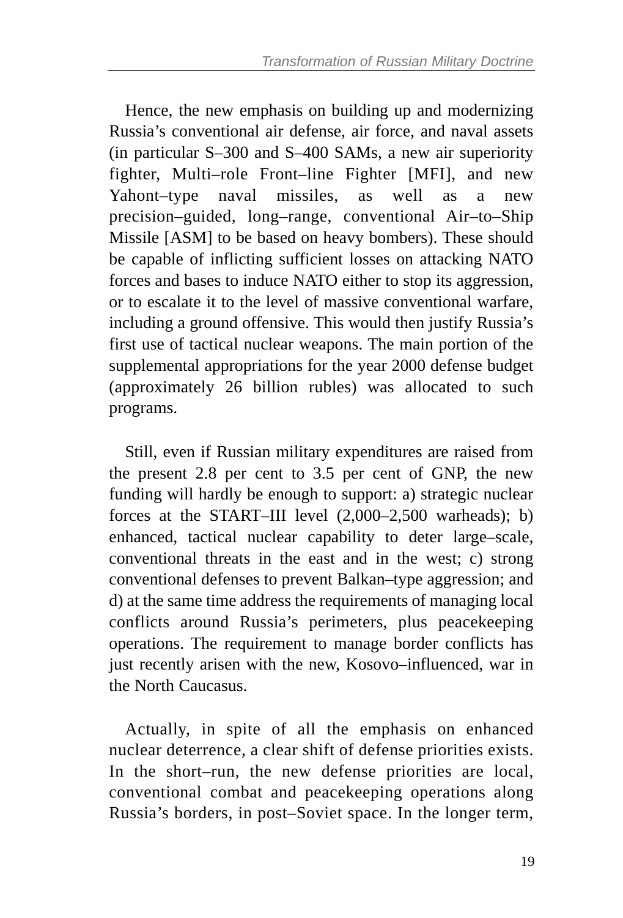Hence, the new emphasis on building up and modernizing Russia's conventional air defense, air force, and naval assets (in particular S–300 and S–400 SAMs, a new air superiority fighter, Multi–role Front–line Fighter [MFI], and new Yahont–type naval missiles, as well as a new precision–guided, long–range, conventional Air–to–Ship Missile [ASM] to be based on heavy bombers). These should be capable of inflicting sufficient losses on attacking NATO forces and bases to induce NATO either to stop its aggression, or to escalate it to the level of massive conventional warfare, including a ground offensive. This would then justify Russia's first use of tactical nuclear weapons. The main portion of the supplemental appropriations for the year 2000 defense budget (approximately 26 billion rubles) was allocated to such programs.

Still, even if Russian military expenditures are raised from the present 2.8 per cent to 3.5 per cent of GNP, the new funding will hardly be enough to support: a) strategic nuclear forces at the START–III level (2,000–2,500 warheads); b) enhanced, tactical nuclear capability to deter large–scale, conventional threats in the east and in the west; c) strong conventional defenses to prevent Balkan–type aggression; and d) at the same time address the requirements of managing local conflicts around Russia's perimeters, plus peacekeeping operations. The requirement to manage border conflicts has just recently arisen with the new, Kosovo–influenced, war in the North Caucasus.

Actually, in spite of all the emphasis on enhanced nuclear deterrence, a clear shift of defense priorities exists. In the short–run, the new defense priorities are local, conventional combat and peacekeeping operations along Russia's borders, in post–Soviet space. In the longer term,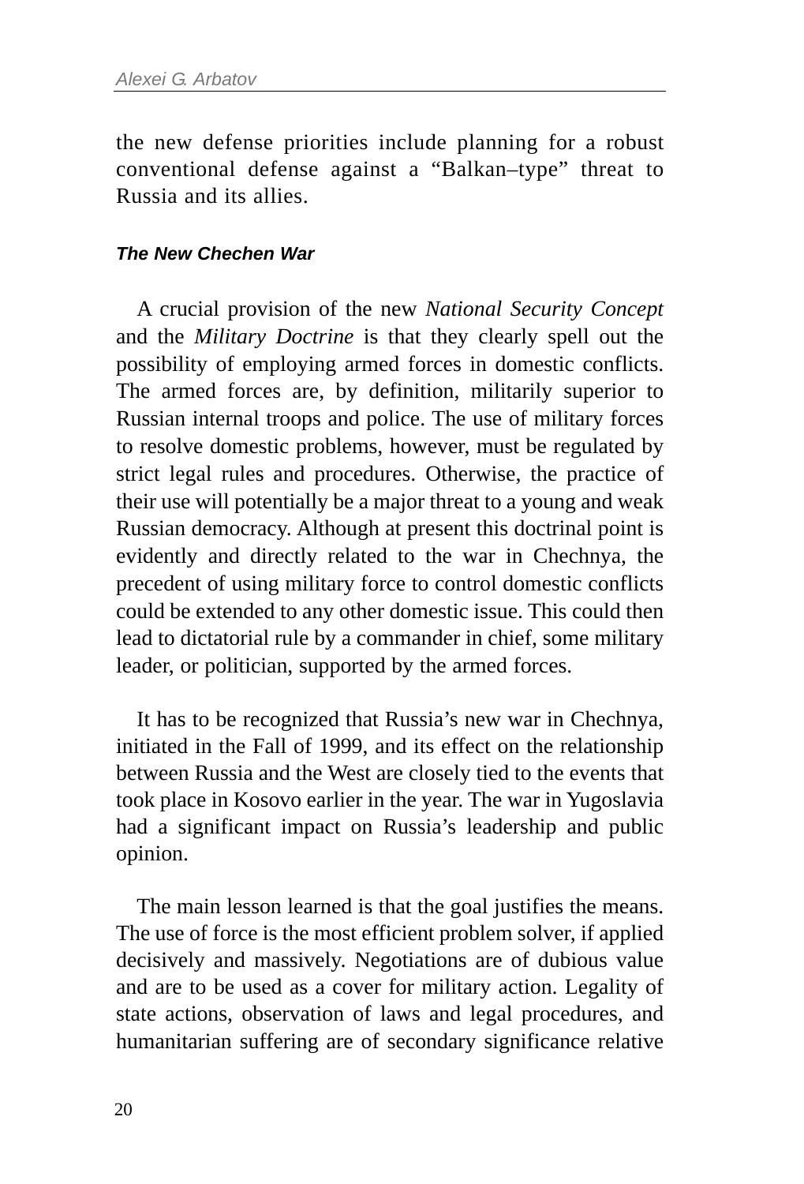the new defense priorities include planning for a robust conventional defense against a "Balkan–type" threat to Russia and its allies.

### *The New Chechen War*

A crucial provision of the new *National Security Concept* and the *Military Doctrine* is that they clearly spell out the possibility of employing armed forces in domestic conflicts. The armed forces are, by definition, militarily superior to Russian internal troops and police. The use of military forces to resolve domestic problems, however, must be regulated by strict legal rules and procedures. Otherwise, the practice of their use will potentially be a major threat to a young and weak Russian democracy. Although at present this doctrinal point is evidently and directly related to the war in Chechnya, the precedent of using military force to control domestic conflicts could be extended to any other domestic issue. This could then lead to dictatorial rule by a commander in chief, some military leader, or politician, supported by the armed forces.

It has to be recognized that Russia's new war in Chechnya, initiated in the Fall of 1999, and its effect on the relationship between Russia and the West are closely tied to the events that took place in Kosovo earlier in the year. The war in Yugoslavia had a significant impact on Russia's leadership and public opinion.

The main lesson learned is that the goal justifies the means. The use of force is the most efficient problem solver, if applied decisively and massively. Negotiations are of dubious value and are to be used as a cover for military action. Legality of state actions, observation of laws and legal procedures, and humanitarian suffering are of secondary significance relative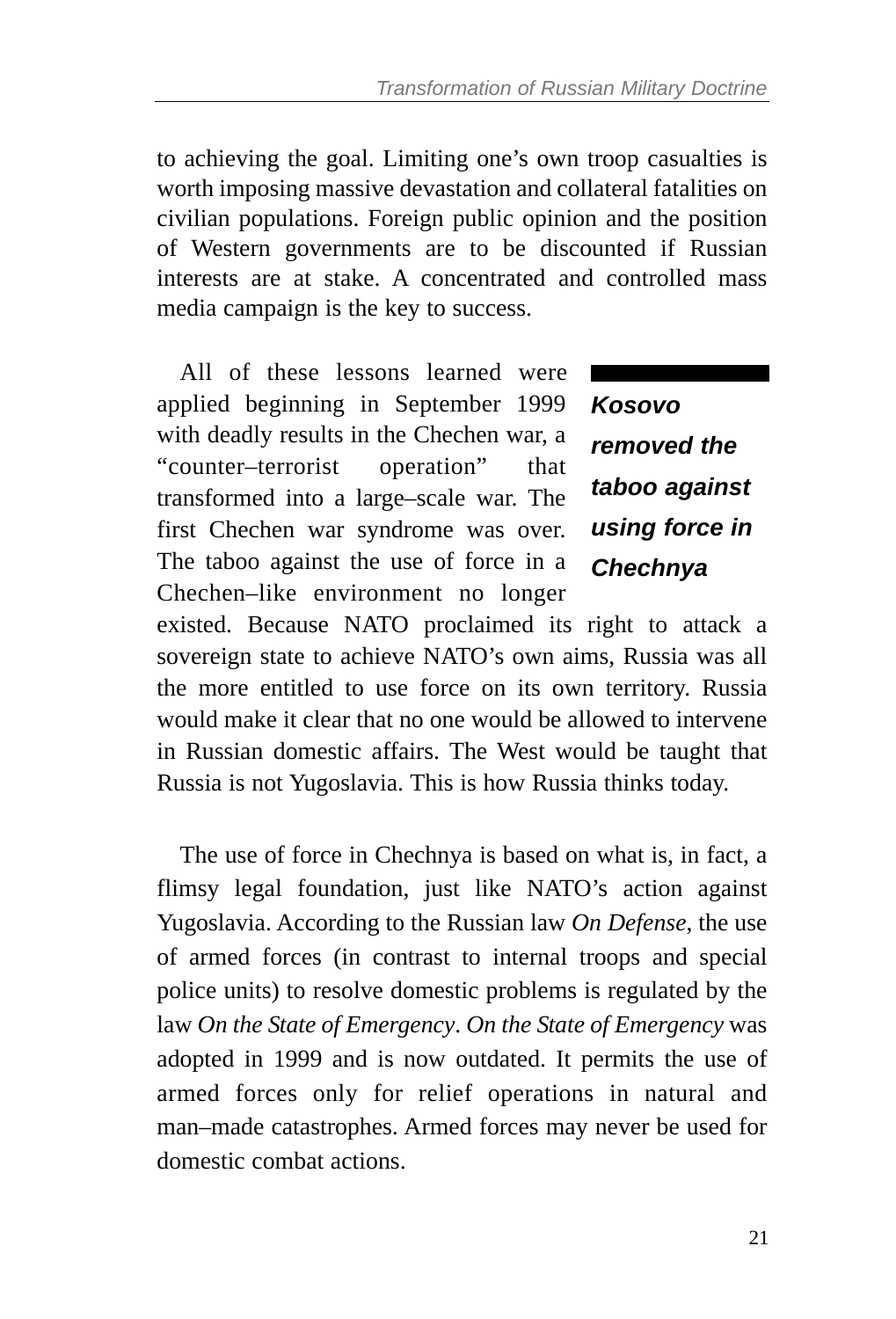to achieving the goal. Limiting one's own troop casualties is worth imposing massive devastation and collateral fatalities on civilian populations. Foreign public opinion and the position of Western governments are to be discounted if Russian interests are at stake. A concentrated and controlled mass media campaign is the key to success.

> ***Kosovo removed the taboo against using force in Chechnya***

All of these lessons learned were applied beginning in September 1999 with deadly results in the Chechen war, a "counter–terrorist operation" that transformed into a large–scale war. The first Chechen war syndrome was over. The taboo against the use of force in a Chechen–like environment no longer existed. Because NATO proclaimed its right to attack a sovereign state to achieve NATO's own aims, Russia was all the more entitled to use force on its own territory. Russia would make it clear that no one would be allowed to intervene in Russian domestic affairs. The West would be taught that Russia is not Yugoslavia. This is how Russia thinks today.

The use of force in Chechnya is based on what is, in fact, a flimsy legal foundation, just like NATO's action against Yugoslavia. According to the Russian law *On Defense*, the use of armed forces (in contrast to internal troops and special police units) to resolve domestic problems is regulated by the law *On the State of Emergency*. *On the State of Emergency* was adopted in 1999 and is now outdated. It permits the use of armed forces only for relief operations in natural and man–made catastrophes. Armed forces may never be used for domestic combat actions.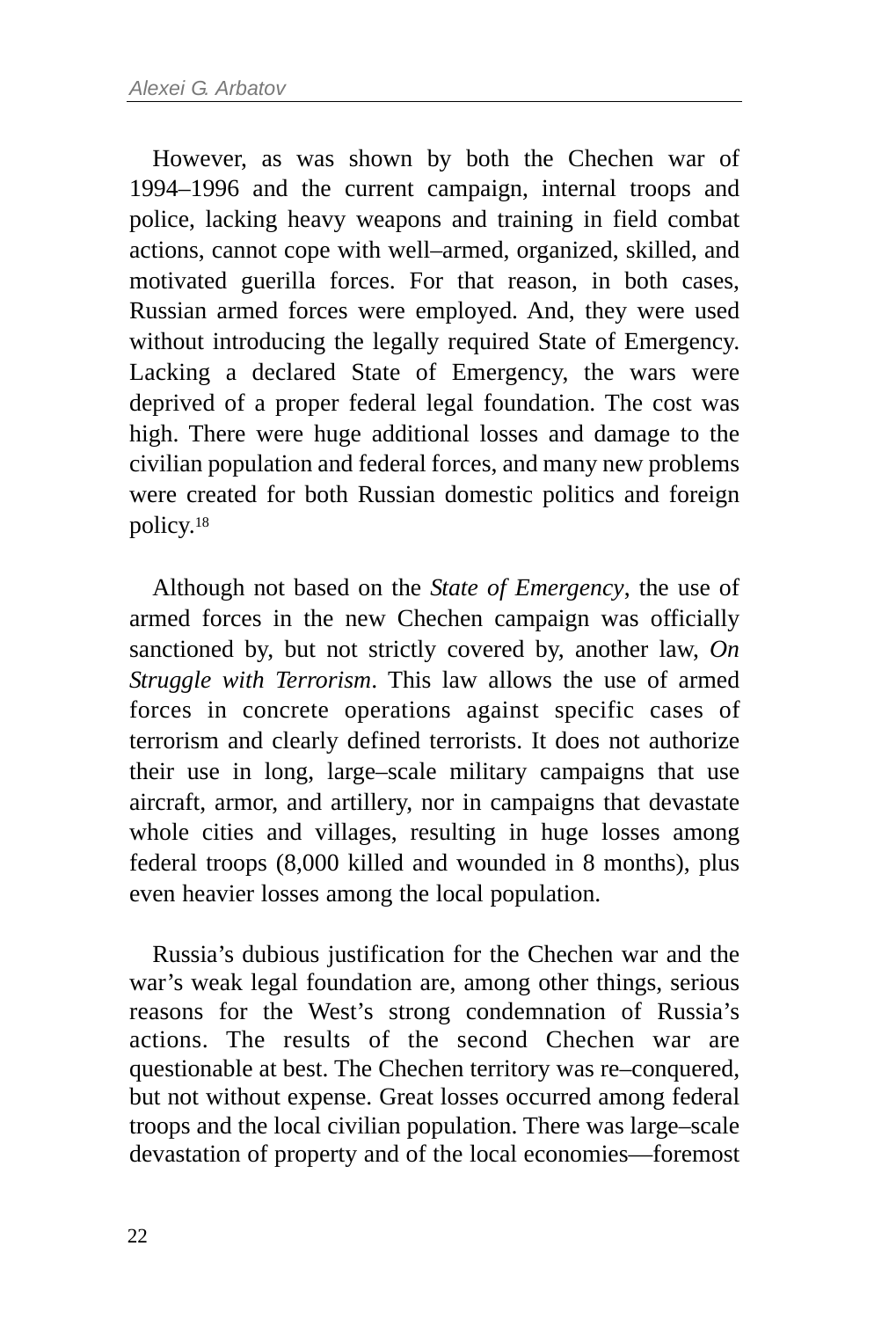However, as was shown by both the Chechen war of 1994–1996 and the current campaign, internal troops and police, lacking heavy weapons and training in field combat actions, cannot cope with well–armed, organized, skilled, and motivated guerilla forces. For that reason, in both cases, Russian armed forces were employed. And, they were used without introducing the legally required State of Emergency. Lacking a declared State of Emergency, the wars were deprived of a proper federal legal foundation. The cost was high. There were huge additional losses and damage to the civilian population and federal forces, and many new problems were created for both Russian domestic politics and foreign policy.[18]

Although not based on the *State of Emergency*, the use of armed forces in the new Chechen campaign was officially sanctioned by, but not strictly covered by, another law, *On Struggle with Terrorism*. This law allows the use of armed forces in concrete operations against specific cases of terrorism and clearly defined terrorists. It does not authorize their use in long, large–scale military campaigns that use aircraft, armor, and artillery, nor in campaigns that devastate whole cities and villages, resulting in huge losses among federal troops (8,000 killed and wounded in 8 months), plus even heavier losses among the local population.

Russia's dubious justification for the Chechen war and the war's weak legal foundation are, among other things, serious reasons for the West's strong condemnation of Russia's actions. The results of the second Chechen war are questionable at best. The Chechen territory was re–conquered, but not without expense. Great losses occurred among federal troops and the local civilian population. There was large–scale devastation of property and of the local economies—foremost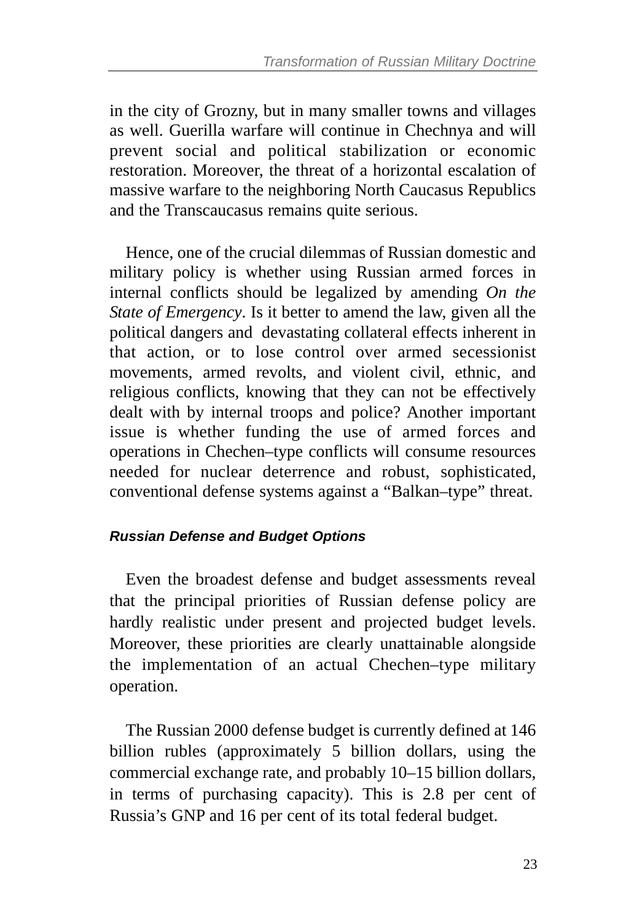in the city of Grozny, but in many smaller towns and villages as well. Guerilla warfare will continue in Chechnya and will prevent social and political stabilization or economic restoration. Moreover, the threat of a horizontal escalation of massive warfare to the neighboring North Caucasus Republics and the Transcaucasus remains quite serious.

Hence, one of the crucial dilemmas of Russian domestic and military policy is whether using Russian armed forces in internal conflicts should be legalized by amending *On the State of Emergency*. Is it better to amend the law, given all the political dangers and devastating collateral effects inherent in that action, or to lose control over armed secessionist movements, armed revolts, and violent civil, ethnic, and religious conflicts, knowing that they can not be effectively dealt with by internal troops and police? Another important issue is whether funding the use of armed forces and operations in Chechen–type conflicts will consume resources needed for nuclear deterrence and robust, sophisticated, conventional defense systems against a "Balkan–type" threat.

### Russian Defense and Budget Options

Even the broadest defense and budget assessments reveal that the principal priorities of Russian defense policy are hardly realistic under present and projected budget levels. Moreover, these priorities are clearly unattainable alongside the implementation of an actual Chechen–type military operation.

The Russian 2000 defense budget is currently defined at 146 billion rubles (approximately 5 billion dollars, using the commercial exchange rate, and probably 10–15 billion dollars, in terms of purchasing capacity). This is 2.8 per cent of Russia's GNP and 16 per cent of its total federal budget.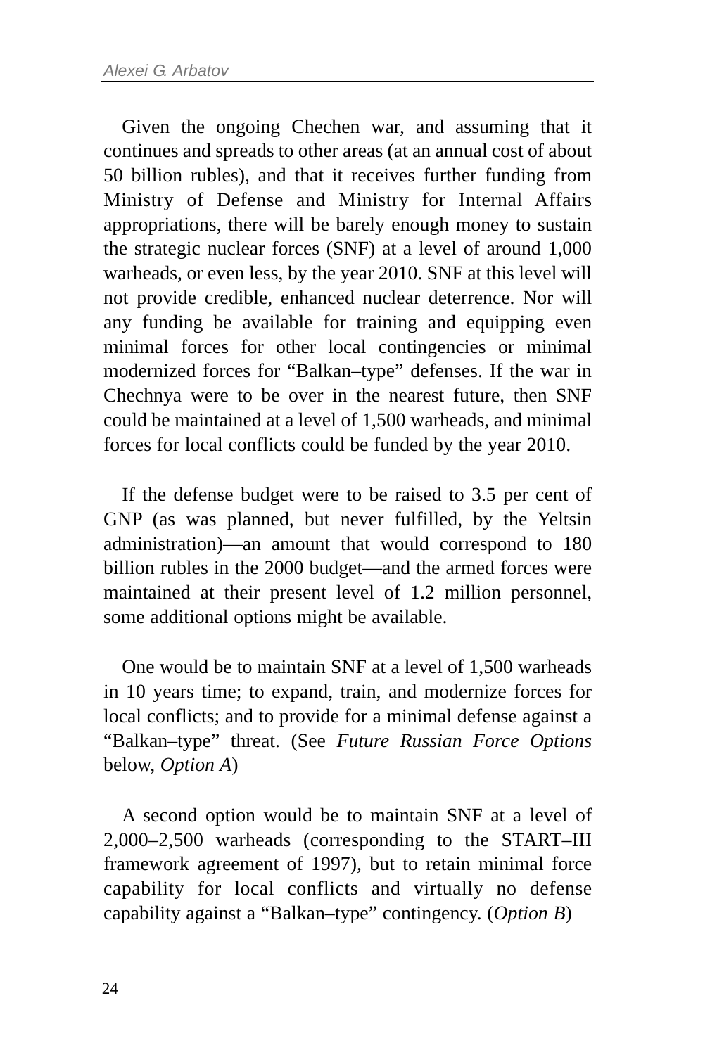Given the ongoing Chechen war, and assuming that it continues and spreads to other areas (at an annual cost of about 50 billion rubles), and that it receives further funding from Ministry of Defense and Ministry for Internal Affairs appropriations, there will be barely enough money to sustain the strategic nuclear forces (SNF) at a level of around 1,000 warheads, or even less, by the year 2010. SNF at this level will not provide credible, enhanced nuclear deterrence. Nor will any funding be available for training and equipping even minimal forces for other local contingencies or minimal modernized forces for “Balkan–type” defenses. If the war in Chechnya were to be over in the nearest future, then SNF could be maintained at a level of 1,500 warheads, and minimal forces for local conflicts could be funded by the year 2010.

If the defense budget were to be raised to 3.5 per cent of GNP (as was planned, but never fulfilled, by the Yeltsin administration)—an amount that would correspond to 180 billion rubles in the 2000 budget—and the armed forces were maintained at their present level of 1.2 million personnel, some additional options might be available.

One would be to maintain SNF at a level of 1,500 warheads in 10 years time; to expand, train, and modernize forces for local conflicts; and to provide for a minimal defense against a “Balkan–type” threat. (See *Future Russian Force Options* below, *Option A*)

A second option would be to maintain SNF at a level of 2,000–2,500 warheads (corresponding to the START–III framework agreement of 1997), but to retain minimal force capability for local conflicts and virtually no defense capability against a “Balkan–type” contingency. (*Option B*)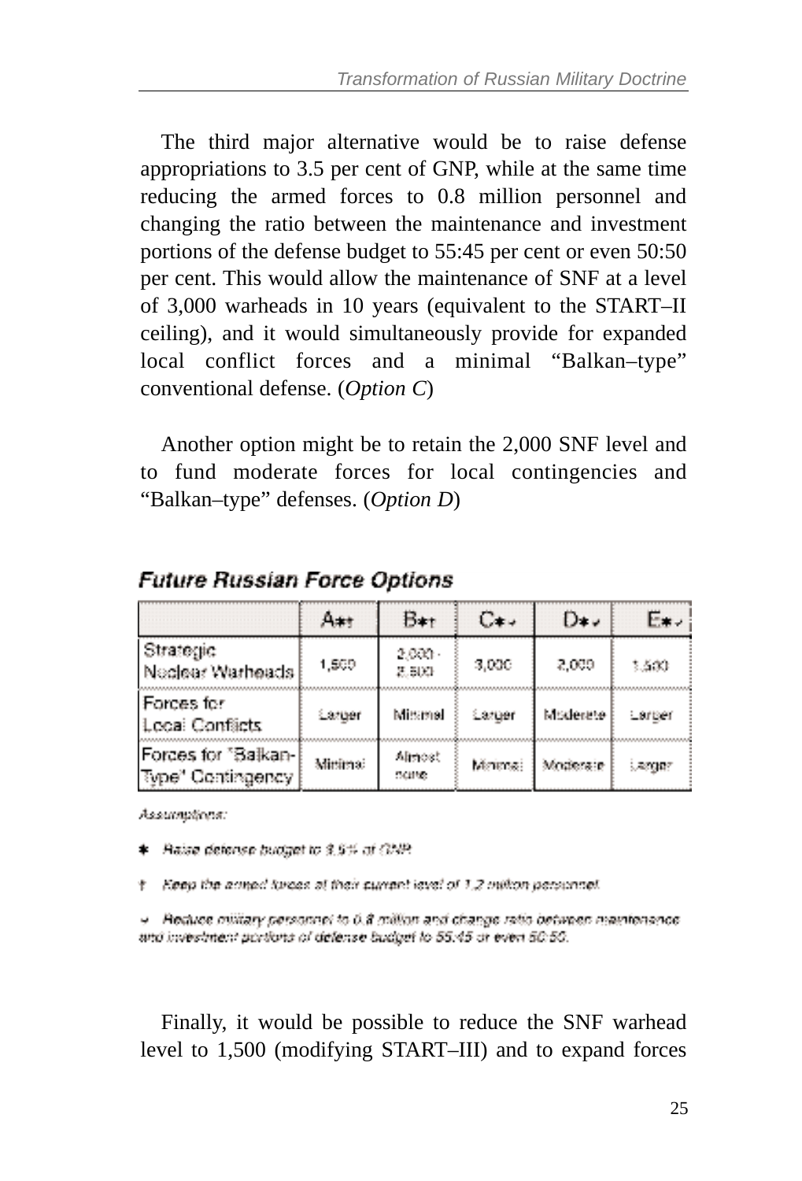The third major alternative would be to raise defense appropriations to 3.5 per cent of GNP, while at the same time reducing the armed forces to 0.8 million personnel and changing the ratio between the maintenance and investment portions of the defense budget to 55:45 per cent or even 50:50 per cent. This would allow the maintenance of SNF at a level of 3,000 warheads in 10 years (equivalent to the START–II ceiling), and it would simultaneously provide for expanded local conflict forces and a minimal "Balkan–type" conventional defense. (*Option C*)

Another option might be to retain the 2,000 SNF level and to fund moderate forces for local contingencies and "Balkan–type" defenses. (*Option D*)

**Future Russian Force Options**

| | A*† | B*† | C*⌄ | D*⌄ | E*⌄ |
|---|---|---|---|---|---|
| Strategic Nuclear Warheads | 1,500 | 2,000 - 2,500 | 3,000 | 2,000 | 1,500 |
| Forces for Local Conflicts | Larger | Minimal | Larger | Moderate | Larger |
| Forces for "Balkan-Type" Contingency | Minimal | Almost none | Minimal | Moderate | Larger |

*Assumptions:*

\* *Raise defense budget to 3.5% of GNP.*

† *Keep the armed forces at their current level of 1.2 million personnel.*

⌄ *Reduce military personnel to 0.8 million and change ratio between maintenance and investment portions of defense budget to 55:45 or even 50:50.*

Finally, it would be possible to reduce the SNF warhead level to 1,500 (modifying START–III) and to expand forces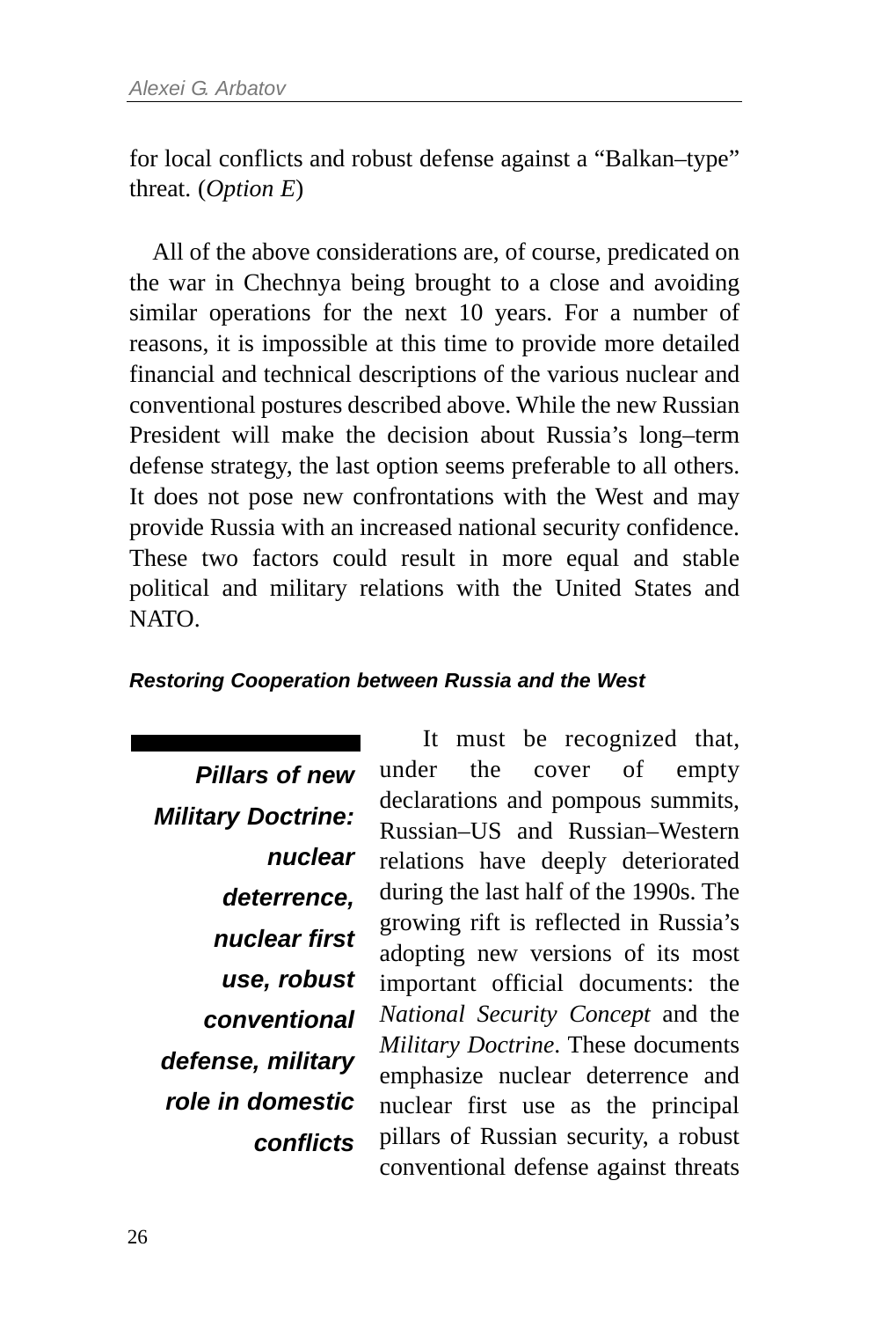for local conflicts and robust defense against a “Balkan–type” threat. (*Option E*)

All of the above considerations are, of course, predicated on the war in Chechnya being brought to a close and avoiding similar operations for the next 10 years. For a number of reasons, it is impossible at this time to provide more detailed financial and technical descriptions of the various nuclear and conventional postures described above. While the new Russian President will make the decision about Russia’s long–term defense strategy, the last option seems preferable to all others. It does not pose new confrontations with the West and may provide Russia with an increased national security confidence. These two factors could result in more equal and stable political and military relations with the United States and NATO.

### *Restoring Cooperation between Russia and the West*

***Pillars of new Military Doctrine: nuclear deterrence, nuclear first use, robust conventional defense, military role in domestic conflicts***

It must be recognized that, under the cover of empty declarations and pompous summits, Russian–US and Russian–Western relations have deeply deteriorated during the last half of the 1990s. The growing rift is reflected in Russia’s adopting new versions of its most important official documents: the *National Security Concept* and the *Military Doctrine*. These documents emphasize nuclear deterrence and nuclear first use as the principal pillars of Russian security, a robust conventional defense against threats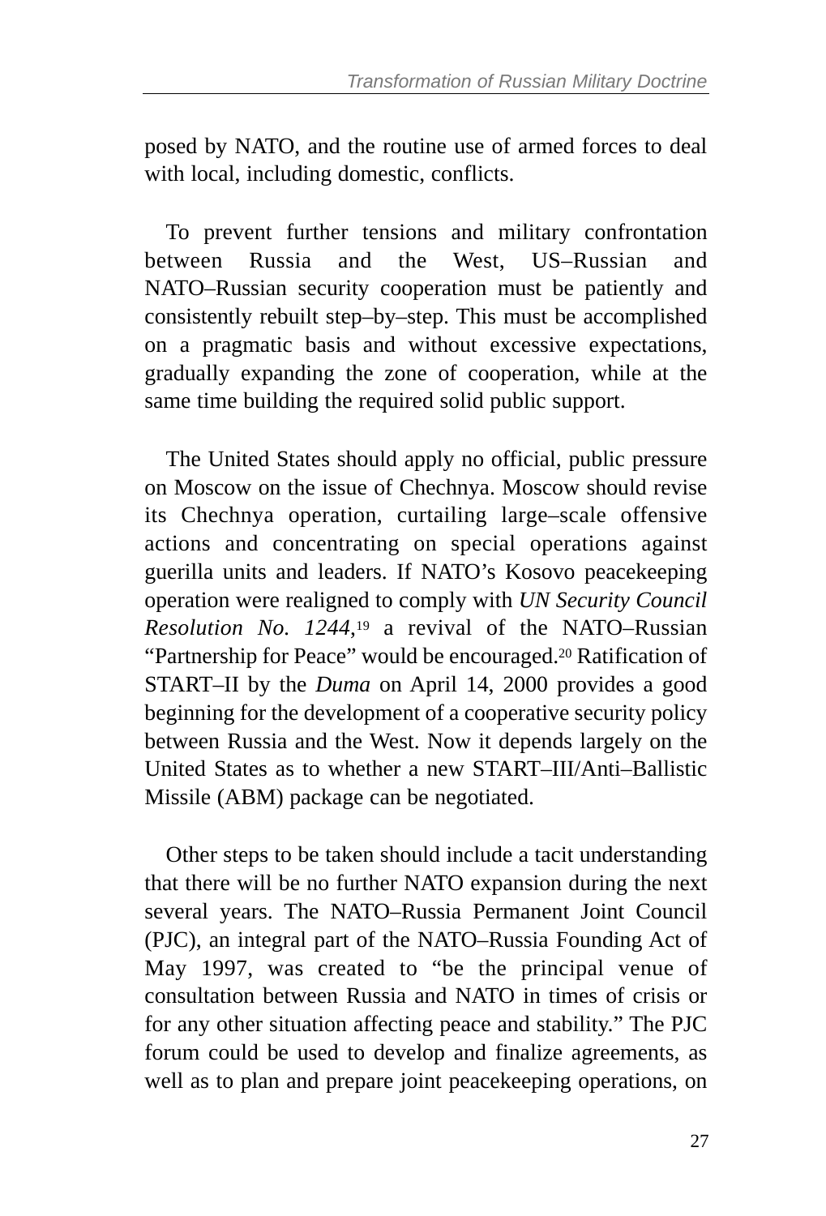posed by NATO, and the routine use of armed forces to deal with local, including domestic, conflicts.

To prevent further tensions and military confrontation between Russia and the West, US–Russian and NATO–Russian security cooperation must be patiently and consistently rebuilt step–by–step. This must be accomplished on a pragmatic basis and without excessive expectations, gradually expanding the zone of cooperation, while at the same time building the required solid public support.

The United States should apply no official, public pressure on Moscow on the issue of Chechnya. Moscow should revise its Chechnya operation, curtailing large–scale offensive actions and concentrating on special operations against guerilla units and leaders. If NATO's Kosovo peacekeeping operation were realigned to comply with *UN Security Council Resolution No. 1244*,[19] a revival of the NATO–Russian "Partnership for Peace" would be encouraged.[20] Ratification of START–II by the *Duma* on April 14, 2000 provides a good beginning for the development of a cooperative security policy between Russia and the West. Now it depends largely on the United States as to whether a new START–III/Anti–Ballistic Missile (ABM) package can be negotiated.

Other steps to be taken should include a tacit understanding that there will be no further NATO expansion during the next several years. The NATO–Russia Permanent Joint Council (PJC), an integral part of the NATO–Russia Founding Act of May 1997, was created to "be the principal venue of consultation between Russia and NATO in times of crisis or for any other situation affecting peace and stability." The PJC forum could be used to develop and finalize agreements, as well as to plan and prepare joint peacekeeping operations, on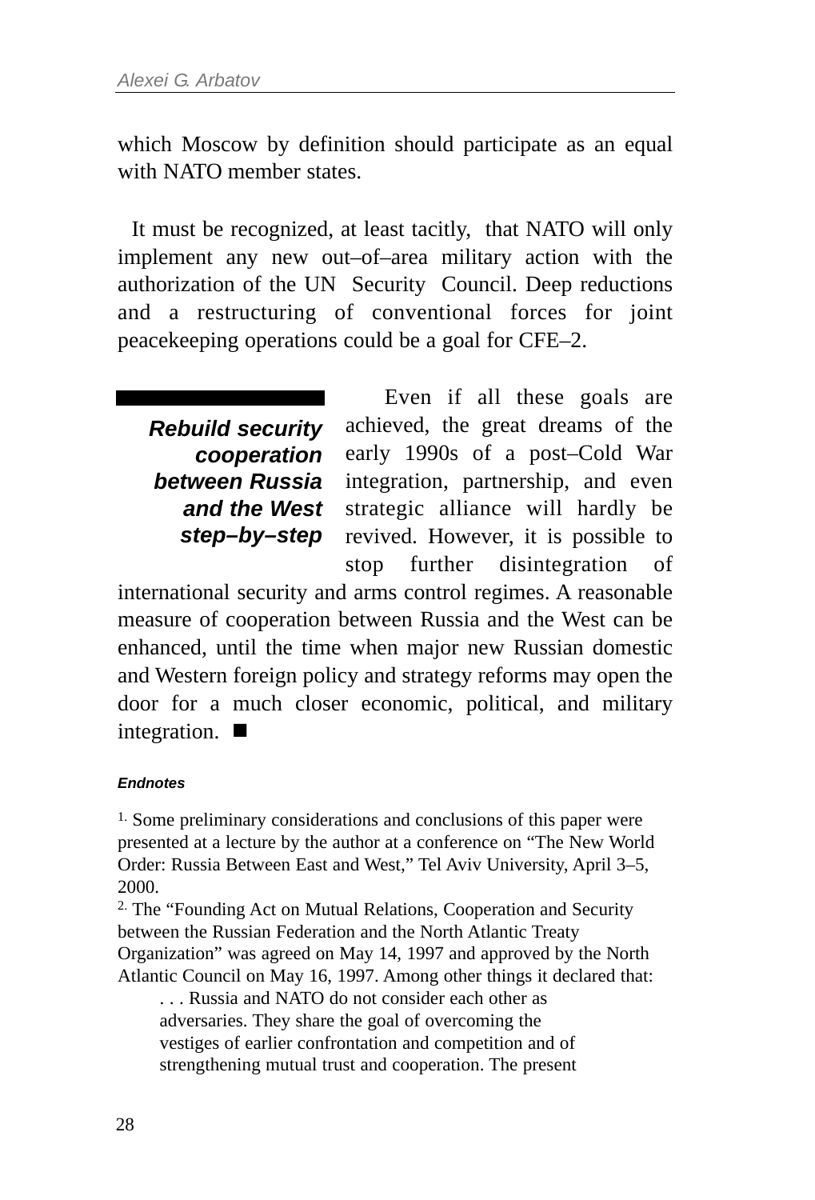which Moscow by definition should participate as an equal with NATO member states.

It must be recognized, at least tacitly, that NATO will only implement any new out–of–area military action with the authorization of the UN Security Council. Deep reductions and a restructuring of conventional forces for joint peacekeeping operations could be a goal for CFE–2.

***Rebuild security cooperation between Russia and the West step–by–step***

Even if all these goals are achieved, the great dreams of the early 1990s of a post–Cold War integration, partnership, and even strategic alliance will hardly be revived. However, it is possible to stop further disintegration of international security and arms control regimes. A reasonable measure of cooperation between Russia and the West can be enhanced, until the time when major new Russian domestic and Western foreign policy and strategy reforms may open the door for a much closer economic, political, and military integration. ■

#### Endnotes

1. Some preliminary considerations and conclusions of this paper were presented at a lecture by the author at a conference on "The New World Order: Russia Between East and West," Tel Aviv University, April 3–5, 2000.

2. The "Founding Act on Mutual Relations, Cooperation and Security between the Russian Federation and the North Atlantic Treaty Organization" was agreed on May 14, 1997 and approved by the North Atlantic Council on May 16, 1997. Among other things it declared that:

> . . . Russia and NATO do not consider each other as adversaries. They share the goal of overcoming the vestiges of earlier confrontation and competition and of strengthening mutual trust and cooperation. The present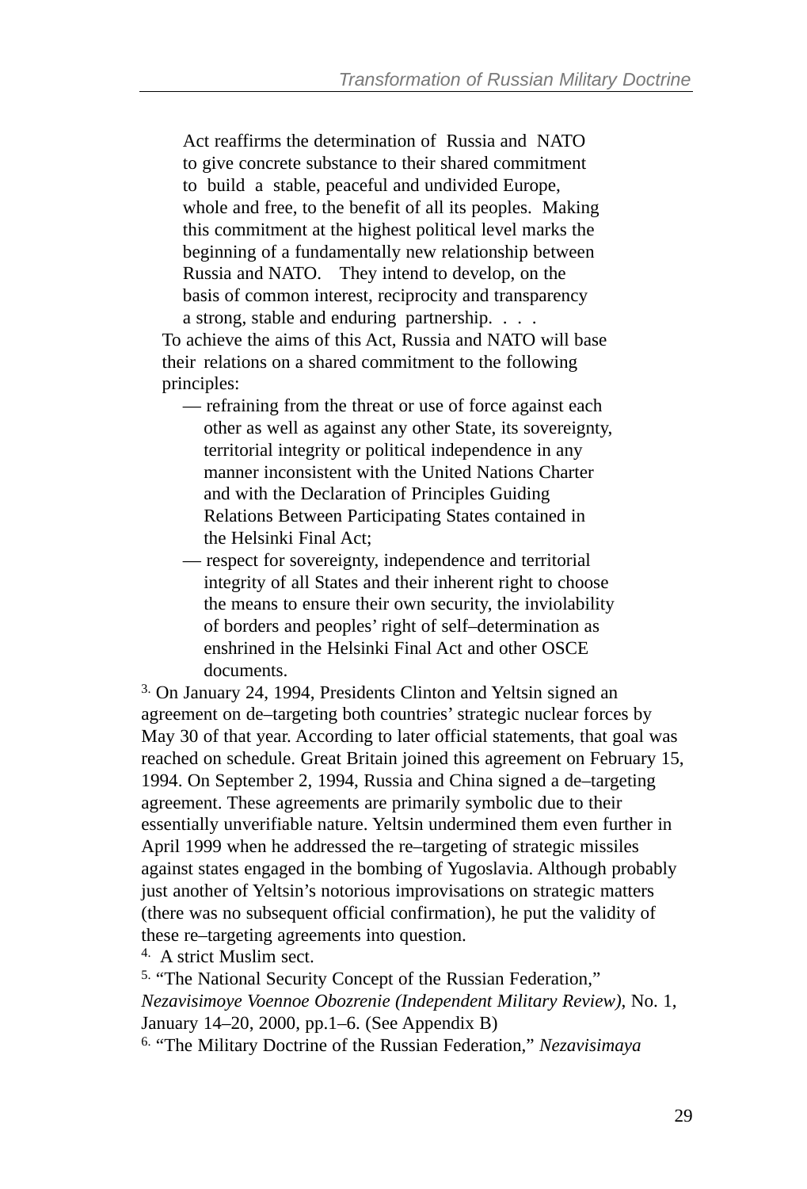> Act reaffirms the determination of Russia and NATO to give concrete substance to their shared commitment to build a stable, peaceful and undivided Europe, whole and free, to the benefit of all its peoples. Making this commitment at the highest political level marks the beginning of a fundamentally new relationship between Russia and NATO. They intend to develop, on the basis of common interest, reciprocity and transparency a strong, stable and enduring partnership. . . .

To achieve the aims of this Act, Russia and NATO will base their relations on a shared commitment to the following principles:

- — refraining from the threat or use of force against each other as well as against any other State, its sovereignty, territorial integrity or political independence in any manner inconsistent with the United Nations Charter and with the Declaration of Principles Guiding Relations Between Participating States contained in the Helsinki Final Act;
- — respect for sovereignty, independence and territorial integrity of all States and their inherent right to choose the means to ensure their own security, the inviolability of borders and peoples' right of self–determination as enshrined in the Helsinki Final Act and other OSCE documents.

[3] On January 24, 1994, Presidents Clinton and Yeltsin signed an agreement on de–targeting both countries' strategic nuclear forces by May 30 of that year. According to later official statements, that goal was reached on schedule. Great Britain joined this agreement on February 15, 1994. On September 2, 1994, Russia and China signed a de–targeting agreement. These agreements are primarily symbolic due to their essentially unverifiable nature. Yeltsin undermined them even further in April 1999 when he addressed the re–targeting of strategic missiles against states engaged in the bombing of Yugoslavia. Although probably just another of Yeltsin's notorious improvisations on strategic matters (there was no subsequent official confirmation), he put the validity of these re–targeting agreements into question.

[4] A strict Muslim sect.

[5] "The National Security Concept of the Russian Federation," *Nezavisimoye Voennoe Obozrenie (Independent Military Review)*, No. 1, January 14–20, 2000, pp.1–6. (See Appendix B)

[6] "The Military Doctrine of the Russian Federation," *Nezavisimaya*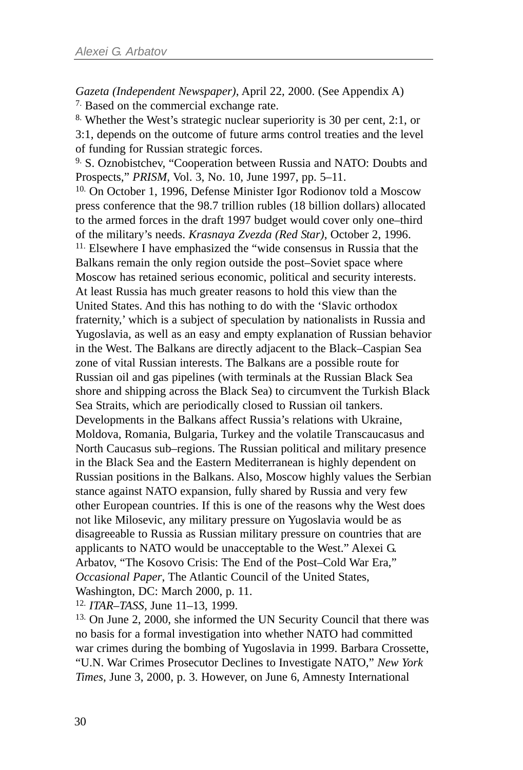*Gazeta (Independent Newspaper)*, April 22, 2000. (See Appendix A)

[7] Based on the commercial exchange rate.

[8] Whether the West's strategic nuclear superiority is 30 per cent, 2:1, or 3:1, depends on the outcome of future arms control treaties and the level of funding for Russian strategic forces.

[9] S. Oznobistchev, "Cooperation between Russia and NATO: Doubts and Prospects," *PRISM*, Vol. 3, No. 10, June 1997, pp. 5–11.

[10] On October 1, 1996, Defense Minister Igor Rodionov told a Moscow press conference that the 98.7 trillion rubles (18 billion dollars) allocated to the armed forces in the draft 1997 budget would cover only one–third of the military's needs. *Krasnaya Zvezda (Red Star)*, October 2, 1996.

[11] Elsewhere I have emphasized the "wide consensus in Russia that the Balkans remain the only region outside the post–Soviet space where Moscow has retained serious economic, political and security interests. At least Russia has much greater reasons to hold this view than the United States. And this has nothing to do with the 'Slavic orthodox fraternity,' which is a subject of speculation by nationalists in Russia and Yugoslavia, as well as an easy and empty explanation of Russian behavior in the West. The Balkans are directly adjacent to the Black–Caspian Sea zone of vital Russian interests. The Balkans are a possible route for Russian oil and gas pipelines (with terminals at the Russian Black Sea shore and shipping across the Black Sea) to circumvent the Turkish Black Sea Straits, which are periodically closed to Russian oil tankers. Developments in the Balkans affect Russia's relations with Ukraine, Moldova, Romania, Bulgaria, Turkey and the volatile Transcaucasus and North Caucasus sub–regions. The Russian political and military presence in the Black Sea and the Eastern Mediterranean is highly dependent on Russian positions in the Balkans. Also, Moscow highly values the Serbian stance against NATO expansion, fully shared by Russia and very few other European countries. If this is one of the reasons why the West does not like Milosevic, any military pressure on Yugoslavia would be as disagreeable to Russia as Russian military pressure on countries that are applicants to NATO would be unacceptable to the West." Alexei G. Arbatov, "The Kosovo Crisis: The End of the Post–Cold War Era," *Occasional Paper*, The Atlantic Council of the United States, Washington, DC: March 2000, p. 11.

[12] *ITAR–TASS*, June 11–13, 1999.

[13] On June 2, 2000, she informed the UN Security Council that there was no basis for a formal investigation into whether NATO had committed war crimes during the bombing of Yugoslavia in 1999. Barbara Crossette, "U.N. War Crimes Prosecutor Declines to Investigate NATO," *New York Times*, June 3, 2000, p. 3. However, on June 6, Amnesty International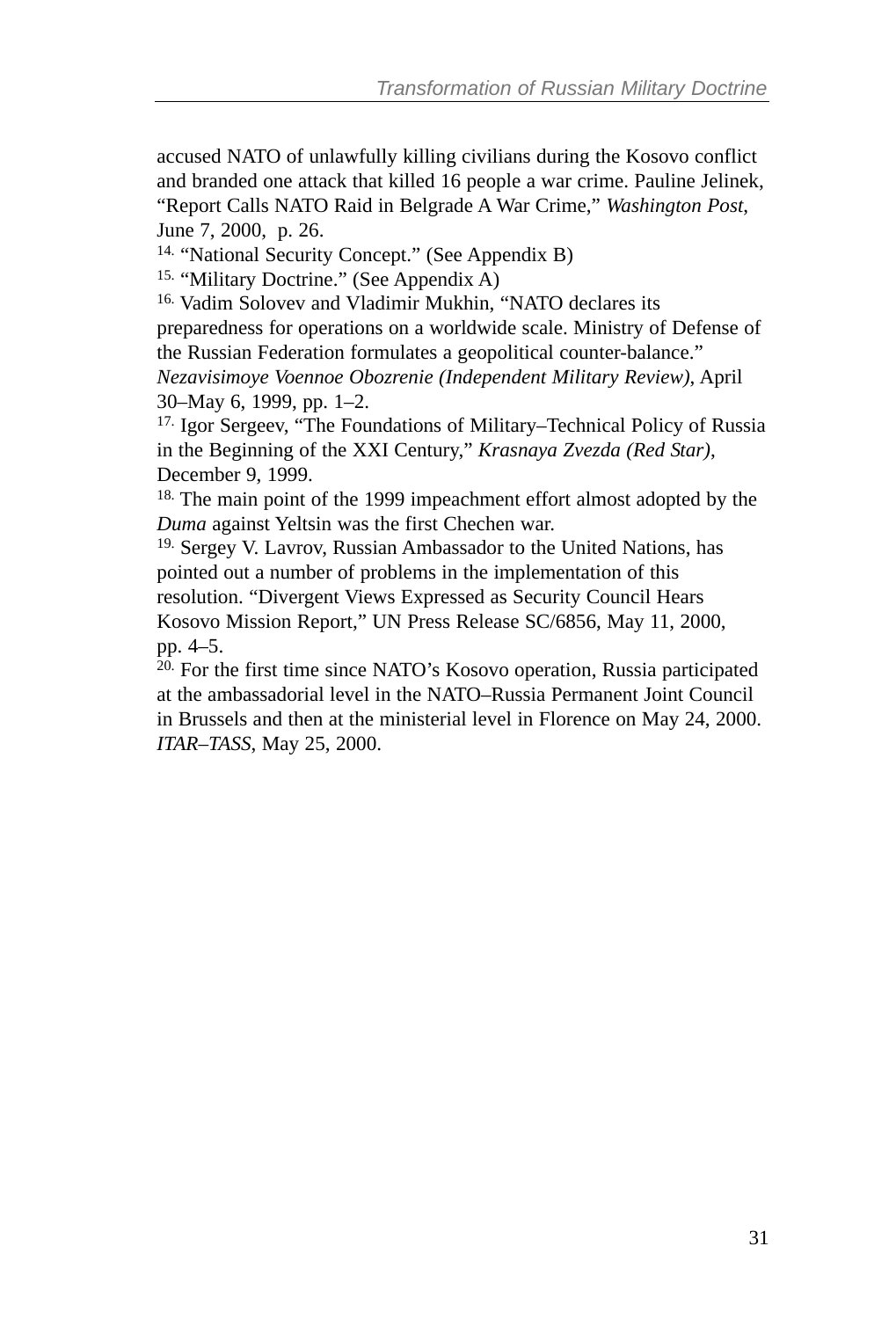accused NATO of unlawfully killing civilians during the Kosovo conflict and branded one attack that killed 16 people a war crime. Pauline Jelinek, "Report Calls NATO Raid in Belgrade A War Crime," *Washington Post*, June 7, 2000, p. 26.

[14.] "National Security Concept." (See Appendix B)

[15.] "Military Doctrine." (See Appendix A)

[16.] Vadim Solovev and Vladimir Mukhin, "NATO declares its preparedness for operations on a worldwide scale. Ministry of Defense of the Russian Federation formulates a geopolitical counter-balance." *Nezavisimoye Voennoe Obozrenie (Independent Military Review)*, April 30–May 6, 1999, pp. 1–2.

[17.] Igor Sergeev, "The Foundations of Military–Technical Policy of Russia in the Beginning of the XXI Century," *Krasnaya Zvezda (Red Star)*, December 9, 1999.

[18.] The main point of the 1999 impeachment effort almost adopted by the *Duma* against Yeltsin was the first Chechen war.

[19.] Sergey V. Lavrov, Russian Ambassador to the United Nations, has pointed out a number of problems in the implementation of this resolution. "Divergent Views Expressed as Security Council Hears Kosovo Mission Report," UN Press Release SC/6856, May 11, 2000, pp. 4–5.

[20.] For the first time since NATO's Kosovo operation, Russia participated at the ambassadorial level in the NATO–Russia Permanent Joint Council in Brussels and then at the ministerial level in Florence on May 24, 2000. *ITAR–TASS*, May 25, 2000.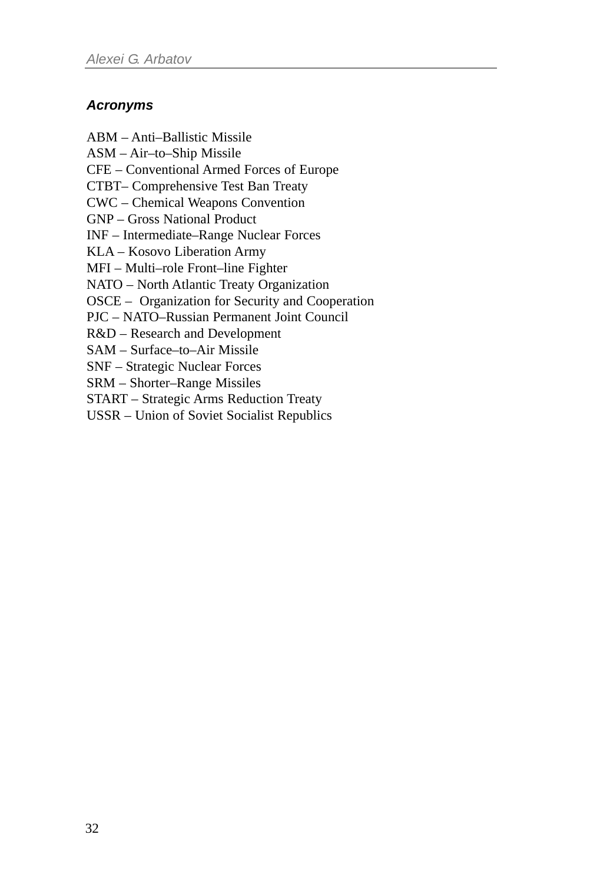### *Acronyms*

ABM – Anti–Ballistic Missile
ASM – Air–to–Ship Missile
CFE – Conventional Armed Forces of Europe
CTBT– Comprehensive Test Ban Treaty
CWC – Chemical Weapons Convention
GNP – Gross National Product
INF – Intermediate–Range Nuclear Forces
KLA – Kosovo Liberation Army
MFI – Multi–role Front–line Fighter
NATO – North Atlantic Treaty Organization
OSCE – Organization for Security and Cooperation
PJC – NATO–Russian Permanent Joint Council
R&D – Research and Development
SAM – Surface–to–Air Missile
SNF – Strategic Nuclear Forces
SRM – Shorter–Range Missiles
START – Strategic Arms Reduction Treaty
USSR – Union of Soviet Socialist Republics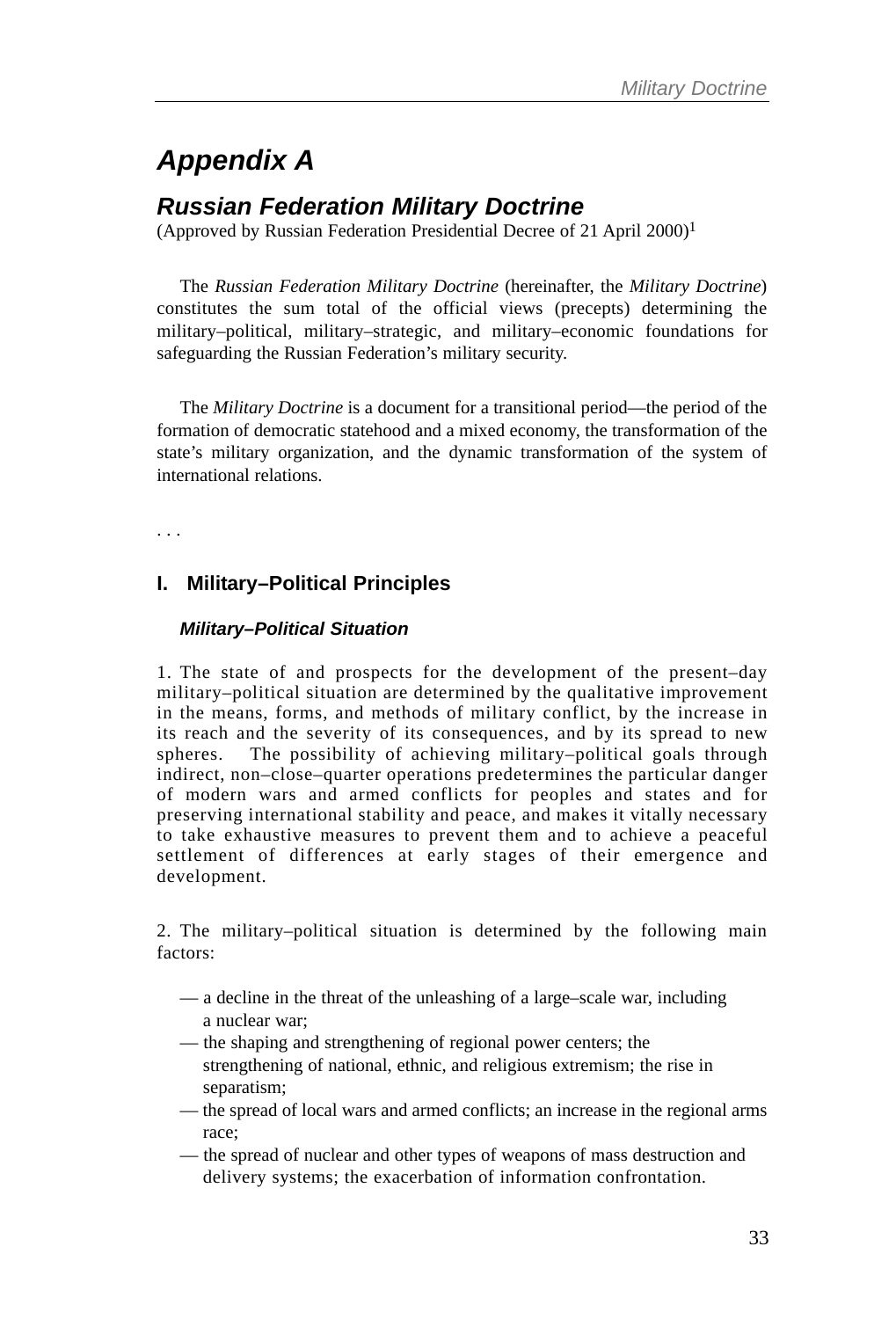# Appendix A

## Russian Federation Military Doctrine

(Approved by Russian Federation Presidential Decree of 21 April 2000)[1]

The *Russian Federation Military Doctrine* (hereinafter, the *Military Doctrine*) constitutes the sum total of the official views (precepts) determining the military–political, military–strategic, and military–economic foundations for safeguarding the Russian Federation's military security.

The *Military Doctrine* is a document for a transitional period—the period of the formation of democratic statehood and a mixed economy, the transformation of the state's military organization, and the dynamic transformation of the system of international relations.

. . .

### I. Military–Political Principles

#### *Military–Political Situation*

1. The state of and prospects for the development of the present–day military–political situation are determined by the qualitative improvement in the means, forms, and methods of military conflict, by the increase in its reach and the severity of its consequences, and by its spread to new spheres. The possibility of achieving military–political goals through indirect, non–close–quarter operations predetermines the particular danger of modern wars and armed conflicts for peoples and states and for preserving international stability and peace, and makes it vitally necessary to take exhaustive measures to prevent them and to achieve a peaceful settlement of differences at early stages of their emergence and development.

2. The military–political situation is determined by the following main factors:

- — a decline in the threat of the unleashing of a large–scale war, including a nuclear war;
- — the shaping and strengthening of regional power centers; the strengthening of national, ethnic, and religious extremism; the rise in separatism;
- — the spread of local wars and armed conflicts; an increase in the regional arms race;
- — the spread of nuclear and other types of weapons of mass destruction and delivery systems; the exacerbation of information confrontation.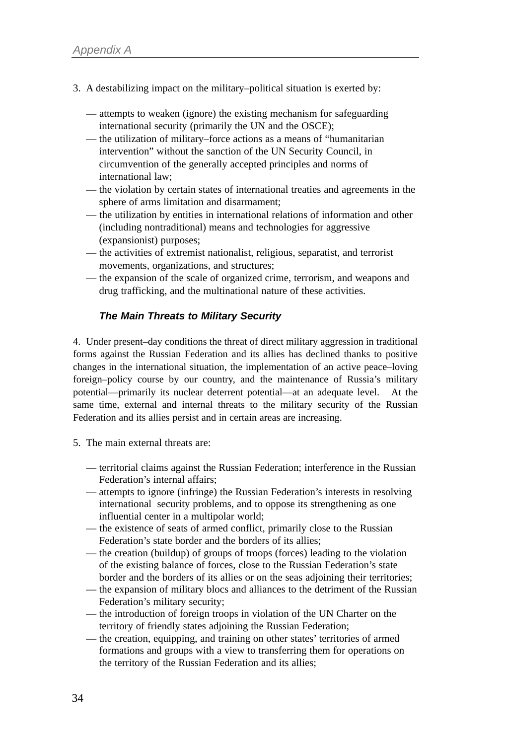3. A destabilizing impact on the military–political situation is exerted by:

- — attempts to weaken (ignore) the existing mechanism for safeguarding international security (primarily the UN and the OSCE);
- — the utilization of military–force actions as a means of "humanitarian intervention" without the sanction of the UN Security Council, in circumvention of the generally accepted principles and norms of international law;
- — the violation by certain states of international treaties and agreements in the sphere of arms limitation and disarmament;
- — the utilization by entities in international relations of information and other (including nontraditional) means and technologies for aggressive (expansionist) purposes;
- — the activities of extremist nationalist, religious, separatist, and terrorist movements, organizations, and structures;
- — the expansion of the scale of organized crime, terrorism, and weapons and drug trafficking, and the multinational nature of these activities.

***The Main Threats to Military Security***

4. Under present–day conditions the threat of direct military aggression in traditional forms against the Russian Federation and its allies has declined thanks to positive changes in the international situation, the implementation of an active peace–loving foreign–policy course by our country, and the maintenance of Russia's military potential—primarily its nuclear deterrent potential—at an adequate level. At the same time, external and internal threats to the military security of the Russian Federation and its allies persist and in certain areas are increasing.

5. The main external threats are:

- — territorial claims against the Russian Federation; interference in the Russian Federation's internal affairs;
- — attempts to ignore (infringe) the Russian Federation's interests in resolving international security problems, and to oppose its strengthening as one influential center in a multipolar world;
- — the existence of seats of armed conflict, primarily close to the Russian Federation's state border and the borders of its allies;
- — the creation (buildup) of groups of troops (forces) leading to the violation of the existing balance of forces, close to the Russian Federation's state border and the borders of its allies or on the seas adjoining their territories;
- — the expansion of military blocs and alliances to the detriment of the Russian Federation's military security;
- — the introduction of foreign troops in violation of the UN Charter on the territory of friendly states adjoining the Russian Federation;
- — the creation, equipping, and training on other states' territories of armed formations and groups with a view to transferring them for operations on the territory of the Russian Federation and its allies;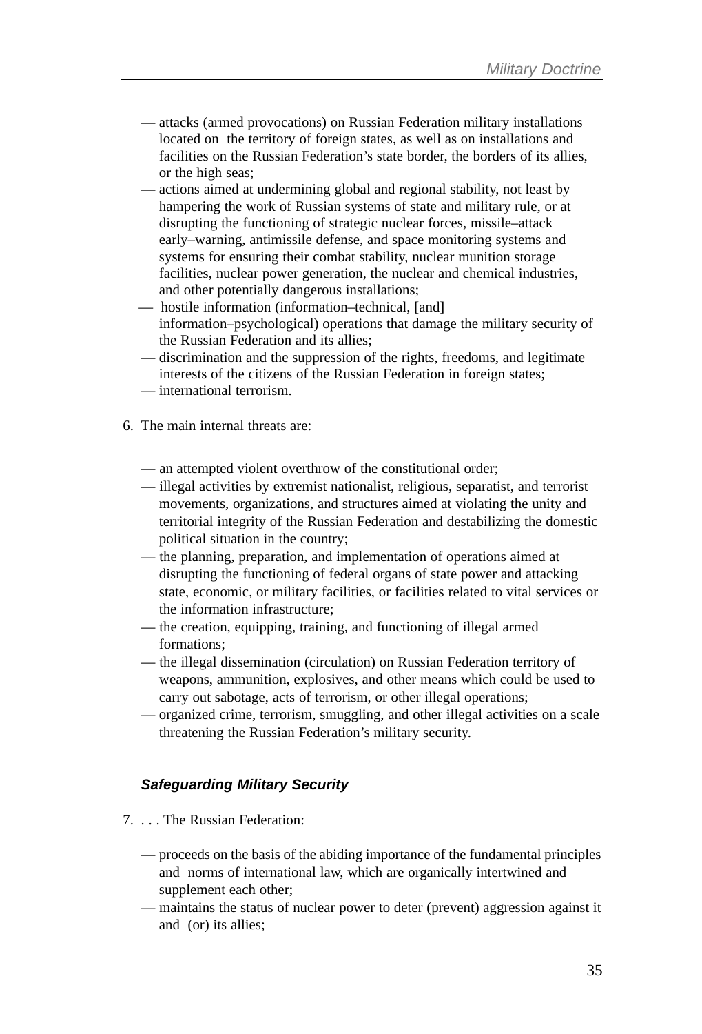— attacks (armed provocations) on Russian Federation military installations located on the territory of foreign states, as well as on installations and facilities on the Russian Federation's state border, the borders of its allies, or the high seas;

— actions aimed at undermining global and regional stability, not least by hampering the work of Russian systems of state and military rule, or at disrupting the functioning of strategic nuclear forces, missile–attack early–warning, antimissile defense, and space monitoring systems and systems for ensuring their combat stability, nuclear munition storage facilities, nuclear power generation, the nuclear and chemical industries, and other potentially dangerous installations;

— hostile information (information–technical, [and] information–psychological) operations that damage the military security of the Russian Federation and its allies;

— discrimination and the suppression of the rights, freedoms, and legitimate interests of the citizens of the Russian Federation in foreign states;

— international terrorism.

6. The main internal threats are:

— an attempted violent overthrow of the constitutional order;

— illegal activities by extremist nationalist, religious, separatist, and terrorist movements, organizations, and structures aimed at violating the unity and territorial integrity of the Russian Federation and destabilizing the domestic political situation in the country;

— the planning, preparation, and implementation of operations aimed at disrupting the functioning of federal organs of state power and attacking state, economic, or military facilities, or facilities related to vital services or the information infrastructure;

— the creation, equipping, training, and functioning of illegal armed formations;

— the illegal dissemination (circulation) on Russian Federation territory of weapons, ammunition, explosives, and other means which could be used to carry out sabotage, acts of terrorism, or other illegal operations;

— organized crime, terrorism, smuggling, and other illegal activities on a scale threatening the Russian Federation's military security.

### *Safeguarding Military Security*

7. . . . The Russian Federation:

— proceeds on the basis of the abiding importance of the fundamental principles and norms of international law, which are organically intertwined and supplement each other;

— maintains the status of nuclear power to deter (prevent) aggression against it and (or) its allies;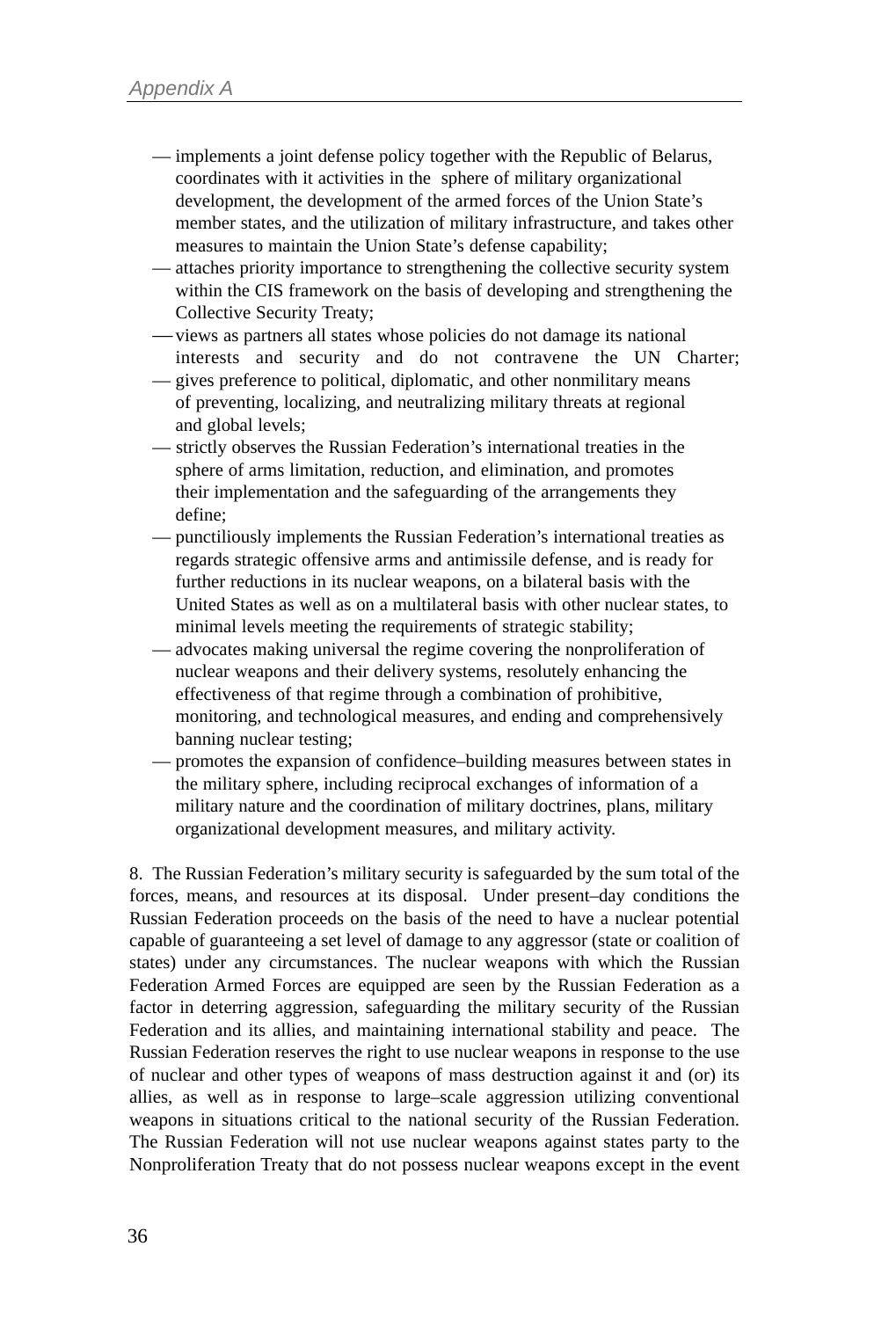— implements a joint defense policy together with the Republic of Belarus, coordinates with it activities in the sphere of military organizational development, the development of the armed forces of the Union State's member states, and the utilization of military infrastructure, and takes other measures to maintain the Union State's defense capability;

— attaches priority importance to strengthening the collective security system within the CIS framework on the basis of developing and strengthening the Collective Security Treaty;

— views as partners all states whose policies do not damage its national interests and security and do not contravene the UN Charter;

— gives preference to political, diplomatic, and other nonmilitary means of preventing, localizing, and neutralizing military threats at regional and global levels;

— strictly observes the Russian Federation's international treaties in the sphere of arms limitation, reduction, and elimination, and promotes their implementation and the safeguarding of the arrangements they define;

— punctiliously implements the Russian Federation's international treaties as regards strategic offensive arms and antimissile defense, and is ready for further reductions in its nuclear weapons, on a bilateral basis with the United States as well as on a multilateral basis with other nuclear states, to minimal levels meeting the requirements of strategic stability;

— advocates making universal the regime covering the nonproliferation of nuclear weapons and their delivery systems, resolutely enhancing the effectiveness of that regime through a combination of prohibitive, monitoring, and technological measures, and ending and comprehensively banning nuclear testing;

— promotes the expansion of confidence–building measures between states in the military sphere, including reciprocal exchanges of information of a military nature and the coordination of military doctrines, plans, military organizational development measures, and military activity.

8. The Russian Federation's military security is safeguarded by the sum total of the forces, means, and resources at its disposal. Under present–day conditions the Russian Federation proceeds on the basis of the need to have a nuclear potential capable of guaranteeing a set level of damage to any aggressor (state or coalition of states) under any circumstances. The nuclear weapons with which the Russian Federation Armed Forces are equipped are seen by the Russian Federation as a factor in deterring aggression, safeguarding the military security of the Russian Federation and its allies, and maintaining international stability and peace. The Russian Federation reserves the right to use nuclear weapons in response to the use of nuclear and other types of weapons of mass destruction against it and (or) its allies, as well as in response to large–scale aggression utilizing conventional weapons in situations critical to the national security of the Russian Federation. The Russian Federation will not use nuclear weapons against states party to the Nonproliferation Treaty that do not possess nuclear weapons except in the event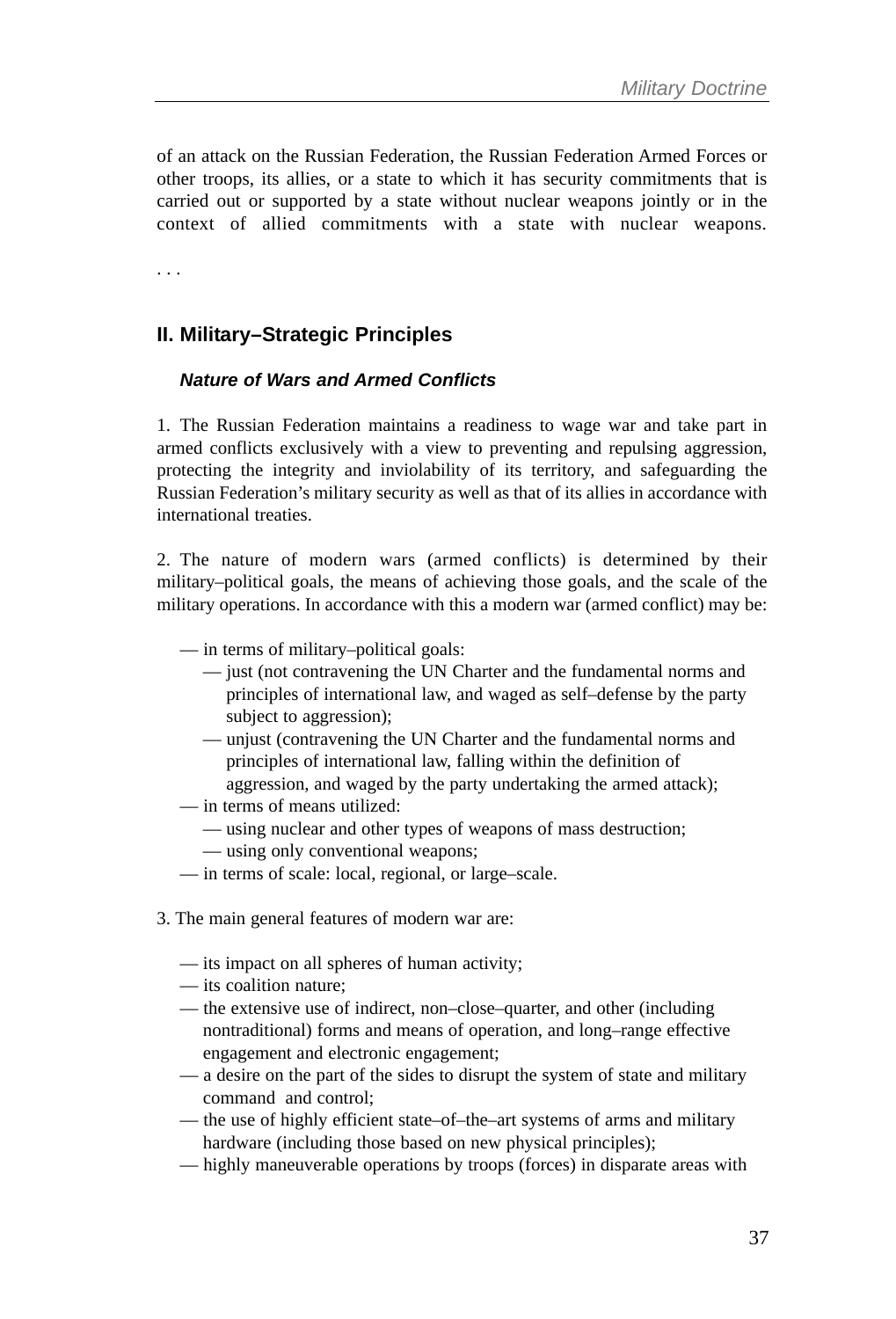of an attack on the Russian Federation, the Russian Federation Armed Forces or other troops, its allies, or a state to which it has security commitments that is carried out or supported by a state without nuclear weapons jointly or in the context of allied commitments with a state with nuclear weapons.

. . .

## II. Military–Strategic Principles

### *Nature of Wars and Armed Conflicts*

1. The Russian Federation maintains a readiness to wage war and take part in armed conflicts exclusively with a view to preventing and repulsing aggression, protecting the integrity and inviolability of its territory, and safeguarding the Russian Federation's military security as well as that of its allies in accordance with international treaties.

2. The nature of modern wars (armed conflicts) is determined by their military–political goals, the means of achieving those goals, and the scale of the military operations. In accordance with this a modern war (armed conflict) may be:

— in terms of military–political goals:
  — just (not contravening the UN Charter and the fundamental norms and principles of international law, and waged as self–defense by the party subject to aggression);
  — unjust (contravening the UN Charter and the fundamental norms and principles of international law, falling within the definition of aggression, and waged by the party undertaking the armed attack);
— in terms of means utilized:
  — using nuclear and other types of weapons of mass destruction;
  — using only conventional weapons;
— in terms of scale: local, regional, or large–scale.

3. The main general features of modern war are:

— its impact on all spheres of human activity;
— its coalition nature;
— the extensive use of indirect, non–close–quarter, and other (including nontraditional) forms and means of operation, and long–range effective engagement and electronic engagement;
— a desire on the part of the sides to disrupt the system of state and military command and control;
— the use of highly efficient state–of–the–art systems of arms and military hardware (including those based on new physical principles);
— highly maneuverable operations by troops (forces) in disparate areas with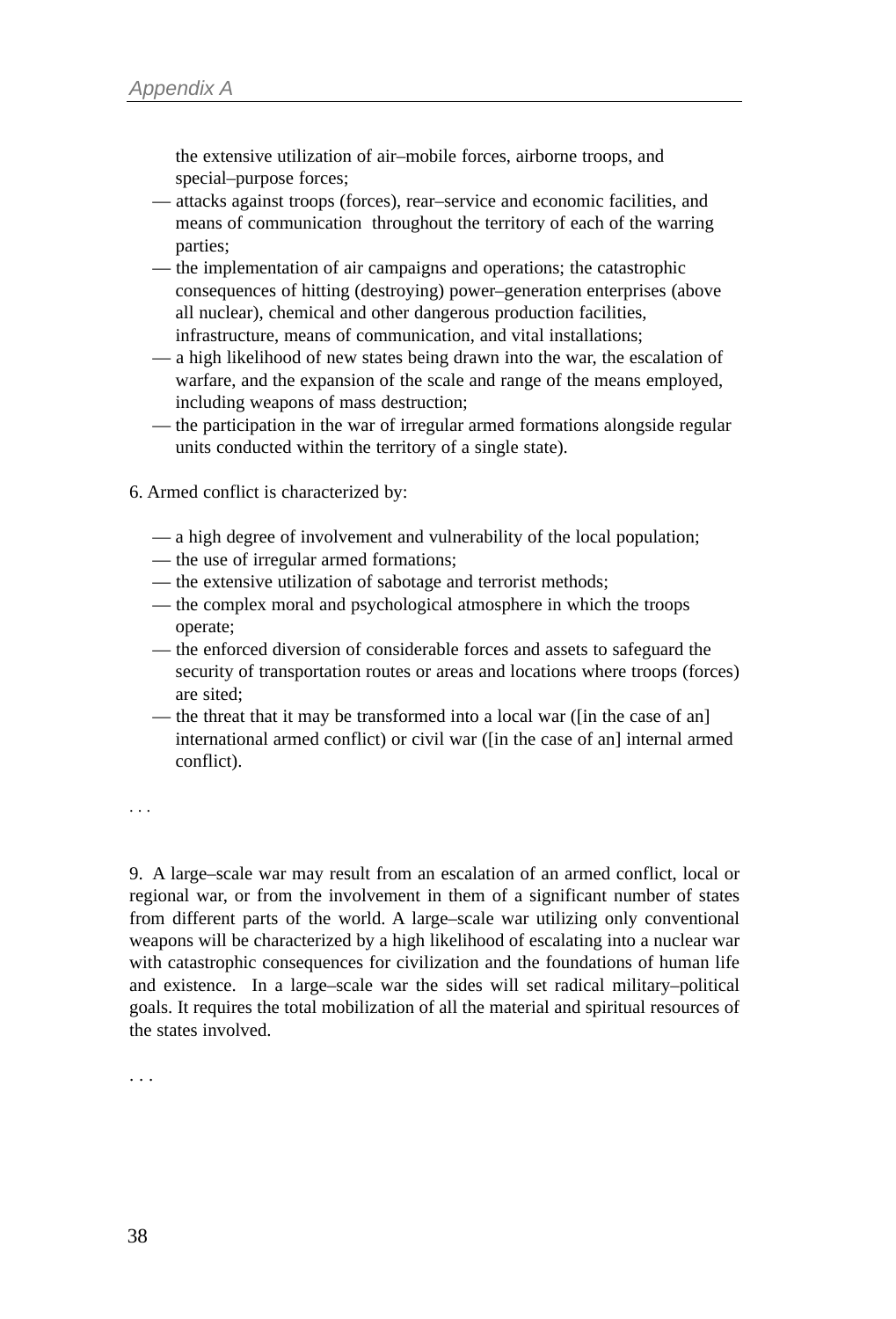the extensive utilization of air–mobile forces, airborne troops, and special–purpose forces;

— attacks against troops (forces), rear–service and economic facilities, and means of communication throughout the territory of each of the warring parties;

— the implementation of air campaigns and operations; the catastrophic consequences of hitting (destroying) power–generation enterprises (above all nuclear), chemical and other dangerous production facilities, infrastructure, means of communication, and vital installations;

— a high likelihood of new states being drawn into the war, the escalation of warfare, and the expansion of the scale and range of the means employed, including weapons of mass destruction;

— the participation in the war of irregular armed formations alongside regular units conducted within the territory of a single state).

6. Armed conflict is characterized by:

— a high degree of involvement and vulnerability of the local population;

— the use of irregular armed formations;

— the extensive utilization of sabotage and terrorist methods;

— the complex moral and psychological atmosphere in which the troops operate;

— the enforced diversion of considerable forces and assets to safeguard the security of transportation routes or areas and locations where troops (forces) are sited;

— the threat that it may be transformed into a local war ([in the case of an] international armed conflict) or civil war ([in the case of an] internal armed conflict).

. . .

9. A large–scale war may result from an escalation of an armed conflict, local or regional war, or from the involvement in them of a significant number of states from different parts of the world. A large–scale war utilizing only conventional weapons will be characterized by a high likelihood of escalating into a nuclear war with catastrophic consequences for civilization and the foundations of human life and existence. In a large–scale war the sides will set radical military–political goals. It requires the total mobilization of all the material and spiritual resources of the states involved.

. . .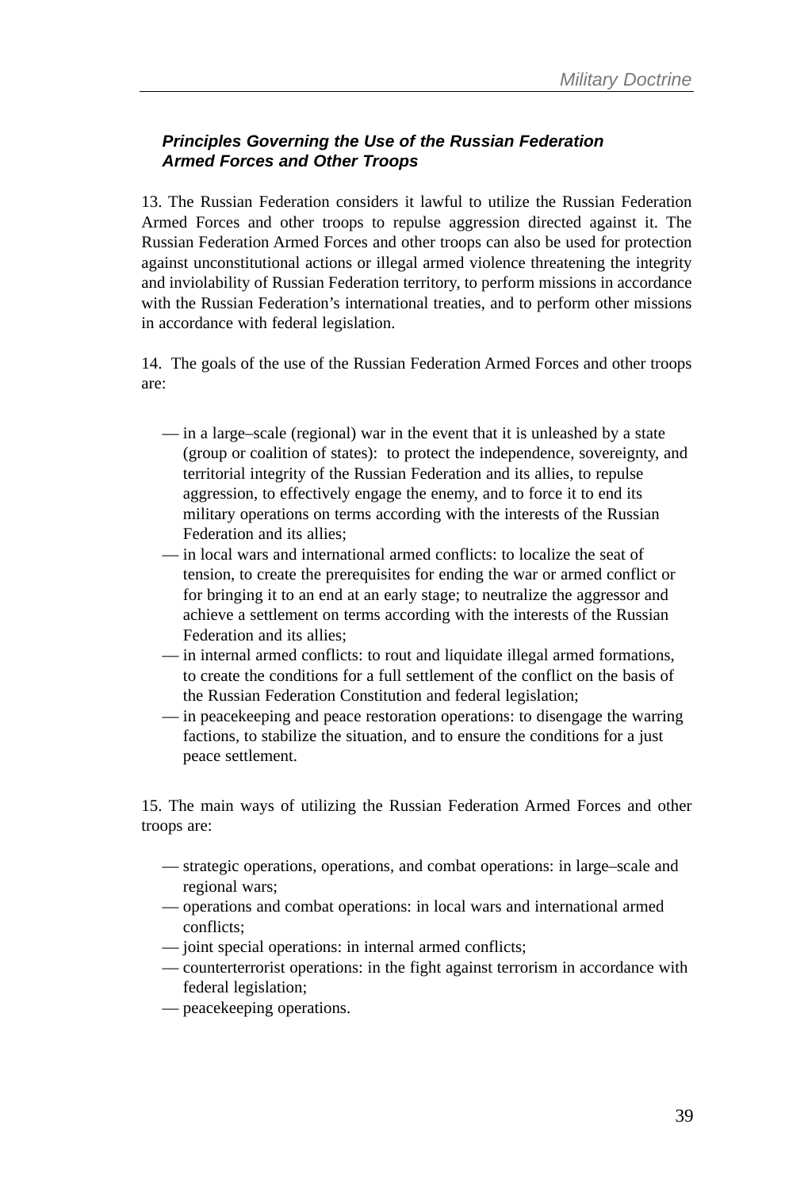### *Principles Governing the Use of the Russian Federation Armed Forces and Other Troops*

13. The Russian Federation considers it lawful to utilize the Russian Federation Armed Forces and other troops to repulse aggression directed against it. The Russian Federation Armed Forces and other troops can also be used for protection against unconstitutional actions or illegal armed violence threatening the integrity and inviolability of Russian Federation territory, to perform missions in accordance with the Russian Federation's international treaties, and to perform other missions in accordance with federal legislation.

14. The goals of the use of the Russian Federation Armed Forces and other troops are:

- in a large–scale (regional) war in the event that it is unleashed by a state (group or coalition of states): to protect the independence, sovereignty, and territorial integrity of the Russian Federation and its allies, to repulse aggression, to effectively engage the enemy, and to force it to end its military operations on terms according with the interests of the Russian Federation and its allies;
- in local wars and international armed conflicts: to localize the seat of tension, to create the prerequisites for ending the war or armed conflict or for bringing it to an end at an early stage; to neutralize the aggressor and achieve a settlement on terms according with the interests of the Russian Federation and its allies;
- in internal armed conflicts: to rout and liquidate illegal armed formations, to create the conditions for a full settlement of the conflict on the basis of the Russian Federation Constitution and federal legislation;
- in peacekeeping and peace restoration operations: to disengage the warring factions, to stabilize the situation, and to ensure the conditions for a just peace settlement.

15. The main ways of utilizing the Russian Federation Armed Forces and other troops are:

- strategic operations, operations, and combat operations: in large–scale and regional wars;
- operations and combat operations: in local wars and international armed conflicts;
- joint special operations: in internal armed conflicts;
- counterterrorist operations: in the fight against terrorism in accordance with federal legislation;
- peacekeeping operations.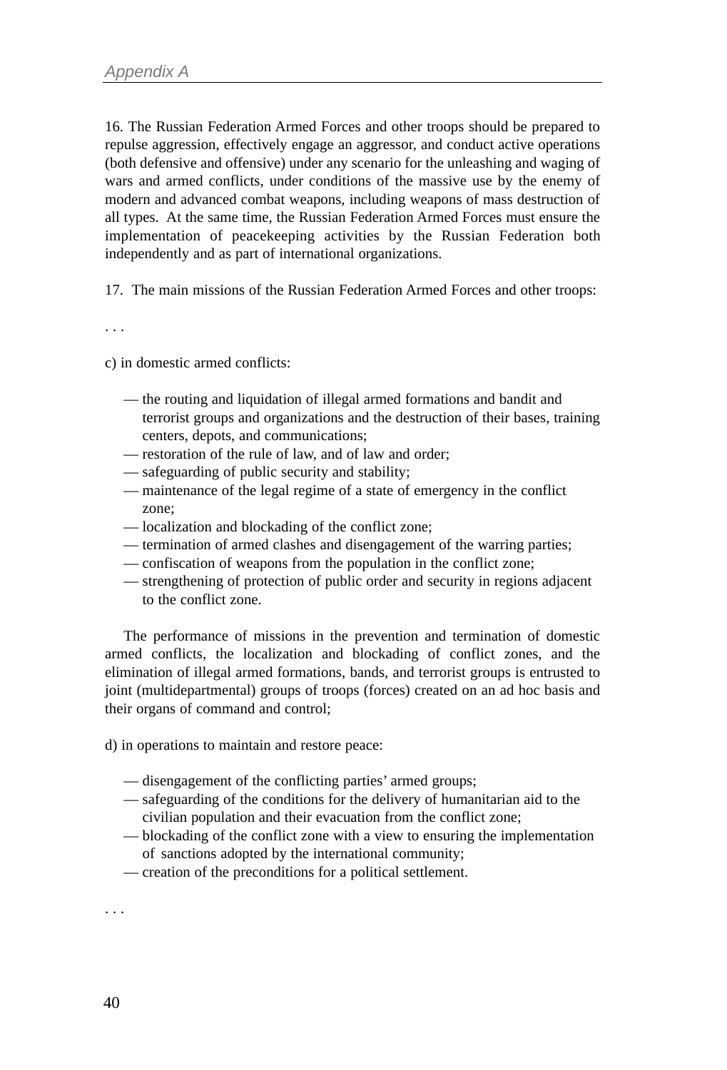16. The Russian Federation Armed Forces and other troops should be prepared to repulse aggression, effectively engage an aggressor, and conduct active operations (both defensive and offensive) under any scenario for the unleashing and waging of wars and armed conflicts, under conditions of the massive use by the enemy of modern and advanced combat weapons, including weapons of mass destruction of all types. At the same time, the Russian Federation Armed Forces must ensure the implementation of peacekeeping activities by the Russian Federation both independently and as part of international organizations.

17. The main missions of the Russian Federation Armed Forces and other troops:

. . .

c) in domestic armed conflicts:

- — the routing and liquidation of illegal armed formations and bandit and terrorist groups and organizations and the destruction of their bases, training centers, depots, and communications;
- — restoration of the rule of law, and of law and order;
- — safeguarding of public security and stability;
- — maintenance of the legal regime of a state of emergency in the conflict zone;
- — localization and blockading of the conflict zone;
- — termination of armed clashes and disengagement of the warring parties;
- — confiscation of weapons from the population in the conflict zone;
- — strengthening of protection of public order and security in regions adjacent to the conflict zone.

The performance of missions in the prevention and termination of domestic armed conflicts, the localization and blockading of conflict zones, and the elimination of illegal armed formations, bands, and terrorist groups is entrusted to joint (multidepartmental) groups of troops (forces) created on an ad hoc basis and their organs of command and control;

d) in operations to maintain and restore peace:

- — disengagement of the conflicting parties' armed groups;
- — safeguarding of the conditions for the delivery of humanitarian aid to the civilian population and their evacuation from the conflict zone;
- — blockading of the conflict zone with a view to ensuring the implementation of sanctions adopted by the international community;
- — creation of the preconditions for a political settlement.

. . .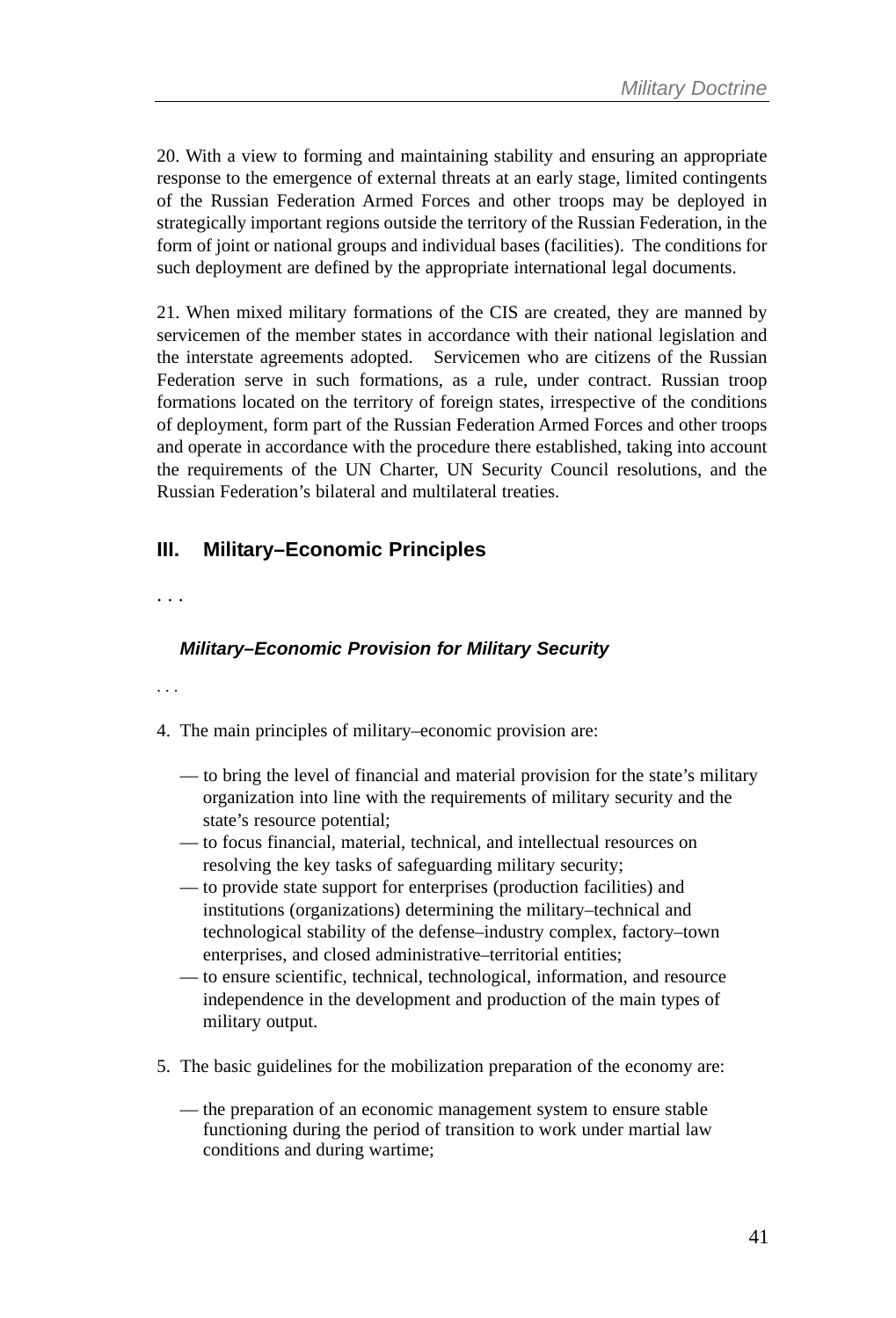20. With a view to forming and maintaining stability and ensuring an appropriate response to the emergence of external threats at an early stage, limited contingents of the Russian Federation Armed Forces and other troops may be deployed in strategically important regions outside the territory of the Russian Federation, in the form of joint or national groups and individual bases (facilities). The conditions for such deployment are defined by the appropriate international legal documents.

21. When mixed military formations of the CIS are created, they are manned by servicemen of the member states in accordance with their national legislation and the interstate agreements adopted. Servicemen who are citizens of the Russian Federation serve in such formations, as a rule, under contract. Russian troop formations located on the territory of foreign states, irrespective of the conditions of deployment, form part of the Russian Federation Armed Forces and other troops and operate in accordance with the procedure there established, taking into account the requirements of the UN Charter, UN Security Council resolutions, and the Russian Federation's bilateral and multilateral treaties.

## III. Military–Economic Principles

. . .

### *Military–Economic Provision for Military Security*

. . .

4. The main principles of military–economic provision are:

— to bring the level of financial and material provision for the state's military organization into line with the requirements of military security and the state's resource potential;
— to focus financial, material, technical, and intellectual resources on resolving the key tasks of safeguarding military security;
— to provide state support for enterprises (production facilities) and institutions (organizations) determining the military–technical and technological stability of the defense–industry complex, factory–town enterprises, and closed administrative–territorial entities;
— to ensure scientific, technical, technological, information, and resource independence in the development and production of the main types of military output.

5. The basic guidelines for the mobilization preparation of the economy are:

— the preparation of an economic management system to ensure stable functioning during the period of transition to work under martial law conditions and during wartime;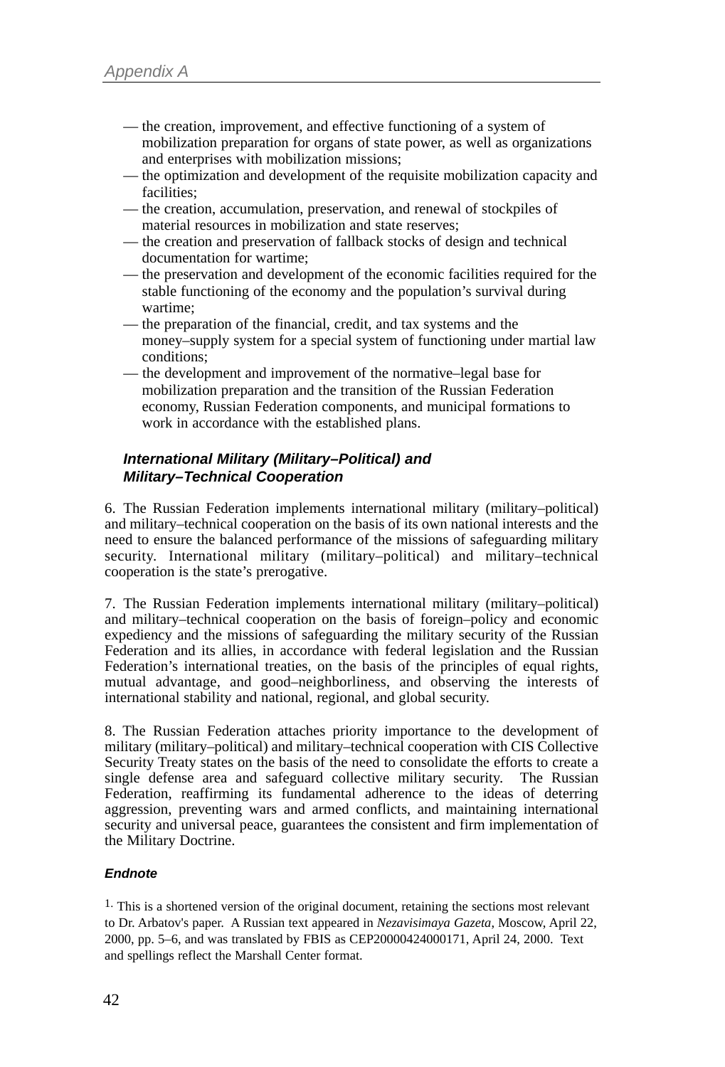— the creation, improvement, and effective functioning of a system of mobilization preparation for organs of state power, as well as organizations and enterprises with mobilization missions;
— the optimization and development of the requisite mobilization capacity and facilities;
— the creation, accumulation, preservation, and renewal of stockpiles of material resources in mobilization and state reserves;
— the creation and preservation of fallback stocks of design and technical documentation for wartime;
— the preservation and development of the economic facilities required for the stable functioning of the economy and the population's survival during wartime;
— the preparation of the financial, credit, and tax systems and the money–supply system for a special system of functioning under martial law conditions;
— the development and improvement of the normative–legal base for mobilization preparation and the transition of the Russian Federation economy, Russian Federation components, and municipal formations to work in accordance with the established plans.

### *International Military (Military–Political) and Military–Technical Cooperation*

6. The Russian Federation implements international military (military–political) and military–technical cooperation on the basis of its own national interests and the need to ensure the balanced performance of the missions of safeguarding military security. International military (military–political) and military–technical cooperation is the state's prerogative.

7. The Russian Federation implements international military (military–political) and military–technical cooperation on the basis of foreign–policy and economic expediency and the missions of safeguarding the military security of the Russian Federation and its allies, in accordance with federal legislation and the Russian Federation's international treaties, on the basis of the principles of equal rights, mutual advantage, and good–neighborliness, and observing the interests of international stability and national, regional, and global security.

8. The Russian Federation attaches priority importance to the development of military (military–political) and military–technical cooperation with CIS Collective Security Treaty states on the basis of the need to consolidate the efforts to create a single defense area and safeguard collective military security. The Russian Federation, reaffirming its fundamental adherence to the ideas of deterring aggression, preventing wars and armed conflicts, and maintaining international security and universal peace, guarantees the consistent and firm implementation of the Military Doctrine.

#### *Endnote*

1. This is a shortened version of the original document, retaining the sections most relevant to Dr. Arbatov's paper. A Russian text appeared in *Nezavisimaya Gazeta*, Moscow, April 22, 2000, pp. 5–6, and was translated by FBIS as CEP20000424000171, April 24, 2000. Text and spellings reflect the Marshall Center format.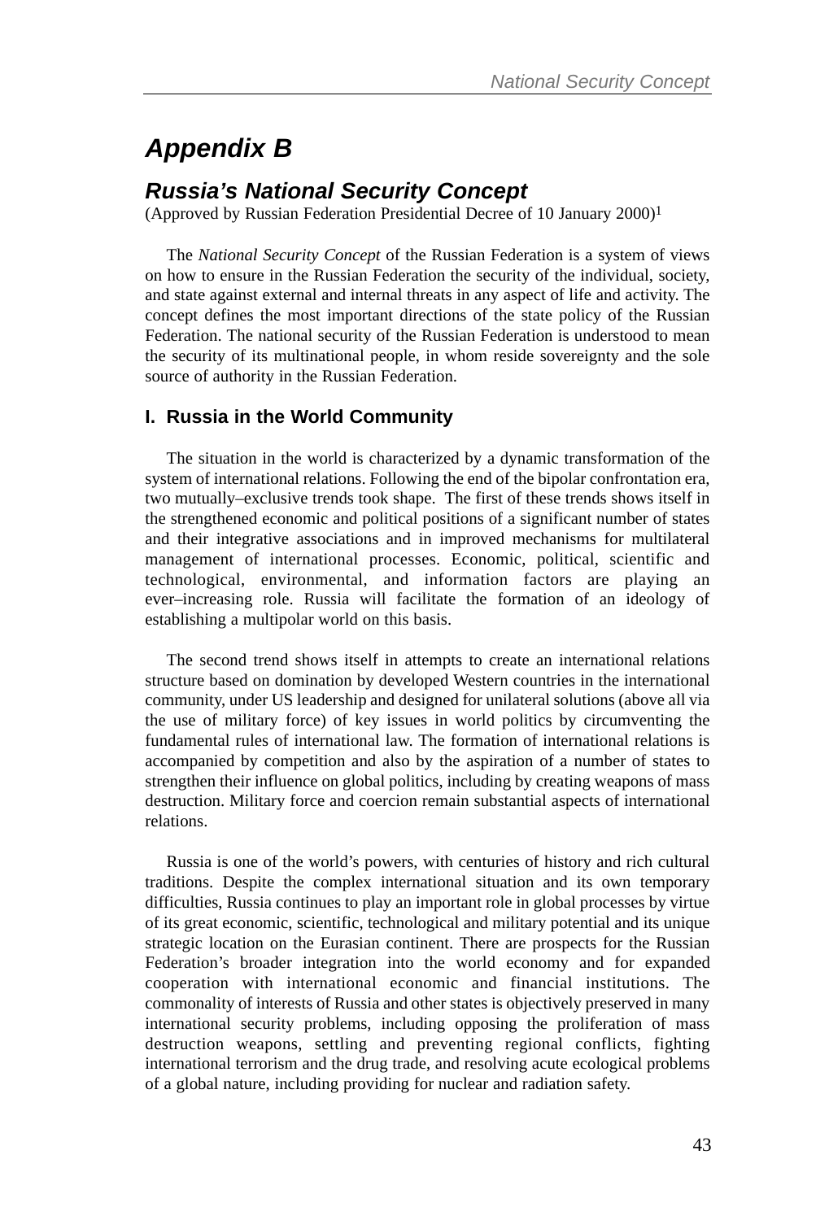# Appendix B

## Russia's National Security Concept

(Approved by Russian Federation Presidential Decree of 10 January 2000)[1]

The *National Security Concept* of the Russian Federation is a system of views on how to ensure in the Russian Federation the security of the individual, society, and state against external and internal threats in any aspect of life and activity. The concept defines the most important directions of the state policy of the Russian Federation. The national security of the Russian Federation is understood to mean the security of its multinational people, in whom reside sovereignty and the sole source of authority in the Russian Federation.

### I. Russia in the World Community

The situation in the world is characterized by a dynamic transformation of the system of international relations. Following the end of the bipolar confrontation era, two mutually–exclusive trends took shape. The first of these trends shows itself in the strengthened economic and political positions of a significant number of states and their integrative associations and in improved mechanisms for multilateral management of international processes. Economic, political, scientific and technological, environmental, and information factors are playing an ever–increasing role. Russia will facilitate the formation of an ideology of establishing a multipolar world on this basis.

The second trend shows itself in attempts to create an international relations structure based on domination by developed Western countries in the international community, under US leadership and designed for unilateral solutions (above all via the use of military force) of key issues in world politics by circumventing the fundamental rules of international law. The formation of international relations is accompanied by competition and also by the aspiration of a number of states to strengthen their influence on global politics, including by creating weapons of mass destruction. Military force and coercion remain substantial aspects of international relations.

Russia is one of the world's powers, with centuries of history and rich cultural traditions. Despite the complex international situation and its own temporary difficulties, Russia continues to play an important role in global processes by virtue of its great economic, scientific, technological and military potential and its unique strategic location on the Eurasian continent. There are prospects for the Russian Federation's broader integration into the world economy and for expanded cooperation with international economic and financial institutions. The commonality of interests of Russia and other states is objectively preserved in many international security problems, including opposing the proliferation of mass destruction weapons, settling and preventing regional conflicts, fighting international terrorism and the drug trade, and resolving acute ecological problems of a global nature, including providing for nuclear and radiation safety.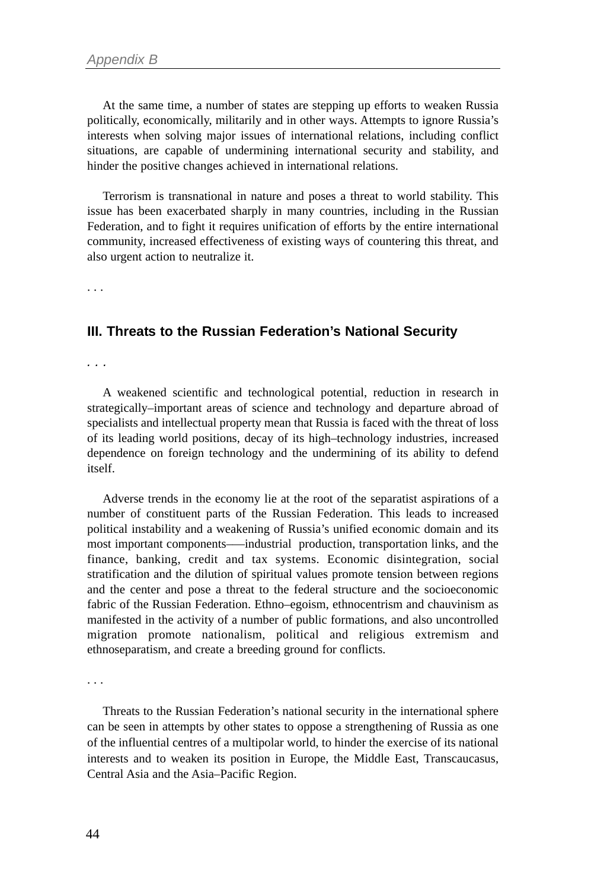At the same time, a number of states are stepping up efforts to weaken Russia politically, economically, militarily and in other ways. Attempts to ignore Russia's interests when solving major issues of international relations, including conflict situations, are capable of undermining international security and stability, and hinder the positive changes achieved in international relations.

Terrorism is transnational in nature and poses a threat to world stability. This issue has been exacerbated sharply in many countries, including in the Russian Federation, and to fight it requires unification of efforts by the entire international community, increased effectiveness of existing ways of countering this threat, and also urgent action to neutralize it.

. . .

### III. Threats to the Russian Federation's National Security

. . .

A weakened scientific and technological potential, reduction in research in strategically–important areas of science and technology and departure abroad of specialists and intellectual property mean that Russia is faced with the threat of loss of its leading world positions, decay of its high–technology industries, increased dependence on foreign technology and the undermining of its ability to defend itself.

Adverse trends in the economy lie at the root of the separatist aspirations of a number of constituent parts of the Russian Federation. This leads to increased political instability and a weakening of Russia's unified economic domain and its most important components—–industrial production, transportation links, and the finance, banking, credit and tax systems. Economic disintegration, social stratification and the dilution of spiritual values promote tension between regions and the center and pose a threat to the federal structure and the socioeconomic fabric of the Russian Federation. Ethno–egoism, ethnocentrism and chauvinism as manifested in the activity of a number of public formations, and also uncontrolled migration promote nationalism, political and religious extremism and ethnoseparatism, and create a breeding ground for conflicts.

. . .

Threats to the Russian Federation's national security in the international sphere can be seen in attempts by other states to oppose a strengthening of Russia as one of the influential centres of a multipolar world, to hinder the exercise of its national interests and to weaken its position in Europe, the Middle East, Transcaucasus, Central Asia and the Asia–Pacific Region.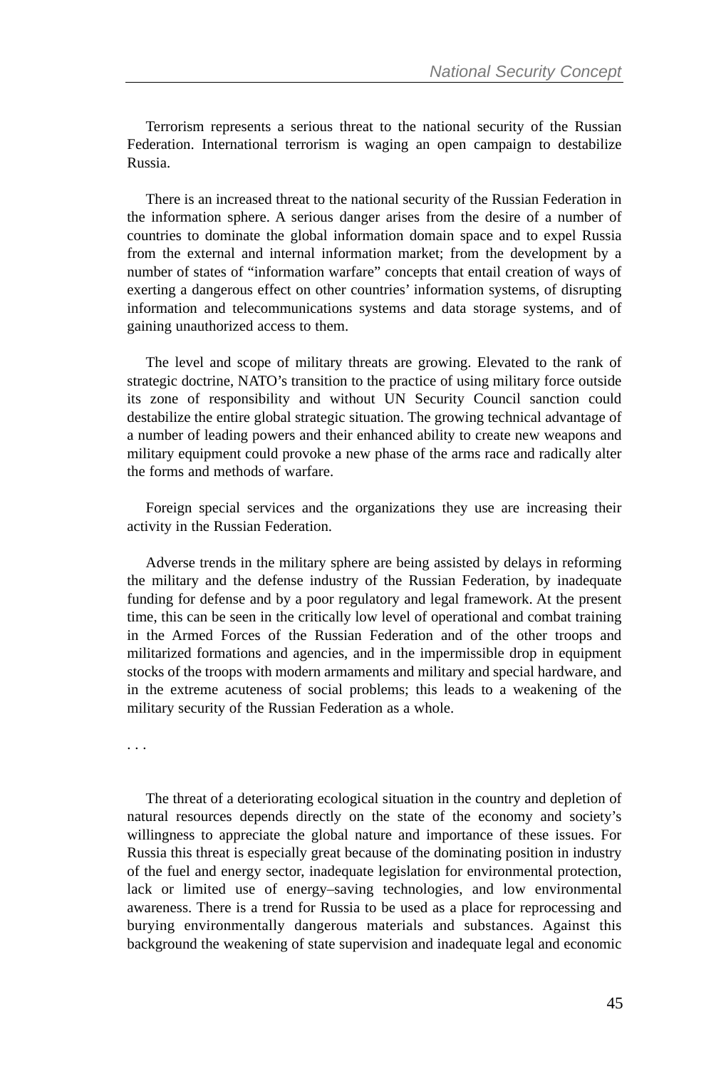Terrorism represents a serious threat to the national security of the Russian Federation. International terrorism is waging an open campaign to destabilize Russia.

There is an increased threat to the national security of the Russian Federation in the information sphere. A serious danger arises from the desire of a number of countries to dominate the global information domain space and to expel Russia from the external and internal information market; from the development by a number of states of "information warfare" concepts that entail creation of ways of exerting a dangerous effect on other countries' information systems, of disrupting information and telecommunications systems and data storage systems, and of gaining unauthorized access to them.

The level and scope of military threats are growing. Elevated to the rank of strategic doctrine, NATO's transition to the practice of using military force outside its zone of responsibility and without UN Security Council sanction could destabilize the entire global strategic situation. The growing technical advantage of a number of leading powers and their enhanced ability to create new weapons and military equipment could provoke a new phase of the arms race and radically alter the forms and methods of warfare.

Foreign special services and the organizations they use are increasing their activity in the Russian Federation.

Adverse trends in the military sphere are being assisted by delays in reforming the military and the defense industry of the Russian Federation, by inadequate funding for defense and by a poor regulatory and legal framework. At the present time, this can be seen in the critically low level of operational and combat training in the Armed Forces of the Russian Federation and of the other troops and militarized formations and agencies, and in the impermissible drop in equipment stocks of the troops with modern armaments and military and special hardware, and in the extreme acuteness of social problems; this leads to a weakening of the military security of the Russian Federation as a whole.

. . .

The threat of a deteriorating ecological situation in the country and depletion of natural resources depends directly on the state of the economy and society's willingness to appreciate the global nature and importance of these issues. For Russia this threat is especially great because of the dominating position in industry of the fuel and energy sector, inadequate legislation for environmental protection, lack or limited use of energy–saving technologies, and low environmental awareness. There is a trend for Russia to be used as a place for reprocessing and burying environmentally dangerous materials and substances. Against this background the weakening of state supervision and inadequate legal and economic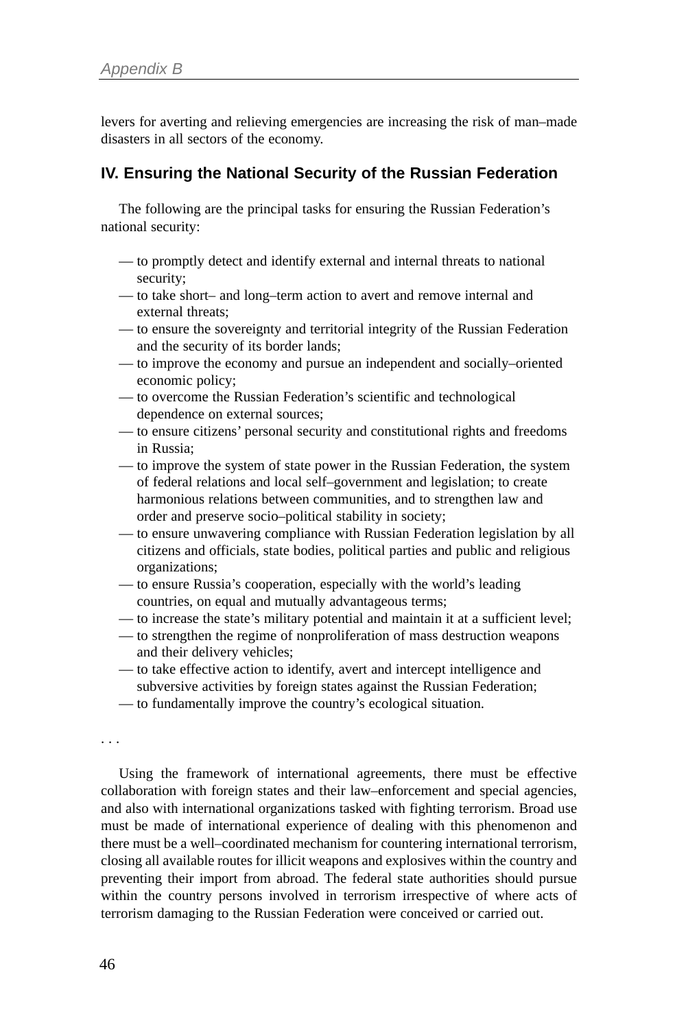levers for averting and relieving emergencies are increasing the risk of man–made disasters in all sectors of the economy.

## IV. Ensuring the National Security of the Russian Federation

The following are the principal tasks for ensuring the Russian Federation's national security:

- to promptly detect and identify external and internal threats to national security;
- to take short– and long–term action to avert and remove internal and external threats;
- to ensure the sovereignty and territorial integrity of the Russian Federation and the security of its border lands;
- to improve the economy and pursue an independent and socially–oriented economic policy;
- to overcome the Russian Federation's scientific and technological dependence on external sources;
- to ensure citizens' personal security and constitutional rights and freedoms in Russia;
- to improve the system of state power in the Russian Federation, the system of federal relations and local self–government and legislation; to create harmonious relations between communities, and to strengthen law and order and preserve socio–political stability in society;
- to ensure unwavering compliance with Russian Federation legislation by all citizens and officials, state bodies, political parties and public and religious organizations;
- to ensure Russia's cooperation, especially with the world's leading countries, on equal and mutually advantageous terms;
- to increase the state's military potential and maintain it at a sufficient level;
- to strengthen the regime of nonproliferation of mass destruction weapons and their delivery vehicles;
- to take effective action to identify, avert and intercept intelligence and subversive activities by foreign states against the Russian Federation;
- to fundamentally improve the country's ecological situation.

. . .

Using the framework of international agreements, there must be effective collaboration with foreign states and their law–enforcement and special agencies, and also with international organizations tasked with fighting terrorism. Broad use must be made of international experience of dealing with this phenomenon and there must be a well–coordinated mechanism for countering international terrorism, closing all available routes for illicit weapons and explosives within the country and preventing their import from abroad. The federal state authorities should pursue within the country persons involved in terrorism irrespective of where acts of terrorism damaging to the Russian Federation were conceived or carried out.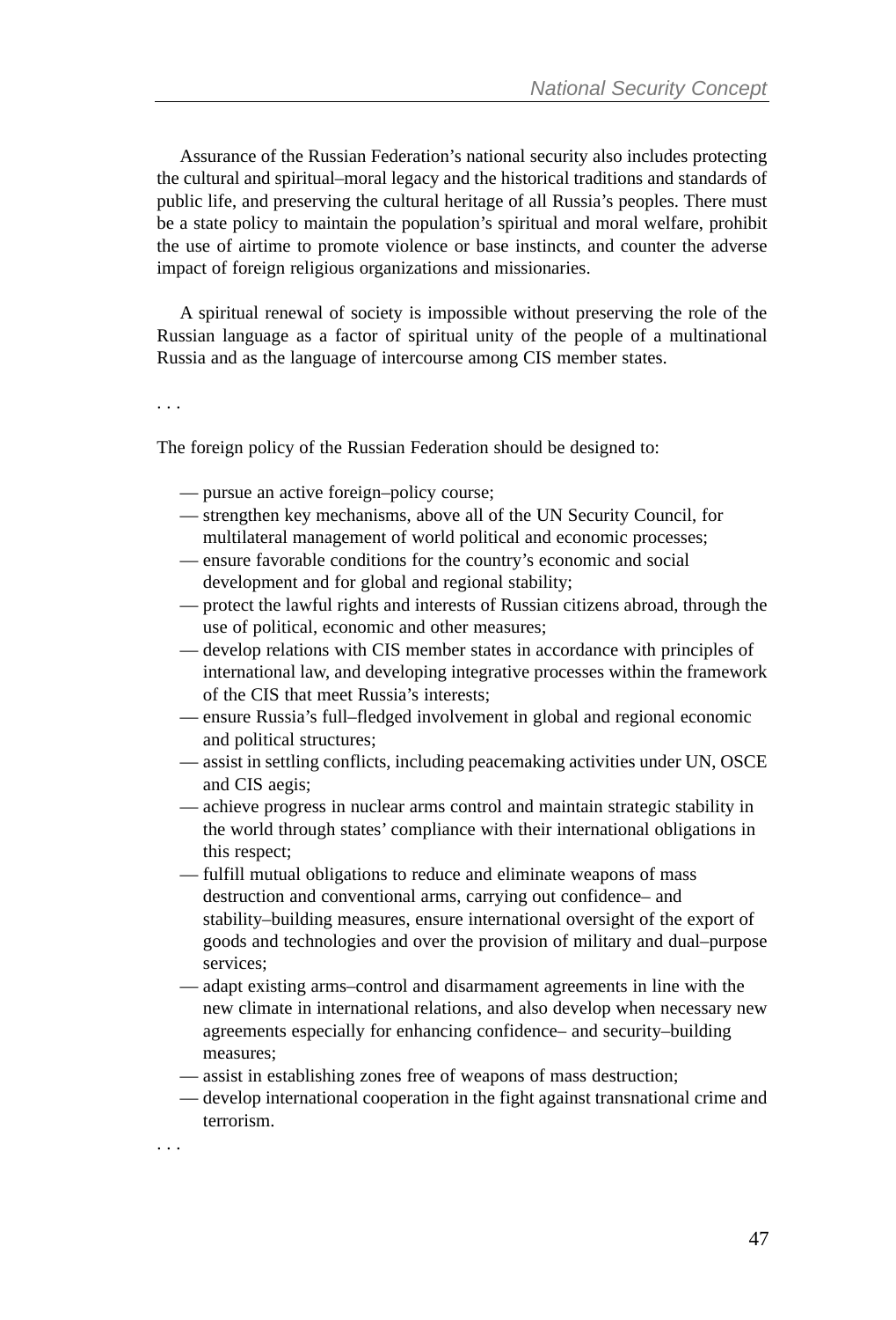Assurance of the Russian Federation's national security also includes protecting the cultural and spiritual–moral legacy and the historical traditions and standards of public life, and preserving the cultural heritage of all Russia's peoples. There must be a state policy to maintain the population's spiritual and moral welfare, prohibit the use of airtime to promote violence or base instincts, and counter the adverse impact of foreign religious organizations and missionaries.

A spiritual renewal of society is impossible without preserving the role of the Russian language as a factor of spiritual unity of the people of a multinational Russia and as the language of intercourse among CIS member states.

. . .

The foreign policy of the Russian Federation should be designed to:

- — pursue an active foreign–policy course;
- — strengthen key mechanisms, above all of the UN Security Council, for multilateral management of world political and economic processes;
- — ensure favorable conditions for the country's economic and social development and for global and regional stability;
- — protect the lawful rights and interests of Russian citizens abroad, through the use of political, economic and other measures;
- — develop relations with CIS member states in accordance with principles of international law, and developing integrative processes within the framework of the CIS that meet Russia's interests;
- — ensure Russia's full–fledged involvement in global and regional economic and political structures;
- — assist in settling conflicts, including peacemaking activities under UN, OSCE and CIS aegis;
- — achieve progress in nuclear arms control and maintain strategic stability in the world through states' compliance with their international obligations in this respect;
- — fulfill mutual obligations to reduce and eliminate weapons of mass destruction and conventional arms, carrying out confidence– and stability–building measures, ensure international oversight of the export of goods and technologies and over the provision of military and dual–purpose services;
- — adapt existing arms–control and disarmament agreements in line with the new climate in international relations, and also develop when necessary new agreements especially for enhancing confidence– and security–building measures;
- — assist in establishing zones free of weapons of mass destruction;
- — develop international cooperation in the fight against transnational crime and terrorism.

. . .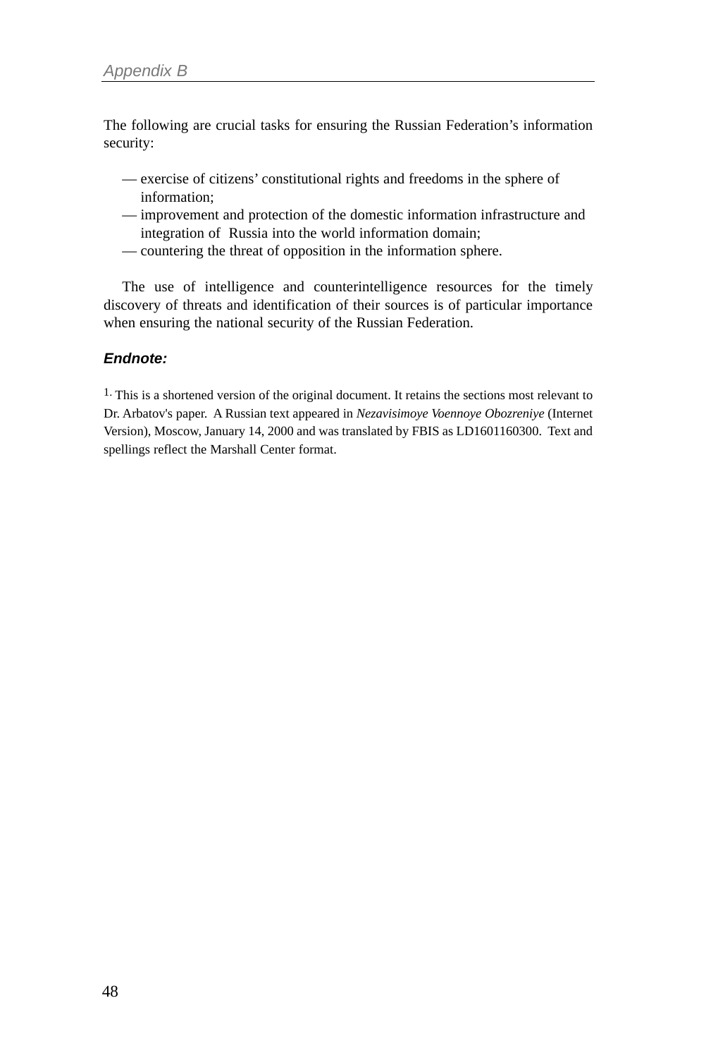The following are crucial tasks for ensuring the Russian Federation's information security:

— exercise of citizens' constitutional rights and freedoms in the sphere of information;
— improvement and protection of the domestic information infrastructure and integration of Russia into the world information domain;
— countering the threat of opposition in the information sphere.

The use of intelligence and counterintelligence resources for the timely discovery of threats and identification of their sources is of particular importance when ensuring the national security of the Russian Federation.

***Endnote:***

1. This is a shortened version of the original document. It retains the sections most relevant to Dr. Arbatov's paper. A Russian text appeared in *Nezavisimoye Voennoye Obozreniye* (Internet Version), Moscow, January 14, 2000 and was translated by FBIS as LD1601160300. Text and spellings reflect the Marshall Center format.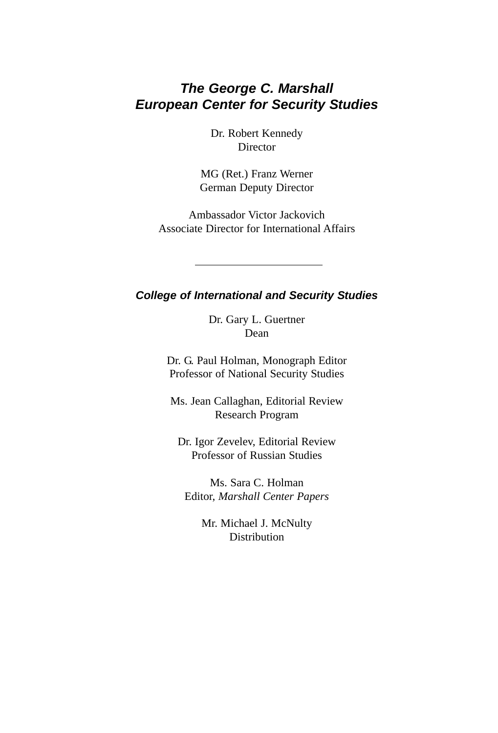## *The George C. Marshall European Center for Security Studies*

Dr. Robert Kennedy
Director

MG (Ret.) Franz Werner
German Deputy Director

Ambassador Victor Jackovich
Associate Director for International Affairs

---

### *College of International and Security Studies*

Dr. Gary L. Guertner
Dean

Dr. G. Paul Holman, Monograph Editor
Professor of National Security Studies

Ms. Jean Callaghan, Editorial Review
Research Program

Dr. Igor Zevelev, Editorial Review
Professor of Russian Studies

Ms. Sara C. Holman
Editor, *Marshall Center Papers*

Mr. Michael J. McNulty
Distribution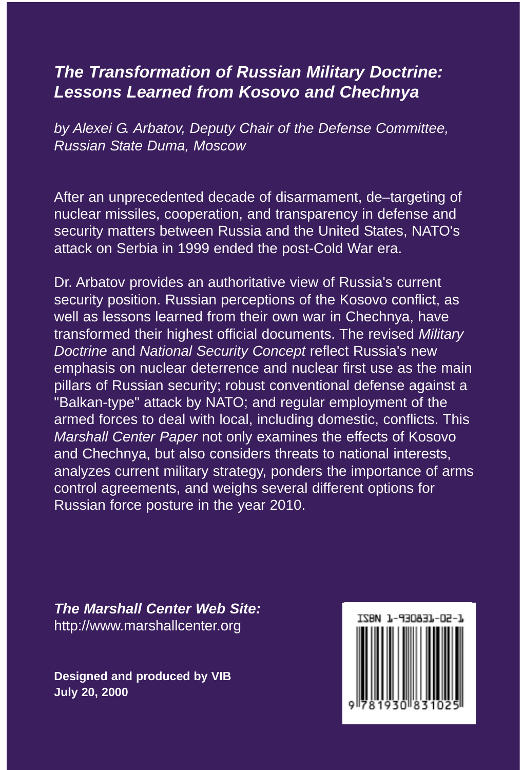## *The Transformation of Russian Military Doctrine: Lessons Learned from Kosovo and Chechnya*

*by Alexei G. Arbatov, Deputy Chair of the Defense Committee, Russian State Duma, Moscow*

After an unprecedented decade of disarmament, de–targeting of nuclear missiles, cooperation, and transparency in defense and security matters between Russia and the United States, NATO's attack on Serbia in 1999 ended the post-Cold War era.

Dr. Arbatov provides an authoritative view of Russia's current security position. Russian perceptions of the Kosovo conflict, as well as lessons learned from their own war in Chechnya, have transformed their highest official documents. The revised *Military Doctrine* and *National Security Concept* reflect Russia's new emphasis on nuclear deterrence and nuclear first use as the main pillars of Russian security; robust conventional defense against a "Balkan-type" attack by NATO; and regular employment of the armed forces to deal with local, including domestic, conflicts. This *Marshall Center Paper* not only examines the effects of Kosovo and Chechnya, but also considers threats to national interests, analyzes current military strategy, ponders the importance of arms control agreements, and weighs several different options for Russian force posture in the year 2010.

***The Marshall Center Web Site:***
http://www.marshallcenter.org

**Designed and produced by VIB**
**July 20, 2000**

ISBN 1-930831-02-1

9 781930 831025